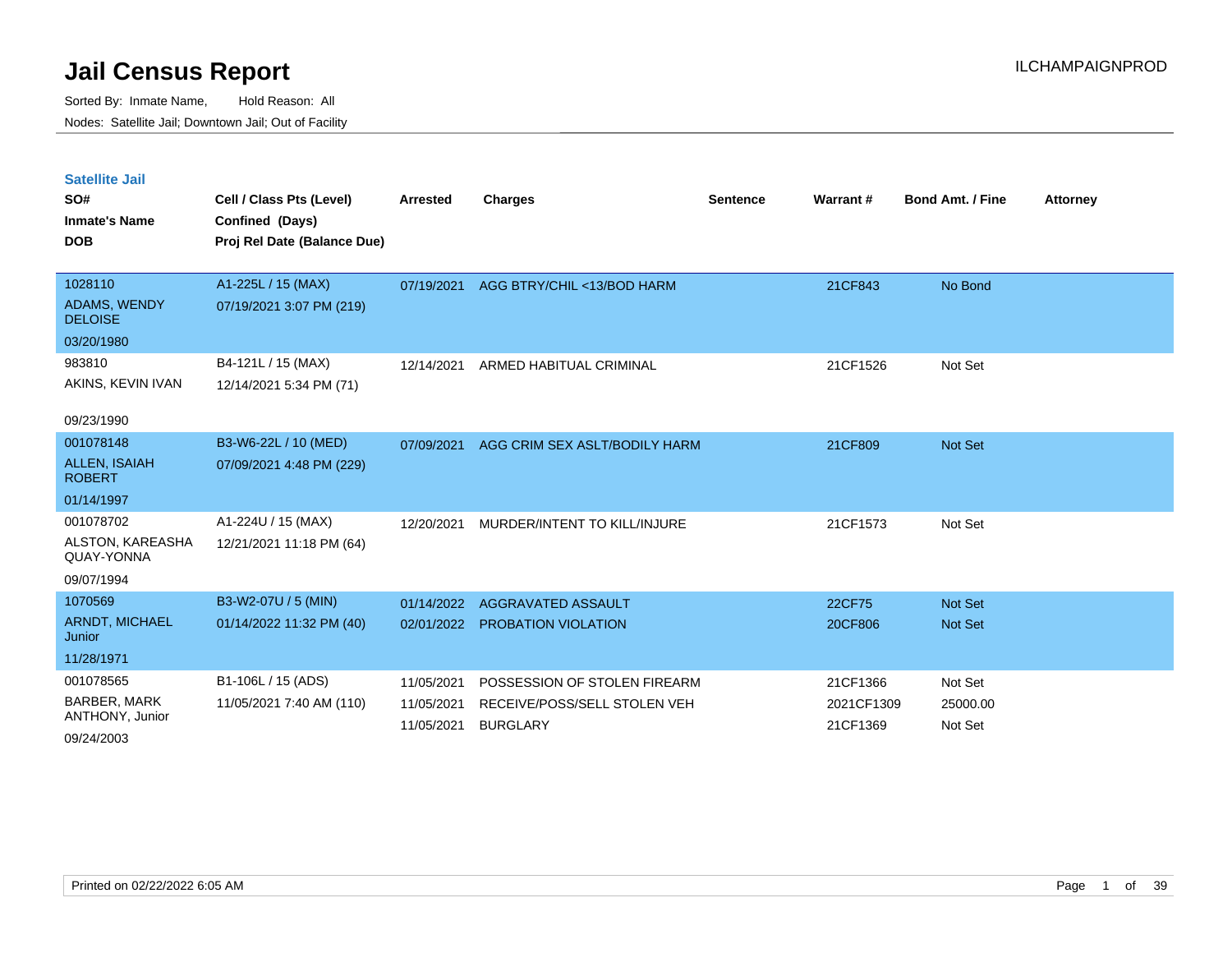# Jail Census Report

ILCHAMPAIGNPROD

Sorted By: Inmate Name, Hold Reason: All

Nodes: Satellite Jail; Downtown Jail; Out of Facility

## Satellite Jail

| SO# / Inmate's Name / DOB | Cell / Class Pts (Level) / Confined (Days) / Proj Rel Date (Balance Due) | Arrested | Charges | Sentence | Warrant # | Bond Amt. / Fine | Attorney |
|---|---|---|---|---|---|---|---|
| 1028110<br>ADAMS, WENDY DELOISE<br>03/20/1980 | A1-225L / 15 (MAX)<br>07/19/2021 3:07 PM (219) | 07/19/2021 | AGG BTRY/CHIL <13/BOD HARM | | 21CF843 | No Bond | |
| 983810<br>AKINS, KEVIN IVAN<br>09/23/1990 | B4-121L / 15 (MAX)<br>12/14/2021 5:34 PM (71) | 12/14/2021 | ARMED HABITUAL CRIMINAL | | 21CF1526 | Not Set | |
| 001078148<br>ALLEN, ISAIAH ROBERT<br>01/14/1997 | B3-W6-22L / 10 (MED)<br>07/09/2021 4:48 PM (229) | 07/09/2021 | AGG CRIM SEX ASLT/BODILY HARM | | 21CF809 | Not Set | |
| 001078702<br>ALSTON, KAREASHA QUAY-YONNA<br>09/07/1994 | A1-224U / 15 (MAX)<br>12/21/2021 11:18 PM (64) | 12/20/2021 | MURDER/INTENT TO KILL/INJURE | | 21CF1573 | Not Set | |
| 1070569<br>ARNDT, MICHAEL Junior<br>11/28/1971 | B3-W2-07U / 5 (MIN)<br>01/14/2022 11:32 PM (40) | 01/14/2022 | AGGRAVATED ASSAULT | | 22CF75 | Not Set | |
| | | 02/01/2022 | PROBATION VIOLATION | | 20CF806 | Not Set | |
| 001078565<br>BARBER, MARK ANTHONY, Junior<br>09/24/2003 | B1-106L / 15 (ADS)<br>11/05/2021 7:40 AM (110) | 11/05/2021 | POSSESSION OF STOLEN FIREARM | | 21CF1366 | Not Set | |
| | | 11/05/2021 | RECEIVE/POSS/SELL STOLEN VEH | | 2021CF1309 | 25000.00 | |
| | | 11/05/2021 | BURGLARY | | 21CF1369 | Not Set | |

Printed on 02/22/2022 6:05 AM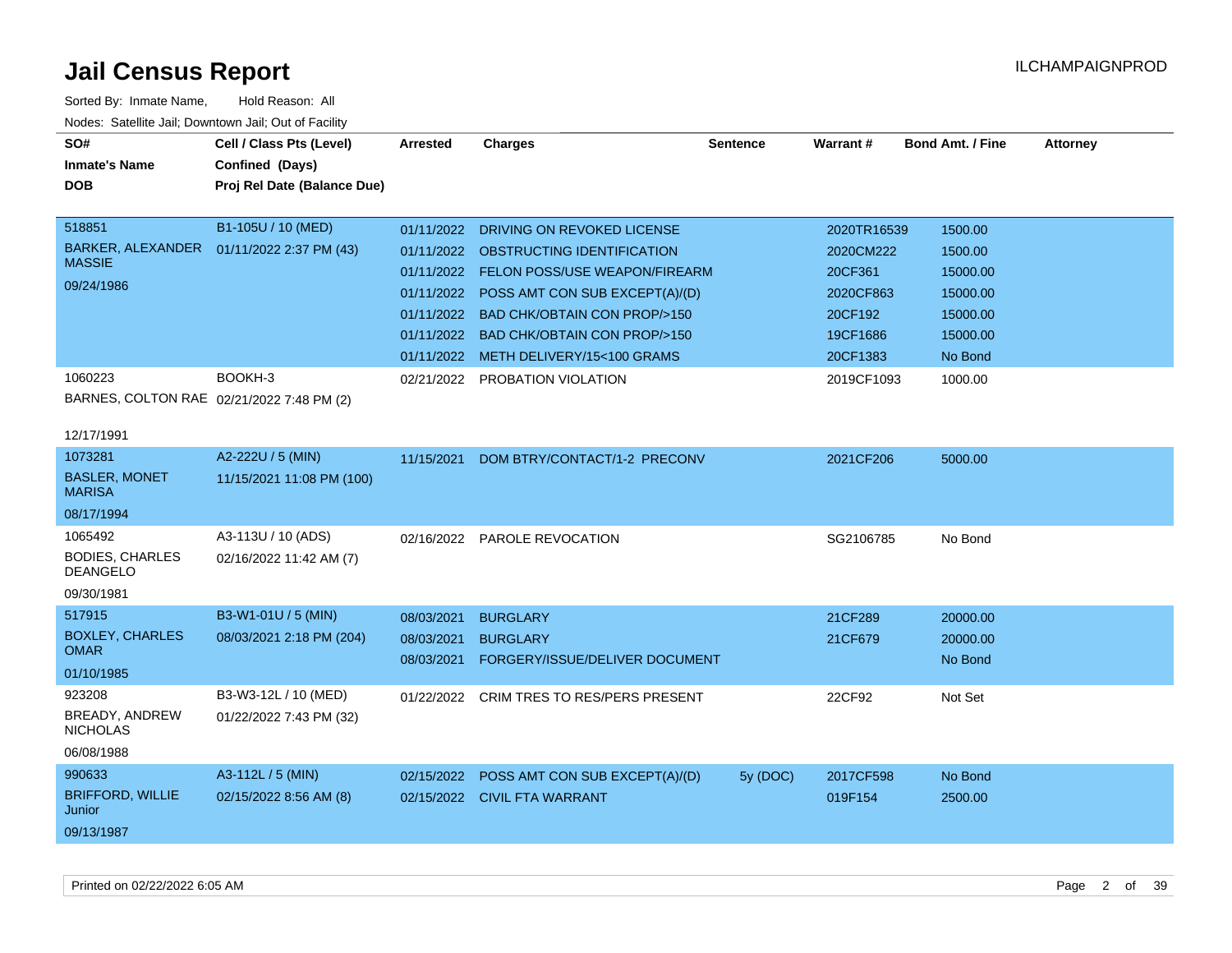# Jail Census Report

ILCHAMPAIGNPROD

Sorted By: Inmate Name, Hold Reason: All

Nodes: Satellite Jail; Downtown Jail; Out of Facility

| SO# / Inmate's Name / DOB | Cell / Class Pts (Level) / Confined (Days) / Proj Rel Date (Balance Due) | Arrested | Charges | Sentence | Warrant # | Bond Amt. / Fine | Attorney |
|---|---|---|---|---|---|---|---|
| 518851 BARKER, ALEXANDER MASSIE 09/24/1986 | B1-105U / 10 (MED) 01/11/2022 2:37 PM (43) | 01/11/2022 | DRIVING ON REVOKED LICENSE | | 2020TR16539 | 1500.00 | |
| | | 01/11/2022 | OBSTRUCTING IDENTIFICATION | | 2020CM222 | 1500.00 | |
| | | 01/11/2022 | FELON POSS/USE WEAPON/FIREARM | | 20CF361 | 15000.00 | |
| | | 01/11/2022 | POSS AMT CON SUB EXCEPT(A)/(D) | | 2020CF863 | 15000.00 | |
| | | 01/11/2022 | BAD CHK/OBTAIN CON PROP/>150 | | 20CF192 | 15000.00 | |
| | | 01/11/2022 | BAD CHK/OBTAIN CON PROP/>150 | | 19CF1686 | 15000.00 | |
| | | 01/11/2022 | METH DELIVERY/15<100 GRAMS | | 20CF1383 | No Bond | |
| 1060223 BARNES, COLTON RAE 12/17/1991 | BOOKH-3 02/21/2022 7:48 PM (2) | 02/21/2022 | PROBATION VIOLATION | | 2019CF1093 | 1000.00 | |
| 1073281 BASLER, MONET MARISA 08/17/1994 | A2-222U / 5 (MIN) 11/15/2021 11:08 PM (100) | 11/15/2021 | DOM BTRY/CONTACT/1-2 PRECONV | | 2021CF206 | 5000.00 | |
| 1065492 BODIES, CHARLES DEANGELO 09/30/1981 | A3-113U / 10 (ADS) 02/16/2022 11:42 AM (7) | 02/16/2022 | PAROLE REVOCATION | | SG2106785 | No Bond | |
| 517915 BOXLEY, CHARLES OMAR 01/10/1985 | B3-W1-01U / 5 (MIN) 08/03/2021 2:18 PM (204) | 08/03/2021 | BURGLARY | | 21CF289 | 20000.00 | |
| | | 08/03/2021 | BURGLARY | | 21CF679 | 20000.00 | |
| | | 08/03/2021 | FORGERY/ISSUE/DELIVER DOCUMENT | | | No Bond | |
| 923208 BREADY, ANDREW NICHOLAS 06/08/1988 | B3-W3-12L / 10 (MED) 01/22/2022 7:43 PM (32) | 01/22/2022 | CRIM TRES TO RES/PERS PRESENT | | 22CF92 | Not Set | |
| 990633 BRIFFORD, WILLIE Junior 09/13/1987 | A3-112L / 5 (MIN) 02/15/2022 8:56 AM (8) | 02/15/2022 | POSS AMT CON SUB EXCEPT(A)/(D) | 5y (DOC) | 2017CF598 | No Bond | |
| | | 02/15/2022 | CIVIL FTA WARRANT | | 019F154 | 2500.00 | |

Printed on 02/22/2022 6:05 AM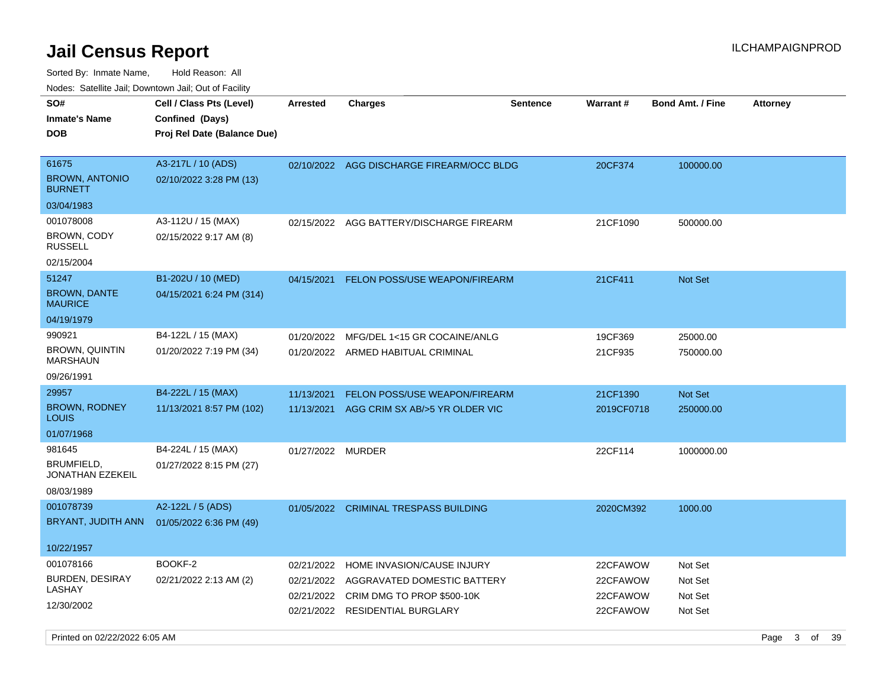# Jail Census Report

Sorted By: Inmate Name, Hold Reason: All

Nodes: Satellite Jail; Downtown Jail; Out of Facility

| SO# / Inmate's Name / DOB | Cell / Class Pts (Level) / Confined (Days) / Proj Rel Date (Balance Due) | Arrested | Charges | Sentence | Warrant # | Bond Amt. / Fine | Attorney |
|---|---|---|---|---|---|---|---|
| 61675<br>BROWN, ANTONIO BURNETT<br>03/04/1983 | A3-217L / 10 (ADS)<br>02/10/2022 3:28 PM (13) | 02/10/2022 | AGG DISCHARGE FIREARM/OCC BLDG | | 20CF374 | 100000.00 | |
| 001078008<br>BROWN, CODY RUSSELL<br>02/15/2004 | A3-112U / 15 (MAX)<br>02/15/2022 9:17 AM (8) | 02/15/2022 | AGG BATTERY/DISCHARGE FIREARM | | 21CF1090 | 500000.00 | |
| 51247<br>BROWN, DANTE MAURICE<br>04/19/1979 | B1-202U / 10 (MED)<br>04/15/2021 6:24 PM (314) | 04/15/2021 | FELON POSS/USE WEAPON/FIREARM | | 21CF411 | Not Set | |
| 990921<br>BROWN, QUINTIN MARSHAUN<br>09/26/1991 | B4-122L / 15 (MAX)<br>01/20/2022 7:19 PM (34) | 01/20/2022<br>01/20/2022 | MFG/DEL 1<15 GR COCAINE/ANLG<br>ARMED HABITUAL CRIMINAL | | 19CF369<br>21CF935 | 25000.00<br>750000.00 | |
| 29957<br>BROWN, RODNEY LOUIS<br>01/07/1968 | B4-222L / 15 (MAX)<br>11/13/2021 8:57 PM (102) | 11/13/2021<br>11/13/2021 | FELON POSS/USE WEAPON/FIREARM<br>AGG CRIM SX AB/>5 YR OLDER VIC | | 21CF1390<br>2019CF0718 | Not Set<br>250000.00 | |
| 981645<br>BRUMFIELD, JONATHAN EZEKEIL<br>08/03/1989 | B4-224L / 15 (MAX)<br>01/27/2022 8:15 PM (27) | 01/27/2022 | MURDER | | 22CF114 | 1000000.00 | |
| 001078739<br>BRYANT, JUDITH ANN<br>10/22/1957 | A2-122L / 5 (ADS)<br>01/05/2022 6:36 PM (49) | 01/05/2022 | CRIMINAL TRESPASS BUILDING | | 2020CM392 | 1000.00 | |
| 001078166<br>BURDEN, DESIRAY LASHAY<br>12/30/2002 | BOOKF-2<br>02/21/2022 2:13 AM (2) | 02/21/2022<br>02/21/2022<br>02/21/2022<br>02/21/2022 | HOME INVASION/CAUSE INJURY<br>AGGRAVATED DOMESTIC BATTERY<br>CRIM DMG TO PROP $500-10K<br>RESIDENTIAL BURGLARY | | 22CFAWOW<br>22CFAWOW<br>22CFAWOW<br>22CFAWOW | Not Set<br>Not Set<br>Not Set<br>Not Set | |

Printed on 02/22/2022 6:05 AM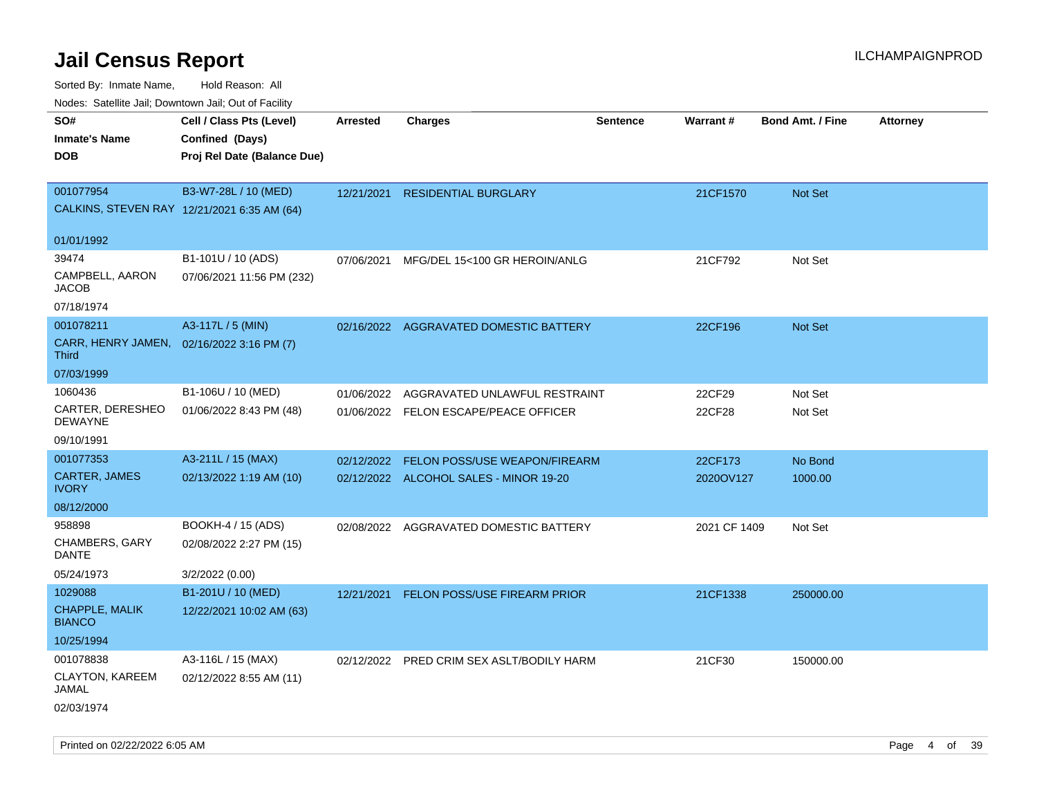# Jail Census Report

ILCHAMPAIGNPROD

Sorted By: Inmate Name, Hold Reason: All

Nodes: Satellite Jail; Downtown Jail; Out of Facility

| SO# / Inmate's Name / DOB | Cell / Class Pts (Level) / Confined (Days) / Proj Rel Date (Balance Due) | Arrested | Charges | Sentence | Warrant # | Bond Amt. / Fine | Attorney |
|---|---|---|---|---|---|---|---|
| 001077954<br>CALKINS, STEVEN RAY<br>01/01/1992 | B3-W7-28L / 10 (MED)<br>12/21/2021 6:35 AM (64) | 12/21/2021 | RESIDENTIAL BURGLARY | | 21CF1570 | Not Set | |
| 39474<br>CAMPBELL, AARON JACOB<br>07/18/1974 | B1-101U / 10 (ADS)<br>07/06/2021 11:56 PM (232) | 07/06/2021 | MFG/DEL 15<100 GR HEROIN/ANLG | | 21CF792 | Not Set | |
| 001078211<br>CARR, HENRY JAMEN, Third<br>07/03/1999 | A3-117L / 5 (MIN)<br>02/16/2022 3:16 PM (7) | 02/16/2022 | AGGRAVATED DOMESTIC BATTERY | | 22CF196 | Not Set | |
| 1060436<br>CARTER, DERESHEO DEWAYNE<br>09/10/1991 | B1-106U / 10 (MED)<br>01/06/2022 8:43 PM (48) | 01/06/2022<br>01/06/2022 | AGGRAVATED UNLAWFUL RESTRAINT<br>FELON ESCAPE/PEACE OFFICER | | 22CF29<br>22CF28 | Not Set<br>Not Set | |
| 001077353<br>CARTER, JAMES IVORY<br>08/12/2000 | A3-211L / 15 (MAX)<br>02/13/2022 1:19 AM (10) | 02/12/2022<br>02/12/2022 | FELON POSS/USE WEAPON/FIREARM<br>ALCOHOL SALES - MINOR 19-20 | | 22CF173<br>2020OV127 | No Bond<br>1000.00 | |
| 958898<br>CHAMBERS, GARY DANTE<br>05/24/1973 | BOOKH-4 / 15 (ADS)<br>02/08/2022 2:27 PM (15)<br>3/2/2022 (0.00) | 02/08/2022 | AGGRAVATED DOMESTIC BATTERY | | 2021 CF 1409 | Not Set | |
| 1029088<br>CHAPPLE, MALIK BIANCO<br>10/25/1994 | B1-201U / 10 (MED)<br>12/22/2021 10:02 AM (63) | 12/21/2021 | FELON POSS/USE FIREARM PRIOR | | 21CF1338 | 250000.00 | |
| 001078838<br>CLAYTON, KAREEM JAMAL<br>02/03/1974 | A3-116L / 15 (MAX)<br>02/12/2022 8:55 AM (11) | 02/12/2022 | PRED CRIM SEX ASLT/BODILY HARM | | 21CF30 | 150000.00 | |

Printed on 02/22/2022 6:05 AM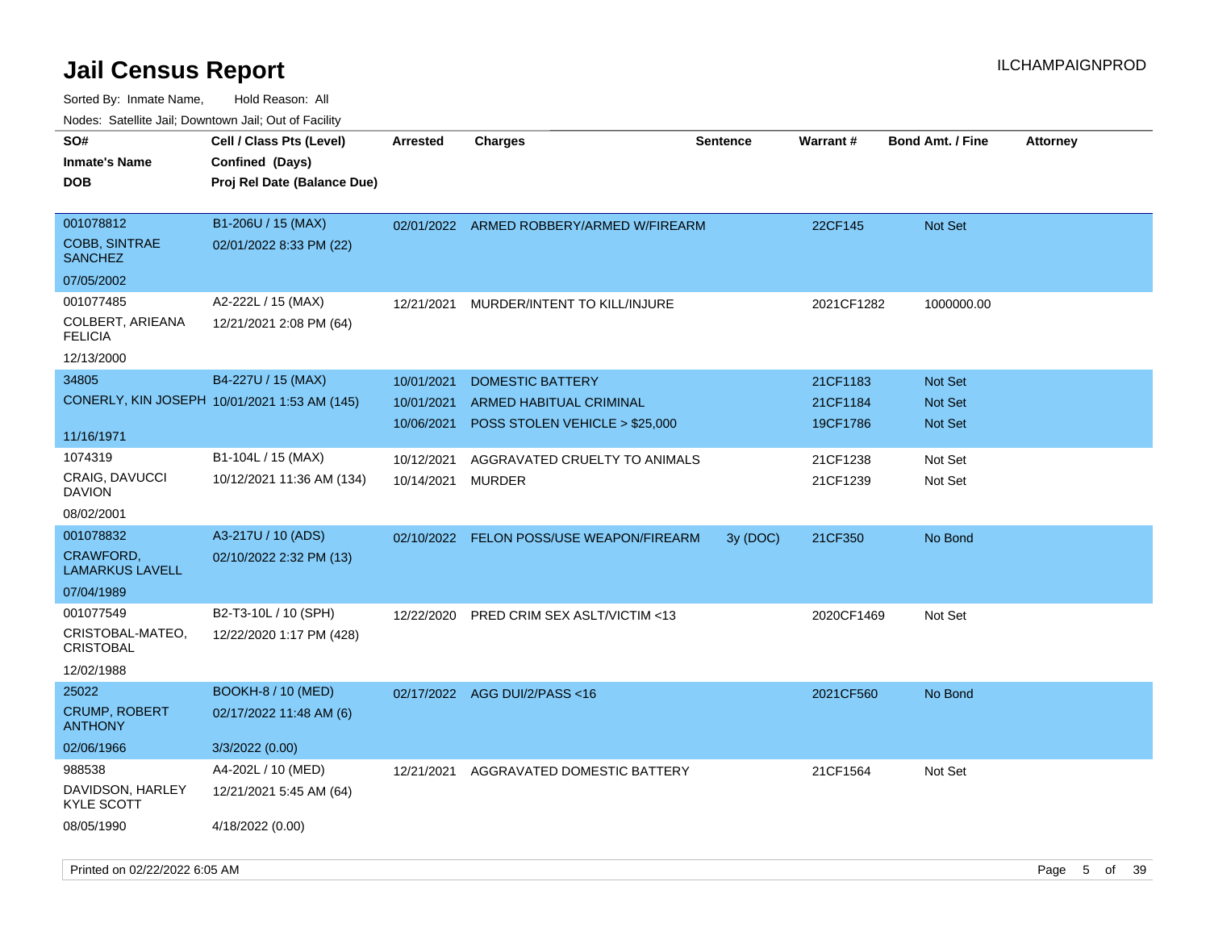# Jail Census Report

Sorted By: Inmate Name, Hold Reason: All

Nodes: Satellite Jail; Downtown Jail; Out of Facility

| SO# / Inmate's Name / DOB | Cell / Class Pts (Level) / Confined (Days) / Proj Rel Date (Balance Due) | Arrested | Charges | Sentence | Warrant # | Bond Amt. / Fine | Attorney |
|---|---|---|---|---|---|---|---|
| 001078812<br>COBB, SINTRAE SANCHEZ<br>07/05/2002 | B1-206U / 15 (MAX)<br>02/01/2022 8:33 PM (22) | 02/01/2022 | ARMED ROBBERY/ARMED W/FIREARM | | 22CF145 | Not Set | |
| 001077485<br>COLBERT, ARIEANA FELICIA<br>12/13/2000 | A2-222L / 15 (MAX)<br>12/21/2021 2:08 PM (64) | 12/21/2021 | MURDER/INTENT TO KILL/INJURE | | 2021CF1282 | 1000000.00 | |
| 34805<br>CONERLY, KIN JOSEPH<br>11/16/1971 | B4-227U / 15 (MAX)<br>10/01/2021 1:53 AM (145) | 10/01/2021 | DOMESTIC BATTERY | | 21CF1183 | Not Set | |
| | | 10/01/2021 | ARMED HABITUAL CRIMINAL | | 21CF1184 | Not Set | |
| | | 10/06/2021 | POSS STOLEN VEHICLE > $25,000 | | 19CF1786 | Not Set | |
| 1074319<br>CRAIG, DAVUCCI DAVION<br>08/02/2001 | B1-104L / 15 (MAX)<br>10/12/2021 11:36 AM (134) | 10/12/2021 | AGGRAVATED CRUELTY TO ANIMALS | | 21CF1238 | Not Set | |
| | | 10/14/2021 | MURDER | | 21CF1239 | Not Set | |
| 001078832<br>CRAWFORD, LAMARKUS LAVELL<br>07/04/1989 | A3-217U / 10 (ADS)<br>02/10/2022 2:32 PM (13) | 02/10/2022 | FELON POSS/USE WEAPON/FIREARM | 3y (DOC) | 21CF350 | No Bond | |
| 001077549<br>CRISTOBAL-MATEO, CRISTOBAL<br>12/02/1988 | B2-T3-10L / 10 (SPH)<br>12/22/2020 1:17 PM (428) | 12/22/2020 | PRED CRIM SEX ASLT/VICTIM <13 | | 2020CF1469 | Not Set | |
| 25022<br>CRUMP, ROBERT ANTHONY<br>02/06/1966 | BOOKH-8 / 10 (MED)<br>02/17/2022 11:48 AM (6)<br>3/3/2022 (0.00) | 02/17/2022 | AGG DUI/2/PASS <16 | | 2021CF560 | No Bond | |
| 988538<br>DAVIDSON, HARLEY KYLE SCOTT<br>08/05/1990 | A4-202L / 10 (MED)<br>12/21/2021 5:45 AM (64)<br>4/18/2022 (0.00) | 12/21/2021 | AGGRAVATED DOMESTIC BATTERY | | 21CF1564 | Not Set | |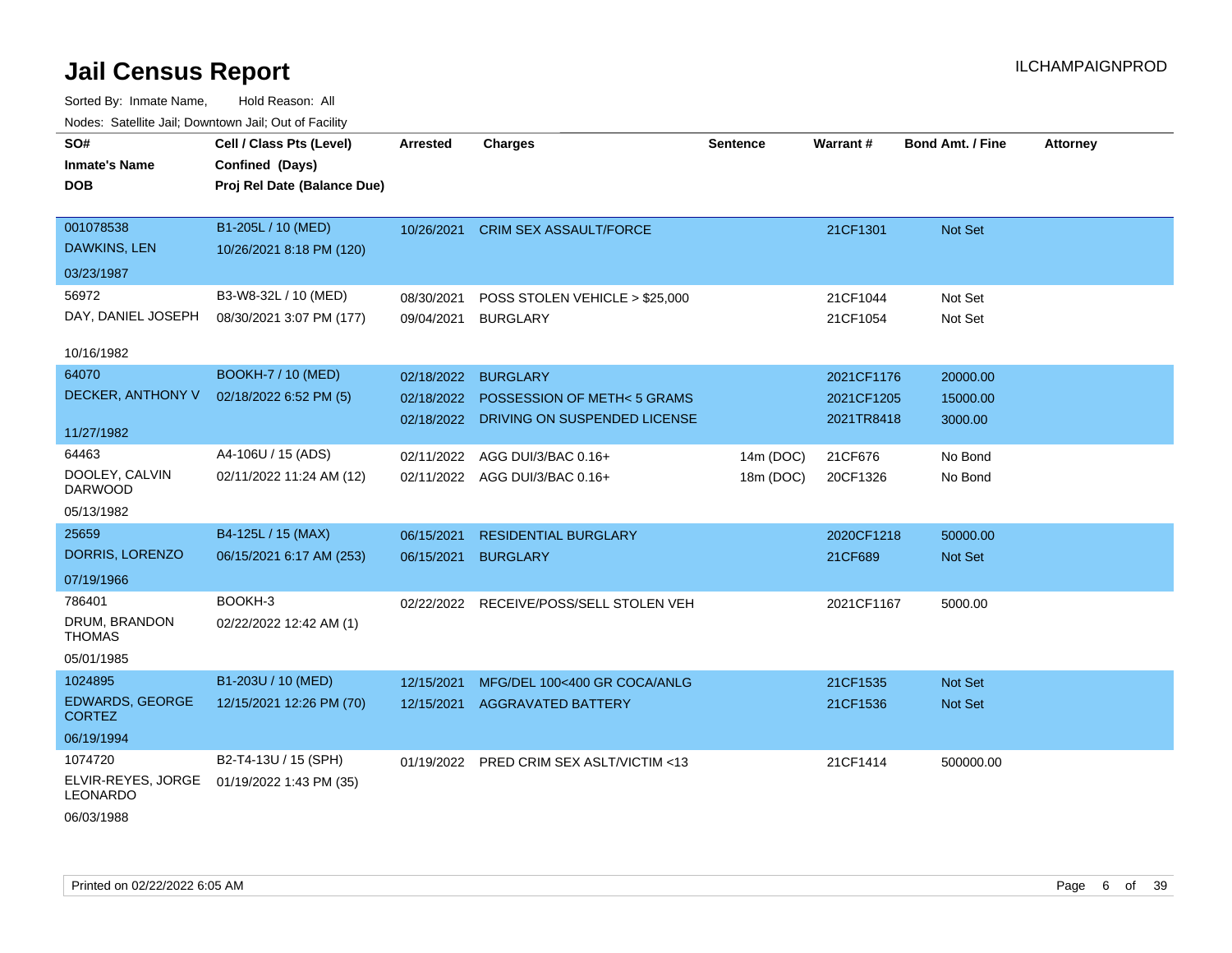# Jail Census Report

ILCHAMPAIGNPROD

Sorted By: Inmate Name, Hold Reason: All

Nodes: Satellite Jail; Downtown Jail; Out of Facility

| SO# / Inmate's Name / DOB | Cell / Class Pts (Level) / Confined (Days) / Proj Rel Date (Balance Due) | Arrested | Charges | Sentence | Warrant # | Bond Amt. / Fine | Attorney |
|---|---|---|---|---|---|---|---|
| 001078538<br>DAWKINS, LEN<br>03/23/1987 | B1-205L / 10 (MED)<br>10/26/2021 8:18 PM (120) | 10/26/2021 | CRIM SEX ASSAULT/FORCE | | 21CF1301 | Not Set | |
| 56972<br>DAY, DANIEL JOSEPH<br>10/16/1982 | B3-W8-32L / 10 (MED)<br>08/30/2021 3:07 PM (177) | 08/30/2021<br>09/04/2021 | POSS STOLEN VEHICLE > $25,000<br>BURGLARY | | 21CF1044<br>21CF1054 | Not Set<br>Not Set | |
| 64070<br>DECKER, ANTHONY V<br>11/27/1982 | BOOKH-7 / 10 (MED)<br>02/18/2022 6:52 PM (5) | 02/18/2022<br>02/18/2022<br>02/18/2022 | BURGLARY<br>POSSESSION OF METH< 5 GRAMS<br>DRIVING ON SUSPENDED LICENSE | | 2021CF1176<br>2021CF1205<br>2021TR8418 | 20000.00<br>15000.00<br>3000.00 | |
| 64463<br>DOOLEY, CALVIN DARWOOD<br>05/13/1982 | A4-106U / 15 (ADS)<br>02/11/2022 11:24 AM (12) | 02/11/2022<br>02/11/2022 | AGG DUI/3/BAC 0.16+<br>AGG DUI/3/BAC 0.16+ | 14m (DOC)<br>18m (DOC) | 21CF676<br>20CF1326 | No Bond<br>No Bond | |
| 25659<br>DORRIS, LORENZO<br>07/19/1966 | B4-125L / 15 (MAX)<br>06/15/2021 6:17 AM (253) | 06/15/2021<br>06/15/2021 | RESIDENTIAL BURGLARY<br>BURGLARY | | 2020CF1218<br>21CF689 | 50000.00<br>Not Set | |
| 786401<br>DRUM, BRANDON THOMAS<br>05/01/1985 | BOOKH-3<br>02/22/2022 12:42 AM (1) | 02/22/2022 | RECEIVE/POSS/SELL STOLEN VEH | | 2021CF1167 | 5000.00 | |
| 1024895<br>EDWARDS, GEORGE CORTEZ<br>06/19/1994 | B1-203U / 10 (MED)<br>12/15/2021 12:26 PM (70) | 12/15/2021<br>12/15/2021 | MFG/DEL 100<400 GR COCA/ANLG<br>AGGRAVATED BATTERY | | 21CF1535<br>21CF1536 | Not Set<br>Not Set | |
| 1074720<br>ELVIR-REYES, JORGE LEONARDO<br>06/03/1988 | B2-T4-13U / 15 (SPH)<br>01/19/2022 1:43 PM (35) | 01/19/2022 | PRED CRIM SEX ASLT/VICTIM <13 | | 21CF1414 | 500000.00 | |

Printed on 02/22/2022 6:05 AM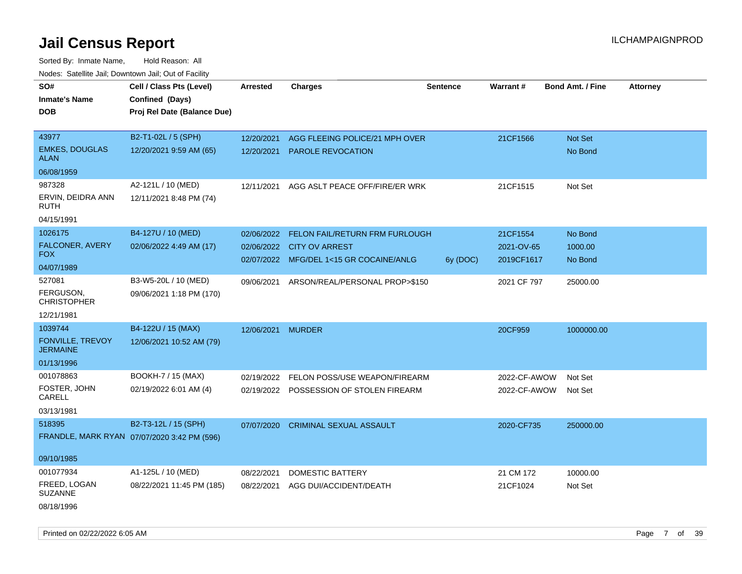# Jail Census Report

ILCHAMPAIGNPROD

Sorted By: Inmate Name, Hold Reason: All

Nodes: Satellite Jail; Downtown Jail; Out of Facility

| SO# / Inmate's Name / DOB | Cell / Class Pts (Level) / Confined (Days) / Proj Rel Date (Balance Due) | Arrested | Charges | Sentence | Warrant # | Bond Amt. / Fine | Attorney |
|---|---|---|---|---|---|---|---|
| 43977<br>EMKES, DOUGLAS ALAN<br>06/08/1959 | B2-T1-02L / 5 (SPH)<br>12/20/2021 9:59 AM (65) | 12/20/2021 | AGG FLEEING POLICE/21 MPH OVER | | 21CF1566 | Not Set | |
| | | 12/20/2021 | PAROLE REVOCATION | | | No Bond | |
| 987328<br>ERVIN, DEIDRA ANN RUTH<br>04/15/1991 | A2-121L / 10 (MED)<br>12/11/2021 8:48 PM (74) | 12/11/2021 | AGG ASLT PEACE OFF/FIRE/ER WRK | | 21CF1515 | Not Set | |
| 1026175<br>FALCONER, AVERY FOX<br>04/07/1989 | B4-127U / 10 (MED)<br>02/06/2022 4:49 AM (17) | 02/06/2022 | FELON FAIL/RETURN FRM FURLOUGH | | 21CF1554 | No Bond | |
| | | 02/06/2022 | CITY OV ARREST | | 2021-OV-65 | 1000.00 | |
| | | 02/07/2022 | MFG/DEL 1<15 GR COCAINE/ANLG | 6y (DOC) | 2019CF1617 | No Bond | |
| 527081<br>FERGUSON, CHRISTOPHER<br>12/21/1981 | B3-W5-20L / 10 (MED)<br>09/06/2021 1:18 PM (170) | 09/06/2021 | ARSON/REAL/PERSONAL PROP>$150 | | 2021 CF 797 | 25000.00 | |
| 1039744<br>FONVILLE, TREVOY JERMAINE<br>01/13/1996 | B4-122U / 15 (MAX)<br>12/06/2021 10:52 AM (79) | 12/06/2021 | MURDER | | 20CF959 | 1000000.00 | |
| 001078863<br>FOSTER, JOHN CARELL<br>03/13/1981 | BOOKH-7 / 15 (MAX)<br>02/19/2022 6:01 AM (4) | 02/19/2022 | FELON POSS/USE WEAPON/FIREARM | | 2022-CF-AWOW | Not Set | |
| | | 02/19/2022 | POSSESSION OF STOLEN FIREARM | | 2022-CF-AWOW | Not Set | |
| 518395<br>FRANDLE, MARK RYAN<br>09/10/1985 | B2-T3-12L / 15 (SPH)<br>07/07/2020 3:42 PM (596) | 07/07/2020 | CRIMINAL SEXUAL ASSAULT | | 2020-CF735 | 250000.00 | |
| 001077934<br>FREED, LOGAN SUZANNE<br>08/18/1996 | A1-125L / 10 (MED)<br>08/22/2021 11:45 PM (185) | 08/22/2021 | DOMESTIC BATTERY | | 21 CM 172 | 10000.00 | |
| | | 08/22/2021 | AGG DUI/ACCIDENT/DEATH | | 21CF1024 | Not Set | |

Printed on 02/22/2022 6:05 AM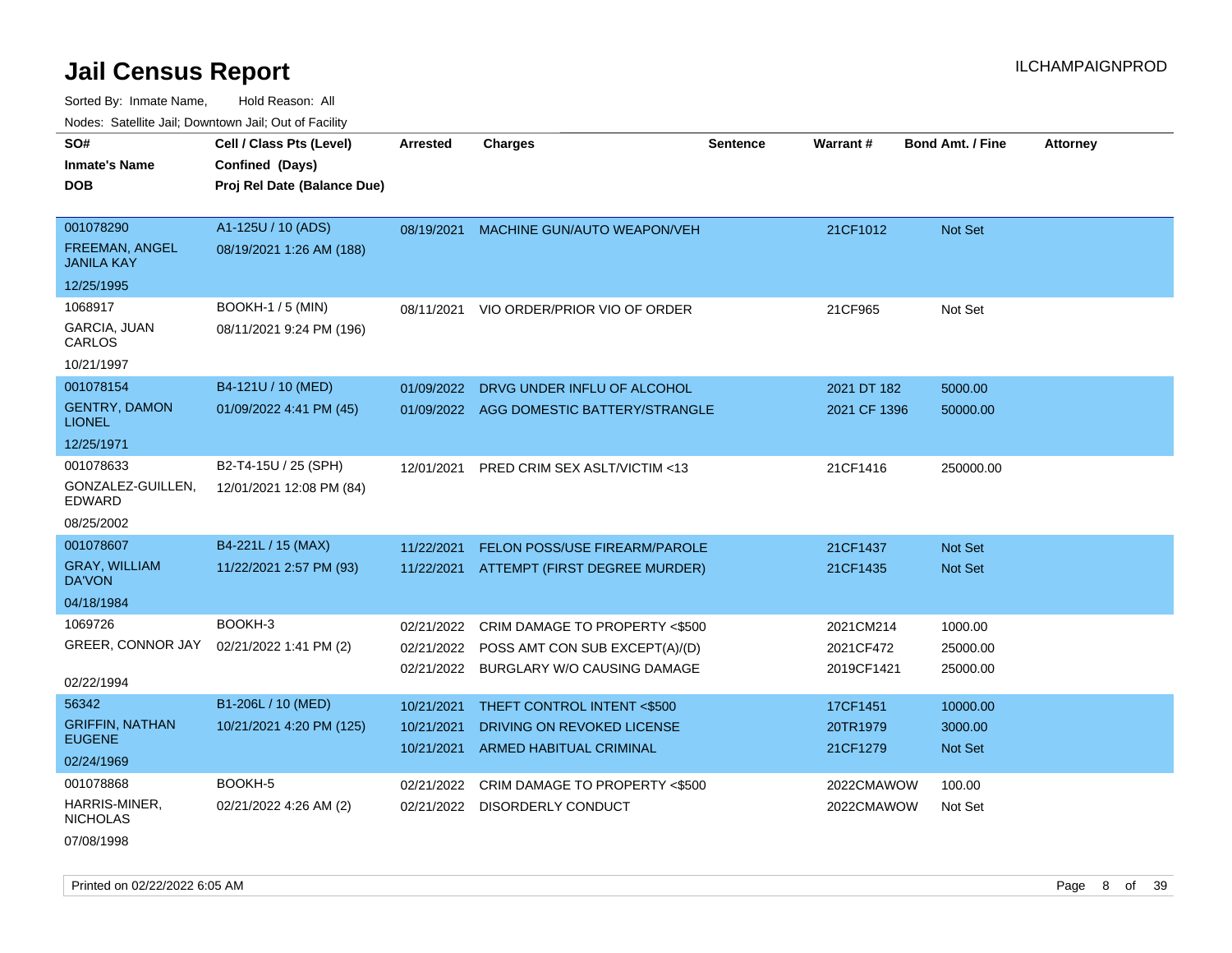# Jail Census Report

ILCHAMPAIGNPROD

Sorted By: Inmate Name, Hold Reason: All

Nodes: Satellite Jail; Downtown Jail; Out of Facility

| SO# / Inmate's Name / DOB | Cell / Class Pts (Level) / Confined (Days) / Proj Rel Date (Balance Due) | Arrested | Charges | Sentence | Warrant # | Bond Amt. / Fine | Attorney |
|---|---|---|---|---|---|---|---|
| 001078290<br>FREEMAN, ANGEL JANILA KAY<br>12/25/1995 | A1-125U / 10 (ADS)<br>08/19/2021 1:26 AM (188) | 08/19/2021 | MACHINE GUN/AUTO WEAPON/VEH | | 21CF1012 | Not Set | |
| 1068917<br>GARCIA, JUAN CARLOS<br>10/21/1997 | BOOKH-1 / 5 (MIN)<br>08/11/2021 9:24 PM (196) | 08/11/2021 | VIO ORDER/PRIOR VIO OF ORDER | | 21CF965 | Not Set | |
| 001078154<br>GENTRY, DAMON LIONEL<br>12/25/1971 | B4-121U / 10 (MED)<br>01/09/2022 4:41 PM (45) | 01/09/2022 | DRVG UNDER INFLU OF ALCOHOL | | 2021 DT 182 | 5000.00 | |
| | | 01/09/2022 | AGG DOMESTIC BATTERY/STRANGLE | | 2021 CF 1396 | 50000.00 | |
| 001078633<br>GONZALEZ-GUILLEN, EDWARD<br>08/25/2002 | B2-T4-15U / 25 (SPH)<br>12/01/2021 12:08 PM (84) | 12/01/2021 | PRED CRIM SEX ASLT/VICTIM <13 | | 21CF1416 | 250000.00 | |
| 001078607<br>GRAY, WILLIAM DA'VON<br>04/18/1984 | B4-221L / 15 (MAX)<br>11/22/2021 2:57 PM (93) | 11/22/2021 | FELON POSS/USE FIREARM/PAROLE | | 21CF1437 | Not Set | |
| | | 11/22/2021 | ATTEMPT (FIRST DEGREE MURDER) | | 21CF1435 | Not Set | |
| 1069726<br>GREER, CONNOR JAY<br>02/22/1994 | BOOKH-3<br>02/21/2022 1:41 PM (2) | 02/21/2022 | CRIM DAMAGE TO PROPERTY <$500 | | 2021CM214 | 1000.00 | |
| | | 02/21/2022 | POSS AMT CON SUB EXCEPT(A)/(D) | | 2021CF472 | 25000.00 | |
| | | 02/21/2022 | BURGLARY W/O CAUSING DAMAGE | | 2019CF1421 | 25000.00 | |
| 56342<br>GRIFFIN, NATHAN EUGENE<br>02/24/1969 | B1-206L / 10 (MED)<br>10/21/2021 4:20 PM (125) | 10/21/2021 | THEFT CONTROL INTENT <$500 | | 17CF1451 | 10000.00 | |
| | | 10/21/2021 | DRIVING ON REVOKED LICENSE | | 20TR1979 | 3000.00 | |
| | | 10/21/2021 | ARMED HABITUAL CRIMINAL | | 21CF1279 | Not Set | |
| 001078868<br>HARRIS-MINER, NICHOLAS<br>07/08/1998 | BOOKH-5<br>02/21/2022 4:26 AM (2) | 02/21/2022 | CRIM DAMAGE TO PROPERTY <$500 | | 2022CMAWOW | 100.00 | |
| | | 02/21/2022 | DISORDERLY CONDUCT | | 2022CMAWOW | Not Set | |

Printed on 02/22/2022 6:05 AM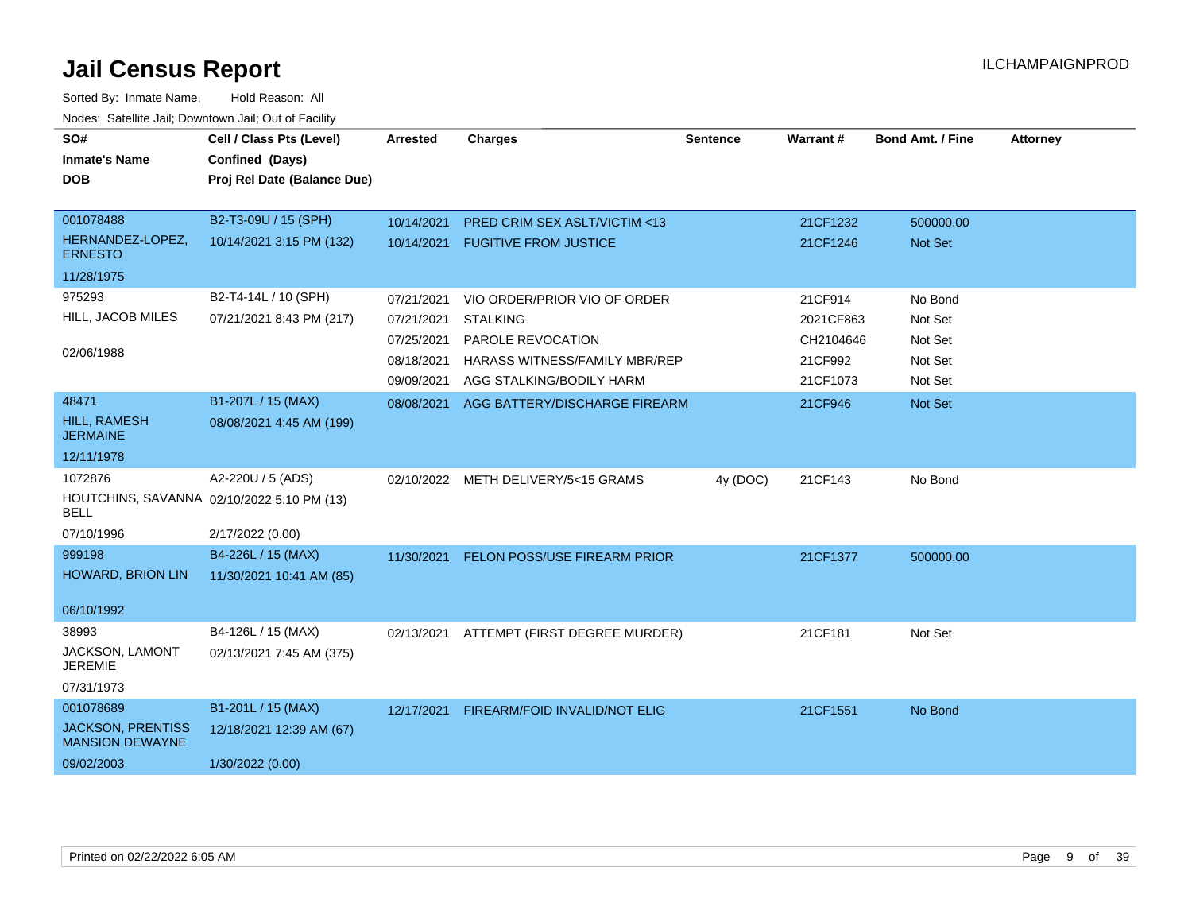# Jail Census Report

ILCHAMPAIGNPROD

Sorted By: Inmate Name, Hold Reason: All

Nodes: Satellite Jail; Downtown Jail; Out of Facility

| SO# / Inmate's Name / DOB | Cell / Class Pts (Level) / Confined (Days) / Proj Rel Date (Balance Due) | Arrested | Charges | Sentence | Warrant # | Bond Amt. / Fine | Attorney |
|---|---|---|---|---|---|---|---|
| 001078488<br>HERNANDEZ-LOPEZ, ERNESTO<br>11/28/1975 | B2-T3-09U / 15 (SPH)<br>10/14/2021 3:15 PM (132) | 10/14/2021 | PRED CRIM SEX ASLT/VICTIM <13 | | 21CF1232 | 500000.00 | |
| | | 10/14/2021 | FUGITIVE FROM JUSTICE | | 21CF1246 | Not Set | |
| 975293<br>HILL, JACOB MILES<br>02/06/1988 | B2-T4-14L / 10 (SPH)<br>07/21/2021 8:43 PM (217) | 07/21/2021 | VIO ORDER/PRIOR VIO OF ORDER | | 21CF914 | No Bond | |
| | | 07/21/2021 | STALKING | | 2021CF863 | Not Set | |
| | | 07/25/2021 | PAROLE REVOCATION | | CH2104646 | Not Set | |
| | | 08/18/2021 | HARASS WITNESS/FAMILY MBR/REP | | 21CF992 | Not Set | |
| | | 09/09/2021 | AGG STALKING/BODILY HARM | | 21CF1073 | Not Set | |
| 48471<br>HILL, RAMESH JERMAINE<br>12/11/1978 | B1-207L / 15 (MAX)<br>08/08/2021 4:45 AM (199) | 08/08/2021 | AGG BATTERY/DISCHARGE FIREARM | | 21CF946 | Not Set | |
| 1072876<br>HOUTCHINS, SAVANNA BELL<br>07/10/1996 | A2-220U / 5 (ADS)<br>02/10/2022 5:10 PM (13)<br>2/17/2022 (0.00) | 02/10/2022 | METH DELIVERY/5<15 GRAMS | 4y (DOC) | 21CF143 | No Bond | |
| 999198<br>HOWARD, BRION LIN<br>06/10/1992 | B4-226L / 15 (MAX)<br>11/30/2021 10:41 AM (85) | 11/30/2021 | FELON POSS/USE FIREARM PRIOR | | 21CF1377 | 500000.00 | |
| 38993<br>JACKSON, LAMONT JEREMIE<br>07/31/1973 | B4-126L / 15 (MAX)<br>02/13/2021 7:45 AM (375) | 02/13/2021 | ATTEMPT (FIRST DEGREE MURDER) | | 21CF181 | Not Set | |
| 001078689<br>JACKSON, PRENTISS MANSION DEWAYNE<br>09/02/2003 | B1-201L / 15 (MAX)<br>12/18/2021 12:39 AM (67)<br>1/30/2022 (0.00) | 12/17/2021 | FIREARM/FOID INVALID/NOT ELIG | | 21CF1551 | No Bond | |

Printed on 02/22/2022 6:05 AM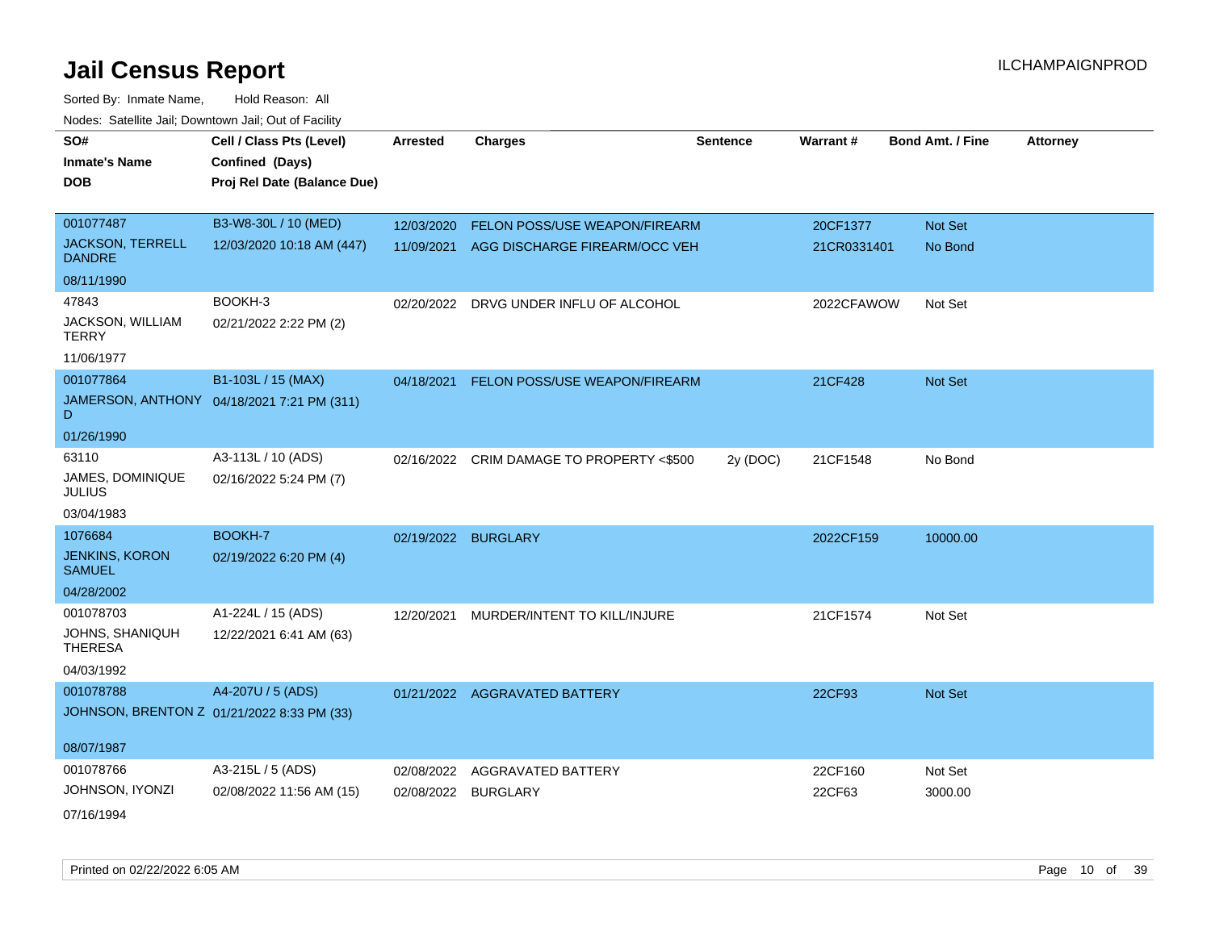# Jail Census Report

ILCHAMPAIGNPROD

Sorted By: Inmate Name, Hold Reason: All

Nodes: Satellite Jail; Downtown Jail; Out of Facility

| SO# / Inmate's Name / DOB | Cell / Class Pts (Level) / Confined (Days) / Proj Rel Date (Balance Due) | Arrested | Charges | Sentence | Warrant # | Bond Amt. / Fine | Attorney |
|---|---|---|---|---|---|---|---|
| 001077487<br>JACKSON, TERRELL DANDRE<br>08/11/1990 | B3-W8-30L / 10 (MED)<br>12/03/2020 10:18 AM (447) | 12/03/2020<br>11/09/2021 | FELON POSS/USE WEAPON/FIREARM<br>AGG DISCHARGE FIREARM/OCC VEH | | 20CF1377<br>21CR0331401 | Not Set<br>No Bond | |
| 47843<br>JACKSON, WILLIAM TERRY<br>11/06/1977 | BOOKH-3<br>02/21/2022 2:22 PM (2) | 02/20/2022 | DRVG UNDER INFLU OF ALCOHOL | | 2022CFAWOW | Not Set | |
| 001077864<br>JAMERSON, ANTHONY D<br>01/26/1990 | B1-103L / 15 (MAX)<br>04/18/2021 7:21 PM (311) | 04/18/2021 | FELON POSS/USE WEAPON/FIREARM | | 21CF428 | Not Set | |
| 63110<br>JAMES, DOMINIQUE JULIUS<br>03/04/1983 | A3-113L / 10 (ADS)<br>02/16/2022 5:24 PM (7) | 02/16/2022 | CRIM DAMAGE TO PROPERTY <$500 | 2y (DOC) | 21CF1548 | No Bond | |
| 1076684<br>JENKINS, KORON SAMUEL<br>04/28/2002 | BOOKH-7<br>02/19/2022 6:20 PM (4) | 02/19/2022 | BURGLARY | | 2022CF159 | 10000.00 | |
| 001078703<br>JOHNS, SHANIQUH THERESA<br>04/03/1992 | A1-224L / 15 (ADS)<br>12/22/2021 6:41 AM (63) | 12/20/2021 | MURDER/INTENT TO KILL/INJURE | | 21CF1574 | Not Set | |
| 001078788<br>JOHNSON, BRENTON Z<br>08/07/1987 | A4-207U / 5 (ADS)<br>01/21/2022 8:33 PM (33) | 01/21/2022 | AGGRAVATED BATTERY | | 22CF93 | Not Set | |
| 001078766<br>JOHNSON, IYONZI<br>07/16/1994 | A3-215L / 5 (ADS)<br>02/08/2022 11:56 AM (15) | 02/08/2022<br>02/08/2022 | AGGRAVATED BATTERY<br>BURGLARY | | 22CF160<br>22CF63 | Not Set<br>3000.00 | |

Printed on 02/22/2022 6:05 AM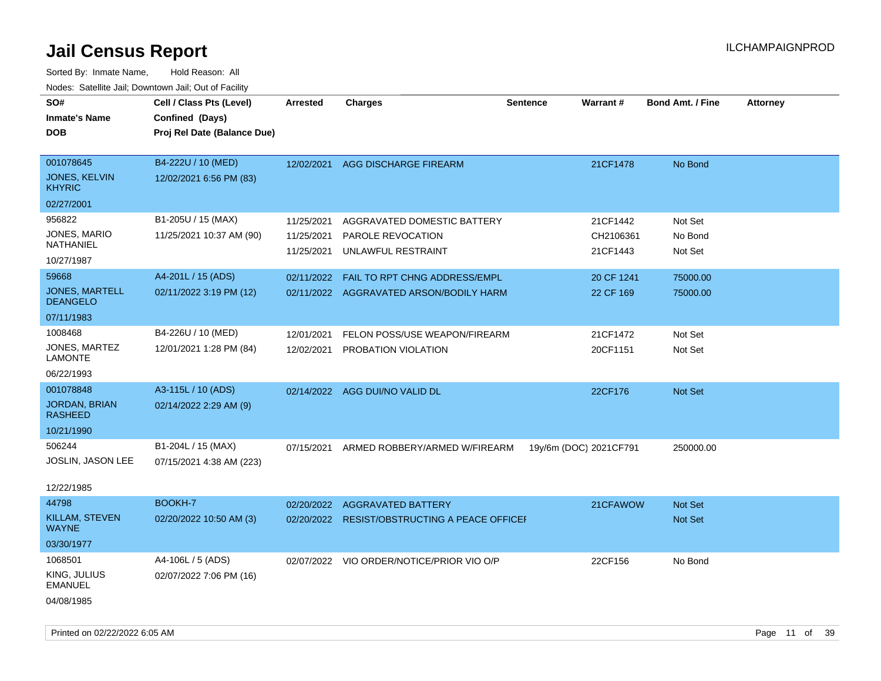# Jail Census Report

ILCHAMPAIGNPROD

Sorted By: Inmate Name, Hold Reason: All

Nodes: Satellite Jail; Downtown Jail; Out of Facility

| SO# / Inmate's Name / DOB | Cell / Class Pts (Level) / Confined (Days) / Proj Rel Date (Balance Due) | Arrested | Charges | Sentence | Warrant # | Bond Amt. / Fine | Attorney |
|---|---|---|---|---|---|---|---|
| 001078645<br>JONES, KELVIN KHYRIC<br>02/27/2001 | B4-222U / 10 (MED)<br>12/02/2021 6:56 PM (83) | 12/02/2021 | AGG DISCHARGE FIREARM | | 21CF1478 | No Bond | |
| 956822<br>JONES, MARIO NATHANIEL<br>10/27/1987 | B1-205U / 15 (MAX)<br>11/25/2021 10:37 AM (90) | 11/25/2021<br>11/25/2021<br>11/25/2021 | AGGRAVATED DOMESTIC BATTERY<br>PAROLE REVOCATION<br>UNLAWFUL RESTRAINT | | 21CF1442<br>CH2106361<br>21CF1443 | Not Set<br>No Bond<br>Not Set | |
| 59668<br>JONES, MARTELL DEANGELO<br>07/11/1983 | A4-201L / 15 (ADS)<br>02/11/2022 3:19 PM (12) | 02/11/2022<br>02/11/2022 | FAIL TO RPT CHNG ADDRESS/EMPL<br>AGGRAVATED ARSON/BODILY HARM | | 20 CF 1241<br>22 CF 169 | 75000.00<br>75000.00 | |
| 1008468<br>JONES, MARTEZ LAMONTE<br>06/22/1993 | B4-226U / 10 (MED)<br>12/01/2021 1:28 PM (84) | 12/01/2021<br>12/02/2021 | FELON POSS/USE WEAPON/FIREARM<br>PROBATION VIOLATION | | 21CF1472<br>20CF1151 | Not Set<br>Not Set | |
| 001078848<br>JORDAN, BRIAN RASHEED<br>10/21/1990 | A3-115L / 10 (ADS)<br>02/14/2022 2:29 AM (9) | 02/14/2022 | AGG DUI/NO VALID DL | | 22CF176 | Not Set | |
| 506244<br>JOSLIN, JASON LEE<br>12/22/1985 | B1-204L / 15 (MAX)<br>07/15/2021 4:38 AM (223) | 07/15/2021 | ARMED ROBBERY/ARMED W/FIREARM | 19y/6m (DOC) | 2021CF791 | 250000.00 | |
| 44798<br>KILLAM, STEVEN WAYNE<br>03/30/1977 | BOOKH-7<br>02/20/2022 10:50 AM (3) | 02/20/2022<br>02/20/2022 | AGGRAVATED BATTERY<br>RESIST/OBSTRUCTING A PEACE OFFICEI | | 21CFAWOW | Not Set<br>Not Set | |
| 1068501<br>KING, JULIUS EMANUEL<br>04/08/1985 | A4-106L / 5 (ADS)<br>02/07/2022 7:06 PM (16) | 02/07/2022 | VIO ORDER/NOTICE/PRIOR VIO O/P | | 22CF156 | No Bond | |

Printed on 02/22/2022 6:05 AM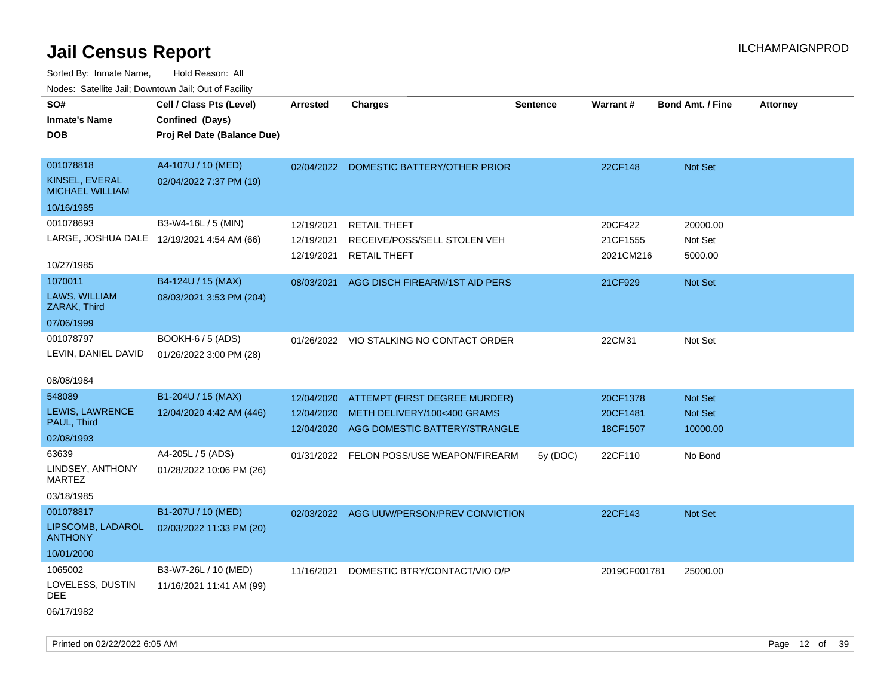# Jail Census Report

ILCHAMPAIGNPROD

Sorted By: Inmate Name, Hold Reason: All

Nodes: Satellite Jail; Downtown Jail; Out of Facility

| SO# / Inmate's Name / DOB | Cell / Class Pts (Level) / Confined (Days) / Proj Rel Date (Balance Due) | Arrested | Charges | Sentence | Warrant # | Bond Amt. / Fine | Attorney |
|---|---|---|---|---|---|---|---|
| 001078818<br>KINSEL, EVERAL MICHAEL WILLIAM<br>10/16/1985 | A4-107U / 10 (MED)<br>02/04/2022 7:37 PM (19) | 02/04/2022 | DOMESTIC BATTERY/OTHER PRIOR | | 22CF148 | Not Set | |
| 001078693<br>LARGE, JOSHUA DALE<br>10/27/1985 | B3-W4-16L / 5 (MIN)<br>12/19/2021 4:54 AM (66) | 12/19/2021 | RETAIL THEFT | | 20CF422 | 20000.00 | |
| | | 12/19/2021 | RECEIVE/POSS/SELL STOLEN VEH | | 21CF1555 | Not Set | |
| | | 12/19/2021 | RETAIL THEFT | | 2021CM216 | 5000.00 | |
| 1070011<br>LAWS, WILLIAM ZARAK, Third<br>07/06/1999 | B4-124U / 15 (MAX)<br>08/03/2021 3:53 PM (204) | 08/03/2021 | AGG DISCH FIREARM/1ST AID PERS | | 21CF929 | Not Set | |
| 001078797<br>LEVIN, DANIEL DAVID<br>08/08/1984 | BOOKH-6 / 5 (ADS)<br>01/26/2022 3:00 PM (28) | 01/26/2022 | VIO STALKING NO CONTACT ORDER | | 22CM31 | Not Set | |
| 548089<br>LEWIS, LAWRENCE PAUL, Third<br>02/08/1993 | B1-204U / 15 (MAX)<br>12/04/2020 4:42 AM (446) | 12/04/2020 | ATTEMPT (FIRST DEGREE MURDER) | | 20CF1378 | Not Set | |
| | | 12/04/2020 | METH DELIVERY/100<400 GRAMS | | 20CF1481 | Not Set | |
| | | 12/04/2020 | AGG DOMESTIC BATTERY/STRANGLE | | 18CF1507 | 10000.00 | |
| 63639<br>LINDSEY, ANTHONY MARTEZ<br>03/18/1985 | A4-205L / 5 (ADS)<br>01/28/2022 10:06 PM (26) | 01/31/2022 | FELON POSS/USE WEAPON/FIREARM | 5y (DOC) | 22CF110 | No Bond | |
| 001078817<br>LIPSCOMB, LADAROL ANTHONY<br>10/01/2000 | B1-207U / 10 (MED)<br>02/03/2022 11:33 PM (20) | 02/03/2022 | AGG UUW/PERSON/PREV CONVICTION | | 22CF143 | Not Set | |
| 1065002<br>LOVELESS, DUSTIN DEE<br>06/17/1982 | B3-W7-26L / 10 (MED)<br>11/16/2021 11:41 AM (99) | 11/16/2021 | DOMESTIC BTRY/CONTACT/VIO O/P | | 2019CF001781 | 25000.00 | |

Printed on 02/22/2022 6:05 AM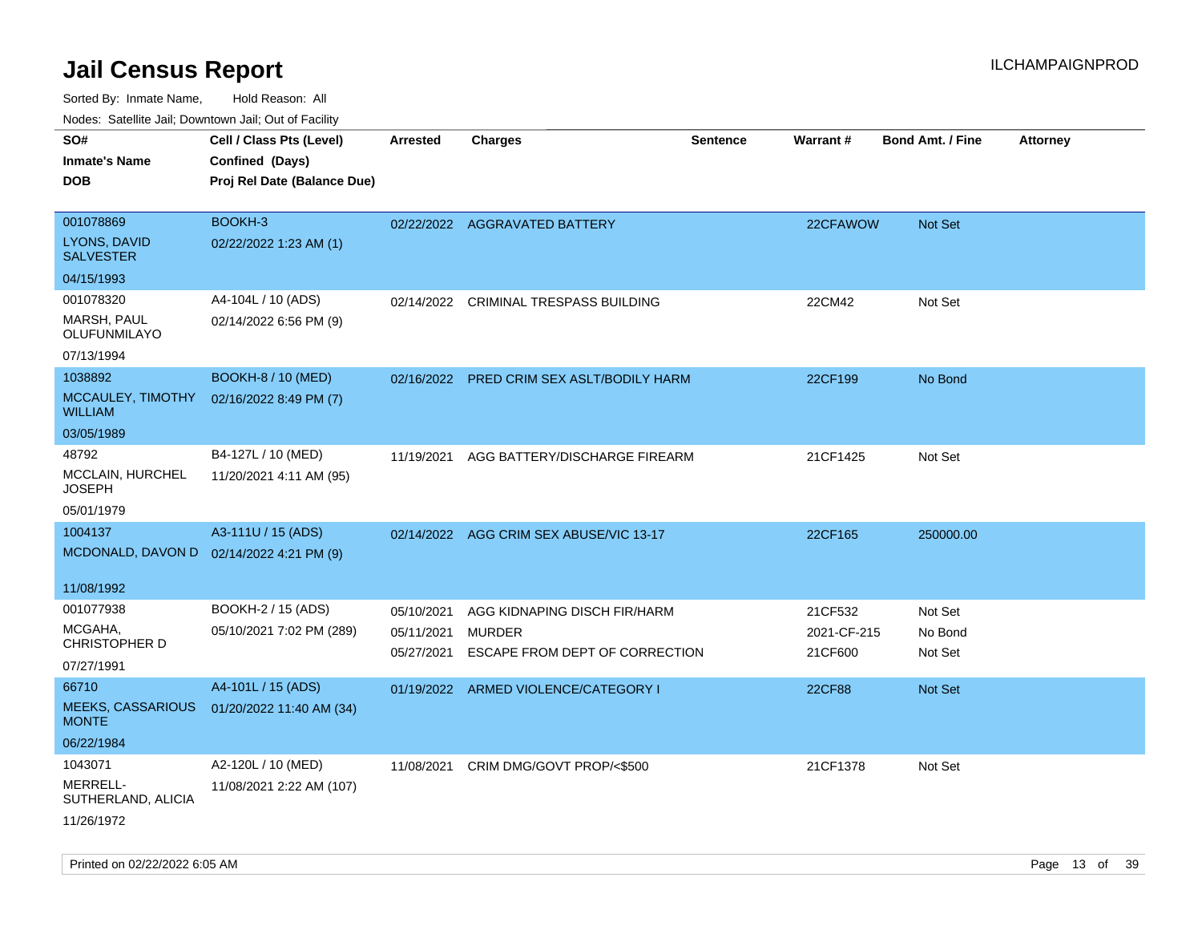# Jail Census Report

ILCHAMPAIGNPROD

Sorted By: Inmate Name, Hold Reason: All

Nodes: Satellite Jail; Downtown Jail; Out of Facility

| SO# / Inmate's Name / DOB | Cell / Class Pts (Level) / Confined (Days) / Proj Rel Date (Balance Due) | Arrested | Charges | Sentence | Warrant # | Bond Amt. / Fine | Attorney |
|---|---|---|---|---|---|---|---|
| 001078869<br>LYONS, DAVID SALVESTER<br>04/15/1993 | BOOKH-3<br>02/22/2022 1:23 AM (1) | 02/22/2022 | AGGRAVATED BATTERY | | 22CFAWOW | Not Set | |
| 001078320<br>MARSH, PAUL OLUFUNMILAYO<br>07/13/1994 | A4-104L / 10 (ADS)<br>02/14/2022 6:56 PM (9) | 02/14/2022 | CRIMINAL TRESPASS BUILDING | | 22CM42 | Not Set | |
| 1038892<br>MCCAULEY, TIMOTHY WILLIAM<br>03/05/1989 | BOOKH-8 / 10 (MED)<br>02/16/2022 8:49 PM (7) | 02/16/2022 | PRED CRIM SEX ASLT/BODILY HARM | | 22CF199 | No Bond | |
| 48792<br>MCCLAIN, HURCHEL JOSEPH<br>05/01/1979 | B4-127L / 10 (MED)<br>11/20/2021 4:11 AM (95) | 11/19/2021 | AGG BATTERY/DISCHARGE FIREARM | | 21CF1425 | Not Set | |
| 1004137<br>MCDONALD, DAVON D<br>11/08/1992 | A3-111U / 15 (ADS)<br>02/14/2022 4:21 PM (9) | 02/14/2022 | AGG CRIM SEX ABUSE/VIC 13-17 | | 22CF165 | 250000.00 | |
| 001077938<br>MCGAHA, CHRISTOPHER D<br>07/27/1991 | BOOKH-2 / 15 (ADS)<br>05/10/2021 7:02 PM (289) | 05/10/2021<br>05/11/2021<br>05/27/2021 | AGG KIDNAPING DISCH FIR/HARM<br>MURDER<br>ESCAPE FROM DEPT OF CORRECTION | | 21CF532<br>2021-CF-215<br>21CF600 | Not Set<br>No Bond<br>Not Set | |
| 66710<br>MEEKS, CASSARIOUS MONTE<br>06/22/1984 | A4-101L / 15 (ADS)<br>01/20/2022 11:40 AM (34) | 01/19/2022 | ARMED VIOLENCE/CATEGORY I | | 22CF88 | Not Set | |
| 1043071<br>MERRELL-SUTHERLAND, ALICIA<br>11/26/1972 | A2-120L / 10 (MED)<br>11/08/2021 2:22 AM (107) | 11/08/2021 | CRIM DMG/GOVT PROP/<$500 | | 21CF1378 | Not Set | |

Printed on 02/22/2022 6:05 AM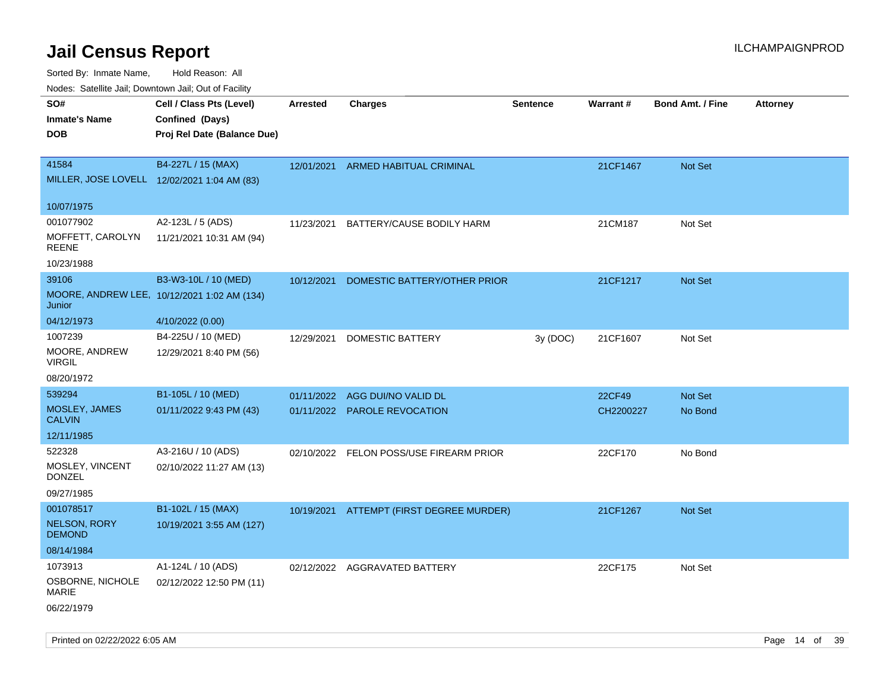# Jail Census Report

Sorted By: Inmate Name, Hold Reason: All

Nodes: Satellite Jail; Downtown Jail; Out of Facility

| SO# / Inmate's Name / DOB | Cell / Class Pts (Level) / Confined (Days) / Proj Rel Date (Balance Due) | Arrested | Charges | Sentence | Warrant # | Bond Amt. / Fine | Attorney |
|---|---|---|---|---|---|---|---|
| 41584<br>MILLER, JOSE LOVELL<br>10/07/1975 | B4-227L / 15 (MAX)<br>12/02/2021 1:04 AM (83) | 12/01/2021 | ARMED HABITUAL CRIMINAL | | 21CF1467 | Not Set | |
| 001077902<br>MOFFETT, CAROLYN REENE<br>10/23/1988 | A2-123L / 5 (ADS)<br>11/21/2021 10:31 AM (94) | 11/23/2021 | BATTERY/CAUSE BODILY HARM | | 21CM187 | Not Set | |
| 39106<br>MOORE, ANDREW LEE, Junior<br>04/12/1973 | B3-W3-10L / 10 (MED)<br>10/12/2021 1:02 AM (134)<br>4/10/2022 (0.00) | 10/12/2021 | DOMESTIC BATTERY/OTHER PRIOR | | 21CF1217 | Not Set | |
| 1007239<br>MOORE, ANDREW VIRGIL<br>08/20/1972 | B4-225U / 10 (MED)<br>12/29/2021 8:40 PM (56) | 12/29/2021 | DOMESTIC BATTERY | 3y (DOC) | 21CF1607 | Not Set | |
| 539294<br>MOSLEY, JAMES CALVIN<br>12/11/1985 | B1-105L / 10 (MED)<br>01/11/2022 9:43 PM (43) | 01/11/2022<br>01/11/2022 | AGG DUI/NO VALID DL<br>PAROLE REVOCATION | | 22CF49<br>CH2200227 | Not Set<br>No Bond | |
| 522328<br>MOSLEY, VINCENT DONZEL<br>09/27/1985 | A3-216U / 10 (ADS)<br>02/10/2022 11:27 AM (13) | 02/10/2022 | FELON POSS/USE FIREARM PRIOR | | 22CF170 | No Bond | |
| 001078517<br>NELSON, RORY DEMOND<br>08/14/1984 | B1-102L / 15 (MAX)<br>10/19/2021 3:55 AM (127) | 10/19/2021 | ATTEMPT (FIRST DEGREE MURDER) | | 21CF1267 | Not Set | |
| 1073913<br>OSBORNE, NICHOLE MARIE<br>06/22/1979 | A1-124L / 10 (ADS)<br>02/12/2022 12:50 PM (11) | 02/12/2022 | AGGRAVATED BATTERY | | 22CF175 | Not Set | |

Printed on 02/22/2022 6:05 AM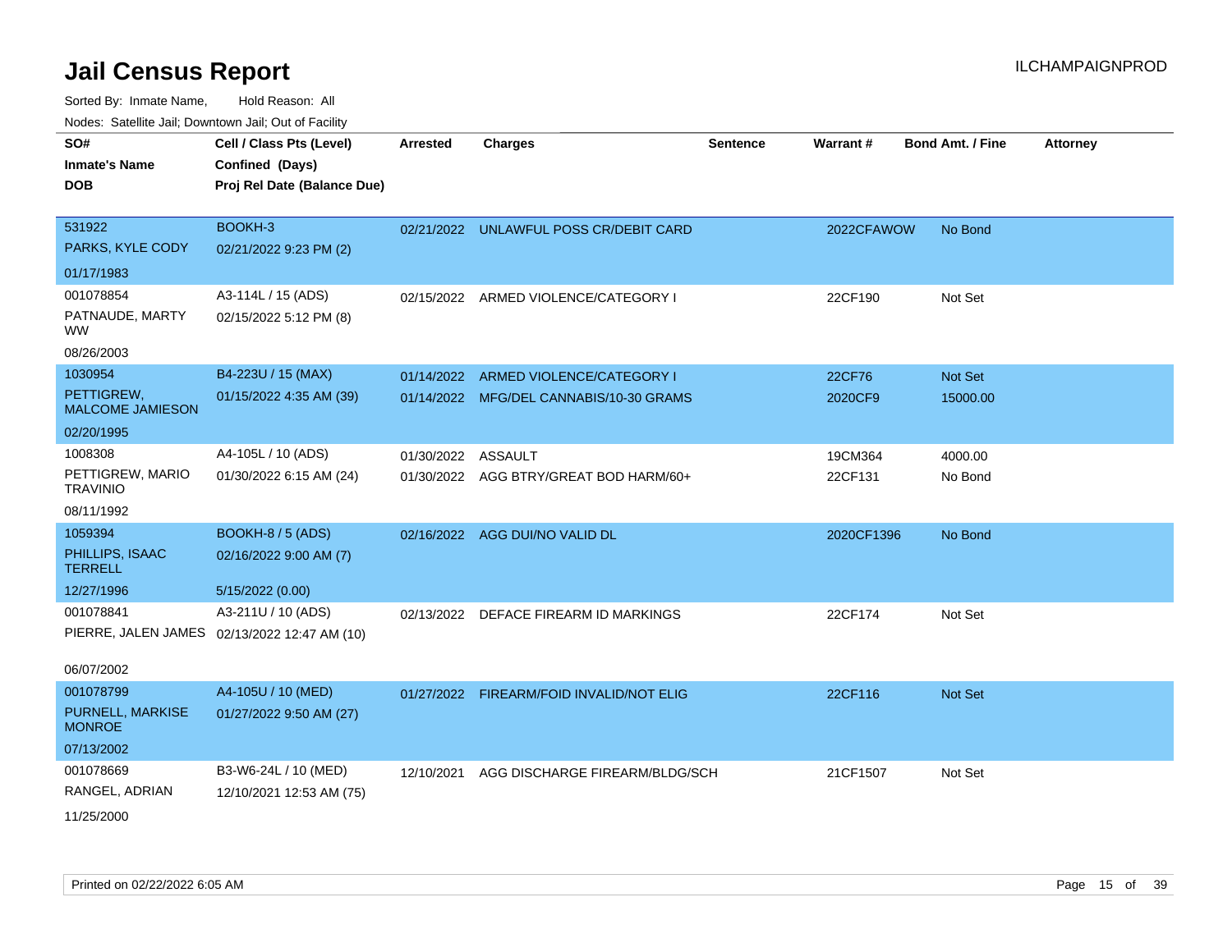# Jail Census Report

ILCHAMPAIGNPROD

Sorted By: Inmate Name, Hold Reason: All

Nodes: Satellite Jail; Downtown Jail; Out of Facility

| SO# / Inmate's Name / DOB | Cell / Class Pts (Level) / Confined (Days) / Proj Rel Date (Balance Due) | Arrested | Charges | Sentence | Warrant # | Bond Amt. / Fine | Attorney |
|---|---|---|---|---|---|---|---|
| 531922<br>PARKS, KYLE CODY<br>01/17/1983 | BOOKH-3<br>02/21/2022 9:23 PM (2) | 02/21/2022 | UNLAWFUL POSS CR/DEBIT CARD | | 2022CFAWOW | No Bond | |
| 001078854<br>PATNAUDE, MARTY WW<br>08/26/2003 | A3-114L / 15 (ADS)<br>02/15/2022 5:12 PM (8) | 02/15/2022 | ARMED VIOLENCE/CATEGORY I | | 22CF190 | Not Set | |
| 1030954<br>PETTIGREW, MALCOME JAMIESON<br>02/20/1995 | B4-223U / 15 (MAX)<br>01/15/2022 4:35 AM (39) | 01/14/2022<br>01/14/2022 | ARMED VIOLENCE/CATEGORY I<br>MFG/DEL CANNABIS/10-30 GRAMS | | 22CF76<br>2020CF9 | Not Set<br>15000.00 | |
| 1008308<br>PETTIGREW, MARIO TRAVINIO<br>08/11/1992 | A4-105L / 10 (ADS)<br>01/30/2022 6:15 AM (24) | 01/30/2022<br>01/30/2022 | ASSAULT<br>AGG BTRY/GREAT BOD HARM/60+ | | 19CM364<br>22CF131 | 4000.00<br>No Bond | |
| 1059394<br>PHILLIPS, ISAAC TERRELL<br>12/27/1996 | BOOKH-8 / 5 (ADS)<br>02/16/2022 9:00 AM (7)<br>5/15/2022 (0.00) | 02/16/2022 | AGG DUI/NO VALID DL | | 2020CF1396 | No Bond | |
| 001078841<br>PIERRE, JALEN JAMES<br>06/07/2002 | A3-211U / 10 (ADS)<br>02/13/2022 12:47 AM (10) | 02/13/2022 | DEFACE FIREARM ID MARKINGS | | 22CF174 | Not Set | |
| 001078799<br>PURNELL, MARKISE MONROE<br>07/13/2002 | A4-105U / 10 (MED)<br>01/27/2022 9:50 AM (27) | 01/27/2022 | FIREARM/FOID INVALID/NOT ELIG | | 22CF116 | Not Set | |
| 001078669<br>RANGEL, ADRIAN<br>11/25/2000 | B3-W6-24L / 10 (MED)<br>12/10/2021 12:53 AM (75) | 12/10/2021 | AGG DISCHARGE FIREARM/BLDG/SCH | | 21CF1507 | Not Set | |

Printed on 02/22/2022 6:05 AM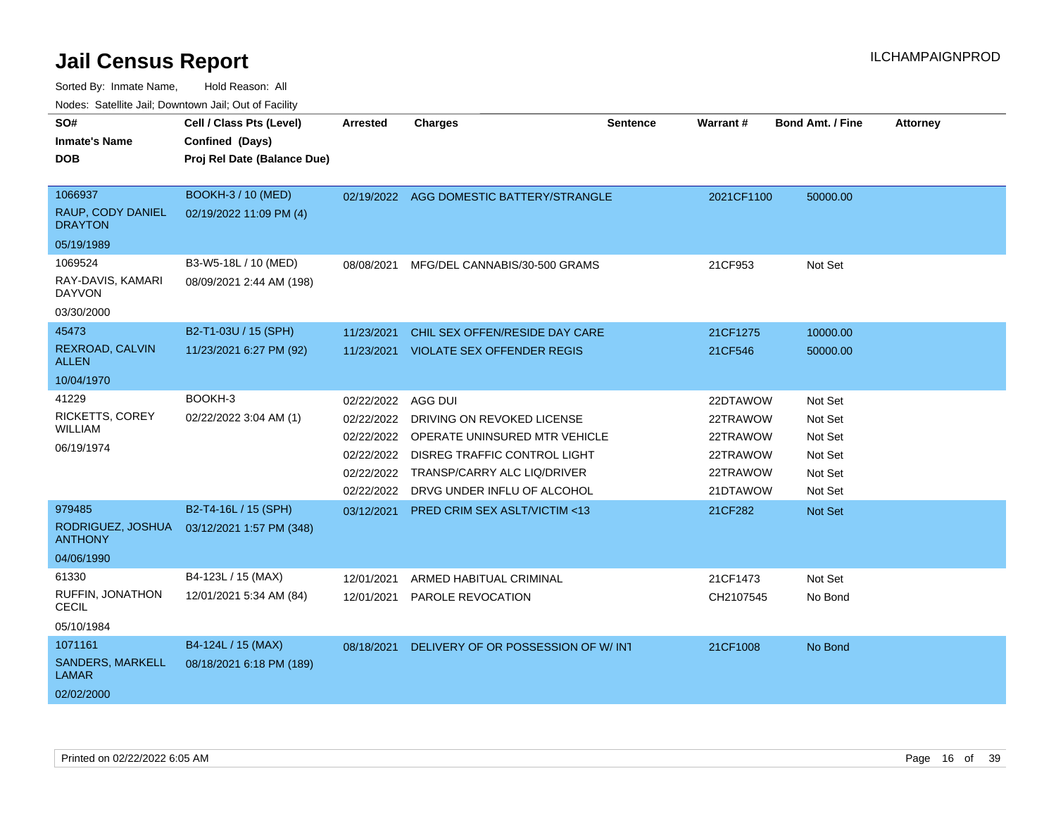# Jail Census Report

Sorted By: Inmate Name, Hold Reason: All

Nodes: Satellite Jail; Downtown Jail; Out of Facility

| SO# / Inmate's Name / DOB | Cell / Class Pts (Level) / Confined (Days) / Proj Rel Date (Balance Due) | Arrested | Charges | Sentence | Warrant # | Bond Amt. / Fine | Attorney |
|---|---|---|---|---|---|---|---|
| 1066937 RAUP, CODY DANIEL DRAYTON 05/19/1989 | BOOKH-3 / 10 (MED) 02/19/2022 11:09 PM (4) | 02/19/2022 | AGG DOMESTIC BATTERY/STRANGLE | | 2021CF1100 | 50000.00 | |
| 1069524 RAY-DAVIS, KAMARI DAYVON 03/30/2000 | B3-W5-18L / 10 (MED) 08/09/2021 2:44 AM (198) | 08/08/2021 | MFG/DEL CANNABIS/30-500 GRAMS | | 21CF953 | Not Set | |
| 45473 REXROAD, CALVIN ALLEN 10/04/1970 | B2-T1-03U / 15 (SPH) 11/23/2021 6:27 PM (92) | 11/23/2021 | CHIL SEX OFFEN/RESIDE DAY CARE | | 21CF1275 | 10000.00 | |
| | | 11/23/2021 | VIOLATE SEX OFFENDER REGIS | | 21CF546 | 50000.00 | |
| 41229 RICKETTS, COREY WILLIAM 06/19/1974 | BOOKH-3 02/22/2022 3:04 AM (1) | 02/22/2022 | AGG DUI | | 22DTAWOW | Not Set | |
| | | 02/22/2022 | DRIVING ON REVOKED LICENSE | | 22TRAWOW | Not Set | |
| | | 02/22/2022 | OPERATE UNINSURED MTR VEHICLE | | 22TRAWOW | Not Set | |
| | | 02/22/2022 | DISREG TRAFFIC CONTROL LIGHT | | 22TRAWOW | Not Set | |
| | | 02/22/2022 | TRANSP/CARRY ALC LIQ/DRIVER | | 22TRAWOW | Not Set | |
| | | 02/22/2022 | DRVG UNDER INFLU OF ALCOHOL | | 21DTAWOW | Not Set | |
| 979485 RODRIGUEZ, JOSHUA ANTHONY 04/06/1990 | B2-T4-16L / 15 (SPH) 03/12/2021 1:57 PM (348) | 03/12/2021 | PRED CRIM SEX ASLT/VICTIM <13 | | 21CF282 | Not Set | |
| 61330 RUFFIN, JONATHON CECIL 05/10/1984 | B4-123L / 15 (MAX) 12/01/2021 5:34 AM (84) | 12/01/2021 | ARMED HABITUAL CRIMINAL | | 21CF1473 | Not Set | |
| | | 12/01/2021 | PAROLE REVOCATION | | CH2107545 | No Bond | |
| 1071161 SANDERS, MARKELL LAMAR 02/02/2000 | B4-124L / 15 (MAX) 08/18/2021 6:18 PM (189) | 08/18/2021 | DELIVERY OF OR POSSESSION OF W/ INT | | 21CF1008 | No Bond | |

Printed on 02/22/2022 6:05 AM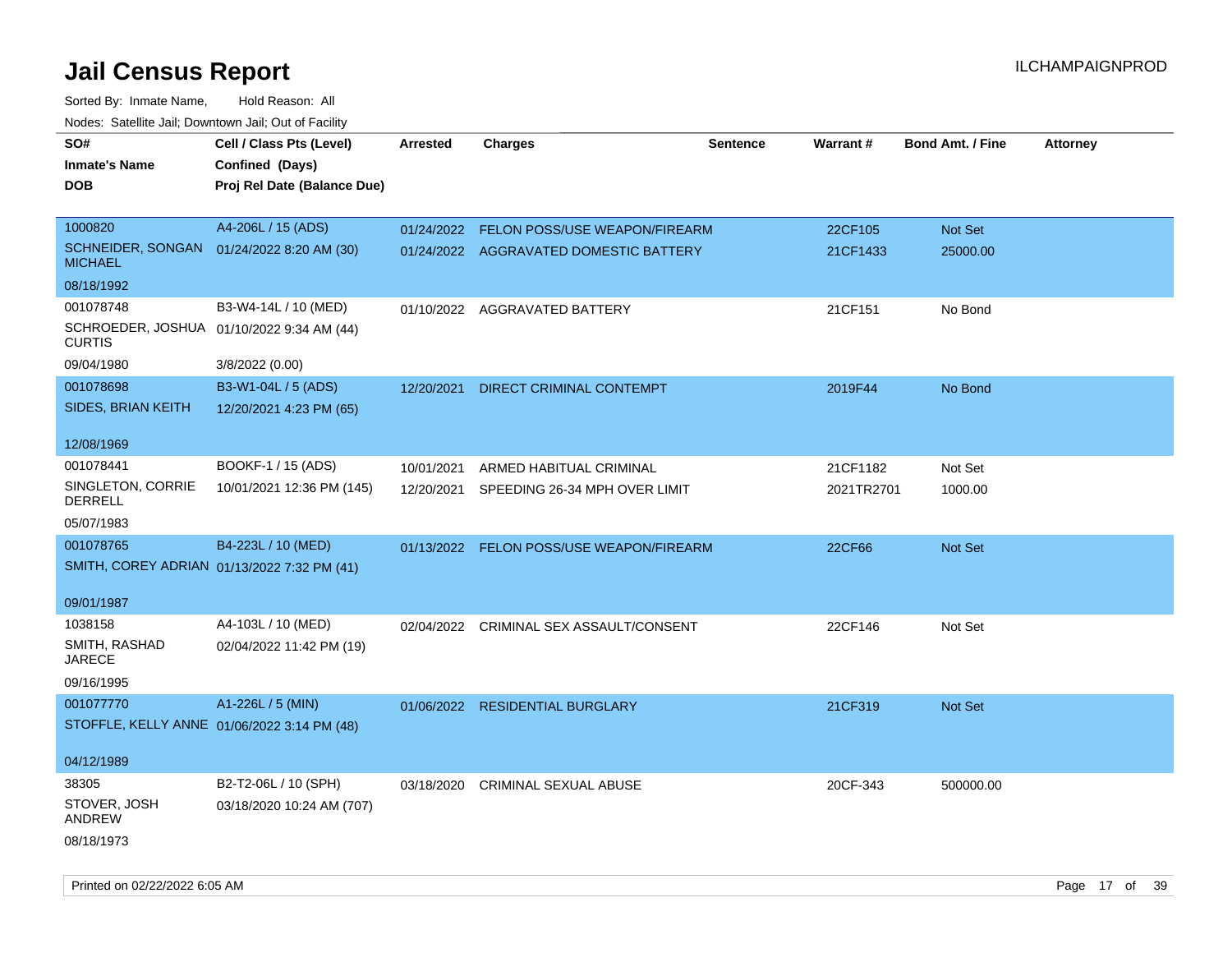# Jail Census Report

ILCHAMPAIGNPROD

Sorted By: Inmate Name, Hold Reason: All

Nodes: Satellite Jail; Downtown Jail; Out of Facility

| SO# / Inmate's Name / DOB | Cell / Class Pts (Level) / Confined (Days) / Proj Rel Date (Balance Due) | Arrested | Charges | Sentence | Warrant # | Bond Amt. / Fine | Attorney |
|---|---|---|---|---|---|---|---|
| 1000820<br>SCHNEIDER, SONGAN MICHAEL<br>08/18/1992 | A4-206L / 15 (ADS)<br>01/24/2022 8:20 AM (30) | 01/24/2022<br>01/24/2022 | FELON POSS/USE WEAPON/FIREARM<br>AGGRAVATED DOMESTIC BATTERY | | 22CF105<br>21CF1433 | Not Set<br>25000.00 | |
| 001078748<br>SCHROEDER, JOSHUA CURTIS<br>09/04/1980 | B3-W4-14L / 10 (MED)<br>01/10/2022 9:34 AM (44)<br>3/8/2022 (0.00) | 01/10/2022 | AGGRAVATED BATTERY | | 21CF151 | No Bond | |
| 001078698<br>SIDES, BRIAN KEITH<br>12/08/1969 | B3-W1-04L / 5 (ADS)<br>12/20/2021 4:23 PM (65) | 12/20/2021 | DIRECT CRIMINAL CONTEMPT | | 2019F44 | No Bond | |
| 001078441<br>SINGLETON, CORRIE DERRELL<br>05/07/1983 | BOOKF-1 / 15 (ADS)<br>10/01/2021 12:36 PM (145) | 10/01/2021<br>12/20/2021 | ARMED HABITUAL CRIMINAL<br>SPEEDING 26-34 MPH OVER LIMIT | | 21CF1182<br>2021TR2701 | Not Set<br>1000.00 | |
| 001078765<br>SMITH, COREY ADRIAN<br>09/01/1987 | B4-223L / 10 (MED)<br>01/13/2022 7:32 PM (41) | 01/13/2022 | FELON POSS/USE WEAPON/FIREARM | | 22CF66 | Not Set | |
| 1038158<br>SMITH, RASHAD JARECE<br>09/16/1995 | A4-103L / 10 (MED)<br>02/04/2022 11:42 PM (19) | 02/04/2022 | CRIMINAL SEX ASSAULT/CONSENT | | 22CF146 | Not Set | |
| 001077770<br>STOFFLE, KELLY ANNE<br>04/12/1989 | A1-226L / 5 (MIN)<br>01/06/2022 3:14 PM (48) | 01/06/2022 | RESIDENTIAL BURGLARY | | 21CF319 | Not Set | |
| 38305<br>STOVER, JOSH ANDREW<br>08/18/1973 | B2-T2-06L / 10 (SPH)<br>03/18/2020 10:24 AM (707) | 03/18/2020 | CRIMINAL SEXUAL ABUSE | | 20CF-343 | 500000.00 | |

Printed on 02/22/2022 6:05 AM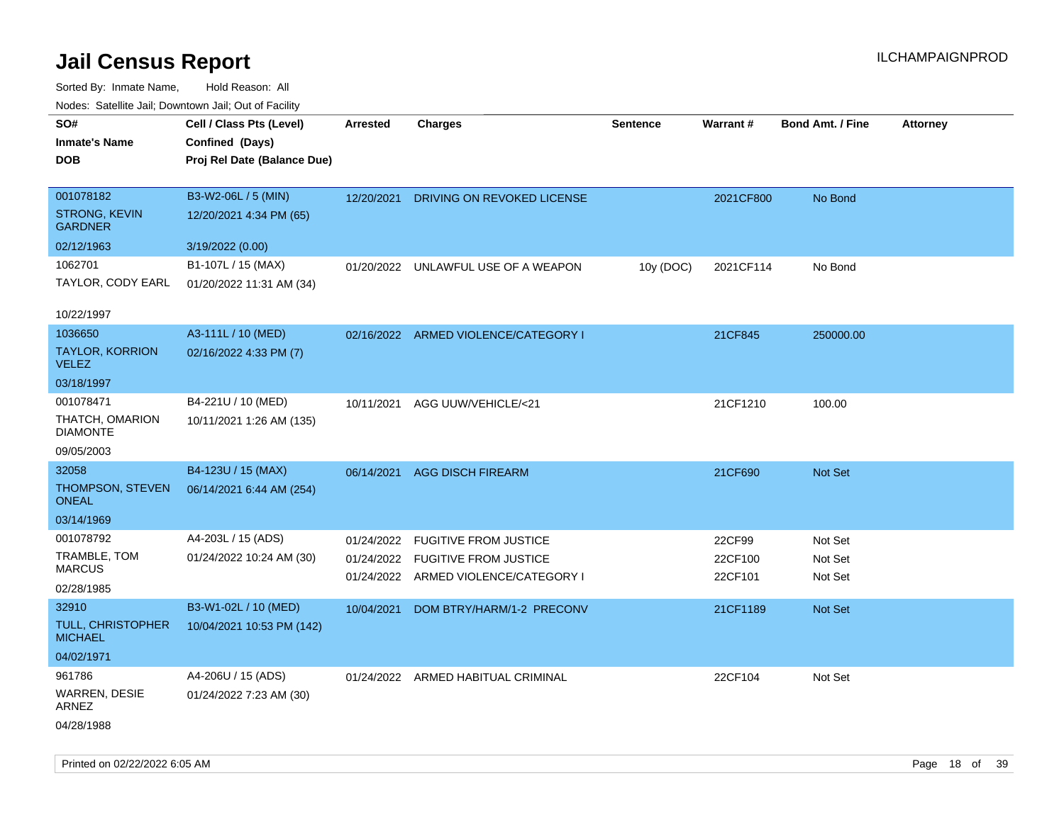# Jail Census Report

ILCHAMPAIGNPROD

Sorted By: Inmate Name, Hold Reason: All

Nodes: Satellite Jail; Downtown Jail; Out of Facility

| SO# / Inmate's Name / DOB | Cell / Class Pts (Level) / Confined (Days) / Proj Rel Date (Balance Due) | Arrested | Charges | Sentence | Warrant # | Bond Amt. / Fine | Attorney |
|---|---|---|---|---|---|---|---|
| 001078182<br>STRONG, KEVIN GARDNER<br>02/12/1963 | B3-W2-06L / 5 (MIN)<br>12/20/2021 4:34 PM (65)<br>3/19/2022 (0.00) | 12/20/2021 | DRIVING ON REVOKED LICENSE | | 2021CF800 | No Bond | |
| 1062701<br>TAYLOR, CODY EARL<br>10/22/1997 | B1-107L / 15 (MAX)<br>01/20/2022 11:31 AM (34) | 01/20/2022 | UNLAWFUL USE OF A WEAPON | 10y (DOC) | 2021CF114 | No Bond | |
| 1036650<br>TAYLOR, KORRION VELEZ<br>03/18/1997 | A3-111L / 10 (MED)<br>02/16/2022 4:33 PM (7) | 02/16/2022 | ARMED VIOLENCE/CATEGORY I | | 21CF845 | 250000.00 | |
| 001078471<br>THATCH, OMARION DIAMONTE<br>09/05/2003 | B4-221U / 10 (MED)<br>10/11/2021 1:26 AM (135) | 10/11/2021 | AGG UUW/VEHICLE/<21 | | 21CF1210 | 100.00 | |
| 32058<br>THOMPSON, STEVEN ONEAL<br>03/14/1969 | B4-123U / 15 (MAX)<br>06/14/2021 6:44 AM (254) | 06/14/2021 | AGG DISCH FIREARM | | 21CF690 | Not Set | |
| 001078792<br>TRAMBLE, TOM MARCUS<br>02/28/1985 | A4-203L / 15 (ADS)<br>01/24/2022 10:24 AM (30) | 01/24/2022<br>01/24/2022<br>01/24/2022 | FUGITIVE FROM JUSTICE<br>FUGITIVE FROM JUSTICE<br>ARMED VIOLENCE/CATEGORY I | | 22CF99<br>22CF100<br>22CF101 | Not Set<br>Not Set<br>Not Set | |
| 32910<br>TULL, CHRISTOPHER MICHAEL<br>04/02/1971 | B3-W1-02L / 10 (MED)<br>10/04/2021 10:53 PM (142) | 10/04/2021 | DOM BTRY/HARM/1-2 PRECONV | | 21CF1189 | Not Set | |
| 961786<br>WARREN, DESIE ARNEZ<br>04/28/1988 | A4-206U / 15 (ADS)<br>01/24/2022 7:23 AM (30) | 01/24/2022 | ARMED HABITUAL CRIMINAL | | 22CF104 | Not Set | |

Printed on 02/22/2022 6:05 AM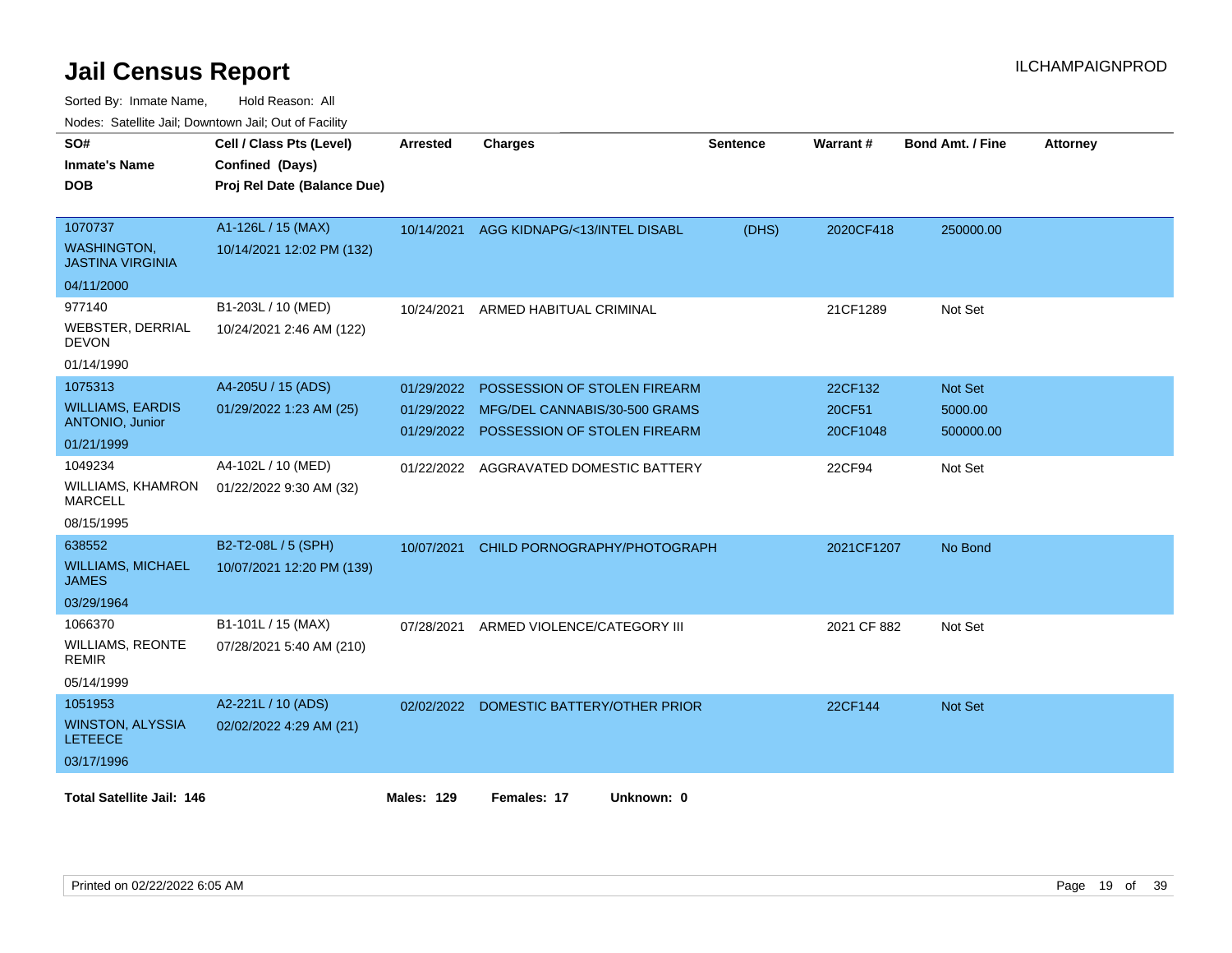# Jail Census Report

ILCHAMPAIGNPROD

Sorted By: Inmate Name, Hold Reason: All

Nodes: Satellite Jail; Downtown Jail; Out of Facility

| SO# / Inmate's Name / DOB | Cell / Class Pts (Level) / Confined (Days) / Proj Rel Date (Balance Due) | Arrested | Charges | Sentence | Warrant # | Bond Amt. / Fine | Attorney |
|---|---|---|---|---|---|---|---|
| 1070737<br>WASHINGTON, JASTINA VIRGINIA<br>04/11/2000 | A1-126L / 15 (MAX)<br>10/14/2021 12:02 PM (132) | 10/14/2021 | AGG KIDNAPG/<13/INTEL DISABL | (DHS) | 2020CF418 | 250000.00 | |
| 977140<br>WEBSTER, DERRIAL DEVON<br>01/14/1990 | B1-203L / 10 (MED)<br>10/24/2021 2:46 AM (122) | 10/24/2021 | ARMED HABITUAL CRIMINAL | | 21CF1289 | Not Set | |
| 1075313<br>WILLIAMS, EARDIS ANTONIO, Junior<br>01/21/1999 | A4-205U / 15 (ADS)<br>01/29/2022 1:23 AM (25) | 01/29/2022 | POSSESSION OF STOLEN FIREARM | | 22CF132 | Not Set | |
| | | 01/29/2022 | MFG/DEL CANNABIS/30-500 GRAMS | | 20CF51 | 5000.00 | |
| | | 01/29/2022 | POSSESSION OF STOLEN FIREARM | | 20CF1048 | 500000.00 | |
| 1049234<br>WILLIAMS, KHAMRON MARCELL<br>08/15/1995 | A4-102L / 10 (MED)<br>01/22/2022 9:30 AM (32) | 01/22/2022 | AGGRAVATED DOMESTIC BATTERY | | 22CF94 | Not Set | |
| 638552<br>WILLIAMS, MICHAEL JAMES<br>03/29/1964 | B2-T2-08L / 5 (SPH)<br>10/07/2021 12:20 PM (139) | 10/07/2021 | CHILD PORNOGRAPHY/PHOTOGRAPH | | 2021CF1207 | No Bond | |
| 1066370<br>WILLIAMS, REONTE REMIR<br>05/14/1999 | B1-101L / 15 (MAX)<br>07/28/2021 5:40 AM (210) | 07/28/2021 | ARMED VIOLENCE/CATEGORY III | | 2021 CF 882 | Not Set | |
| 1051953<br>WINSTON, ALYSSIA LETEECE<br>03/17/1996 | A2-221L / 10 (ADS)<br>02/02/2022 4:29 AM (21) | 02/02/2022 | DOMESTIC BATTERY/OTHER PRIOR | | 22CF144 | Not Set | |

**Total Satellite Jail: 146** **Males: 129** **Females: 17** **Unknown: 0**

Printed on 02/22/2022 6:05 AM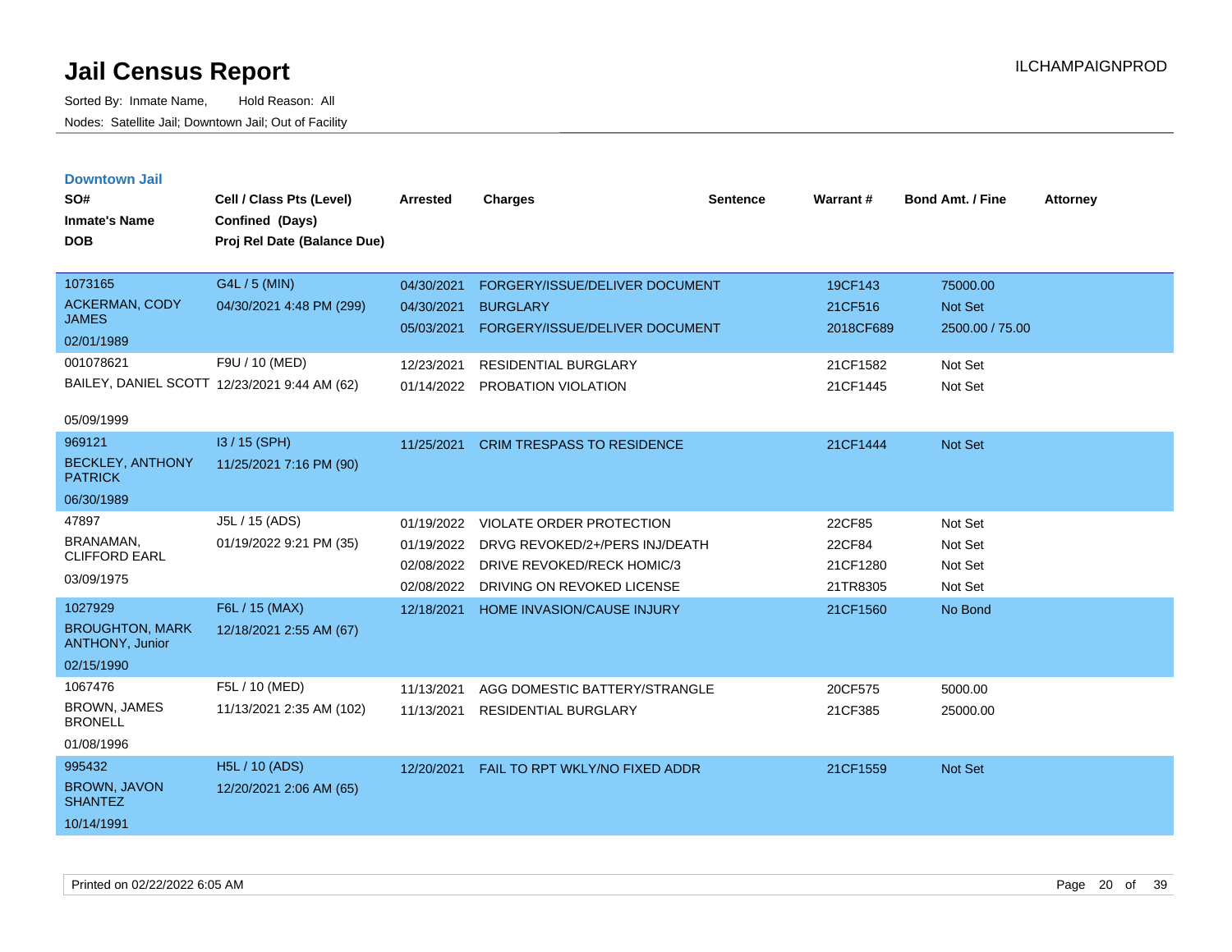# Jail Census Report

Sorted By: Inmate Name, Hold Reason: All

Nodes: Satellite Jail; Downtown Jail; Out of Facility

ILCHAMPAIGNPROD

## Downtown Jail

| SO# / Inmate's Name / DOB | Cell / Class Pts (Level) / Confined (Days) / Proj Rel Date (Balance Due) | Arrested | Charges | Sentence | Warrant # | Bond Amt. / Fine | Attorney |
|---|---|---|---|---|---|---|---|
| 1073165<br>ACKERMAN, CODY JAMES<br>02/01/1989 | G4L / 5 (MIN)<br>04/30/2021 4:48 PM (299) | 04/30/2021 | FORGERY/ISSUE/DELIVER DOCUMENT | | 19CF143 | 75000.00 | |
| | | 04/30/2021 | BURGLARY | | 21CF516 | Not Set | |
| | | 05/03/2021 | FORGERY/ISSUE/DELIVER DOCUMENT | | 2018CF689 | 2500.00 / 75.00 | |
| 001078621<br>BAILEY, DANIEL SCOTT<br>05/09/1999 | F9U / 10 (MED)<br>12/23/2021 9:44 AM (62) | 12/23/2021 | RESIDENTIAL BURGLARY | | 21CF1582 | Not Set | |
| | | 01/14/2022 | PROBATION VIOLATION | | 21CF1445 | Not Set | |
| 969121<br>BECKLEY, ANTHONY PATRICK<br>06/30/1989 | I3 / 15 (SPH)<br>11/25/2021 7:16 PM (90) | 11/25/2021 | CRIM TRESPASS TO RESIDENCE | | 21CF1444 | Not Set | |
| 47897<br>BRANAMAN, CLIFFORD EARL<br>03/09/1975 | J5L / 15 (ADS)<br>01/19/2022 9:21 PM (35) | 01/19/2022 | VIOLATE ORDER PROTECTION | | 22CF85 | Not Set | |
| | | 01/19/2022 | DRVG REVOKED/2+/PERS INJ/DEATH | | 22CF84 | Not Set | |
| | | 02/08/2022 | DRIVE REVOKED/RECK HOMIC/3 | | 21CF1280 | Not Set | |
| | | 02/08/2022 | DRIVING ON REVOKED LICENSE | | 21TR8305 | Not Set | |
| 1027929<br>BROUGHTON, MARK ANTHONY, Junior<br>02/15/1990 | F6L / 15 (MAX)<br>12/18/2021 2:55 AM (67) | 12/18/2021 | HOME INVASION/CAUSE INJURY | | 21CF1560 | No Bond | |
| 1067476<br>BROWN, JAMES BRONELL<br>01/08/1996 | F5L / 10 (MED)<br>11/13/2021 2:35 AM (102) | 11/13/2021 | AGG DOMESTIC BATTERY/STRANGLE | | 20CF575 | 5000.00 | |
| | | 11/13/2021 | RESIDENTIAL BURGLARY | | 21CF385 | 25000.00 | |
| 995432<br>BROWN, JAVON SHANTEZ<br>10/14/1991 | H5L / 10 (ADS)<br>12/20/2021 2:06 AM (65) | 12/20/2021 | FAIL TO RPT WKLY/NO FIXED ADDR | | 21CF1559 | Not Set | |

Printed on 02/22/2022 6:05 AM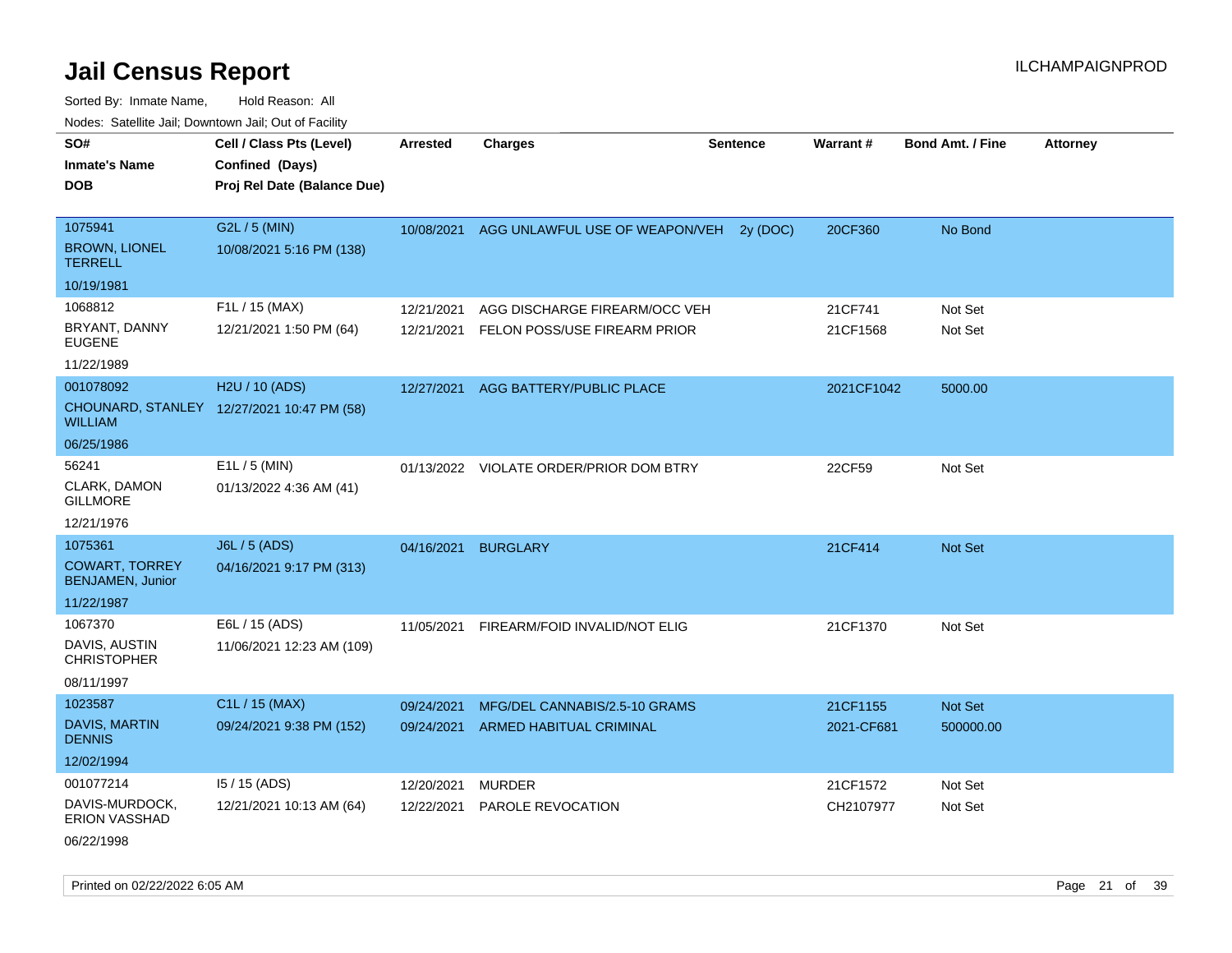# Jail Census Report

Sorted By: Inmate Name, Hold Reason: All

Nodes: Satellite Jail; Downtown Jail; Out of Facility

| SO# / Inmate's Name / DOB | Cell / Class Pts (Level) / Confined (Days) / Proj Rel Date (Balance Due) | Arrested | Charges | Sentence | Warrant # | Bond Amt. / Fine | Attorney |
|---|---|---|---|---|---|---|---|
| 1075941<br>BROWN, LIONEL TERRELL<br>10/19/1981 | G2L / 5 (MIN)<br>10/08/2021 5:16 PM (138) | 10/08/2021 | AGG UNLAWFUL USE OF WEAPON/VEH | 2y (DOC) | 20CF360 | No Bond | |
| 1068812<br>BRYANT, DANNY EUGENE<br>11/22/1989 | F1L / 15 (MAX)<br>12/21/2021 1:50 PM (64) | 12/21/2021<br>12/21/2021 | AGG DISCHARGE FIREARM/OCC VEH<br>FELON POSS/USE FIREARM PRIOR | | 21CF741<br>21CF1568 | Not Set<br>Not Set | |
| 001078092<br>CHOUNARD, STANLEY WILLIAM<br>06/25/1986 | H2U / 10 (ADS)<br>12/27/2021 10:47 PM (58) | 12/27/2021 | AGG BATTERY/PUBLIC PLACE | | 2021CF1042 | 5000.00 | |
| 56241<br>CLARK, DAMON GILLMORE<br>12/21/1976 | E1L / 5 (MIN)<br>01/13/2022 4:36 AM (41) | 01/13/2022 | VIOLATE ORDER/PRIOR DOM BTRY | | 22CF59 | Not Set | |
| 1075361<br>COWART, TORREY BENJAMEN, Junior<br>11/22/1987 | J6L / 5 (ADS)<br>04/16/2021 9:17 PM (313) | 04/16/2021 | BURGLARY | | 21CF414 | Not Set | |
| 1067370<br>DAVIS, AUSTIN CHRISTOPHER<br>08/11/1997 | E6L / 15 (ADS)<br>11/06/2021 12:23 AM (109) | 11/05/2021 | FIREARM/FOID INVALID/NOT ELIG | | 21CF1370 | Not Set | |
| 1023587<br>DAVIS, MARTIN DENNIS<br>12/02/1994 | C1L / 15 (MAX)<br>09/24/2021 9:38 PM (152) | 09/24/2021<br>09/24/2021 | MFG/DEL CANNABIS/2.5-10 GRAMS<br>ARMED HABITUAL CRIMINAL | | 21CF1155<br>2021-CF681 | Not Set<br>500000.00 | |
| 001077214<br>DAVIS-MURDOCK, ERION VASSHAD<br>06/22/1998 | I5 / 15 (ADS)<br>12/21/2021 10:13 AM (64) | 12/20/2021<br>12/22/2021 | MURDER<br>PAROLE REVOCATION | | 21CF1572<br>CH2107977 | Not Set<br>Not Set | |

Printed on 02/22/2022 6:05 AM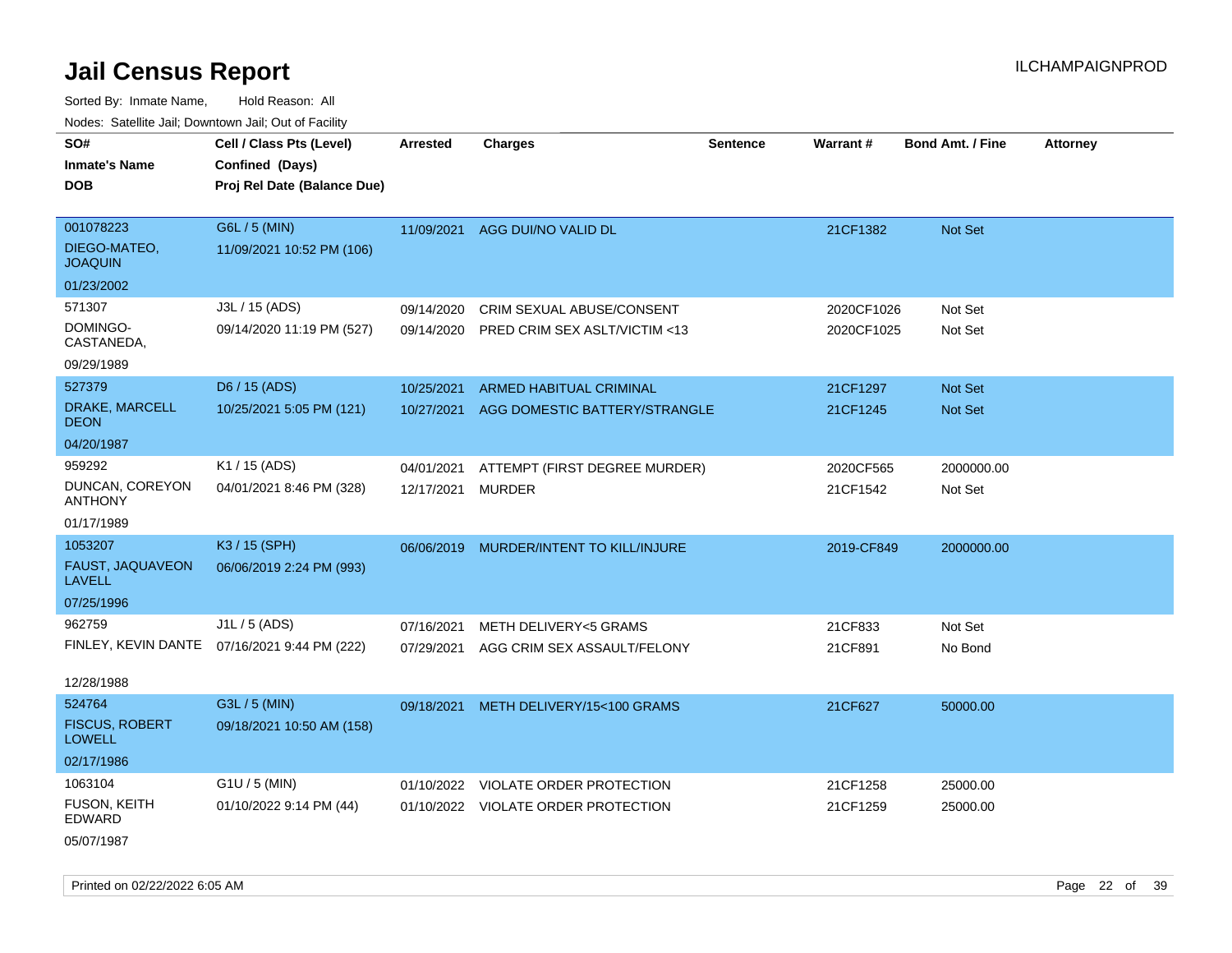# Jail Census Report

ILCHAMPAIGNPROD

Sorted By: Inmate Name, Hold Reason: All

Nodes: Satellite Jail; Downtown Jail; Out of Facility

| SO# / Inmate's Name / DOB | Cell / Class Pts (Level) / Confined (Days) / Proj Rel Date (Balance Due) | Arrested | Charges | Sentence | Warrant # | Bond Amt. / Fine | Attorney |
|---|---|---|---|---|---|---|---|
| 001078223 DIEGO-MATEO, JOAQUIN 01/23/2002 | G6L / 5 (MIN) 11/09/2021 10:52 PM (106) | 11/09/2021 | AGG DUI/NO VALID DL | | 21CF1382 | Not Set | |
| 571307 DOMINGO-CASTANEDA, 09/29/1989 | J3L / 15 (ADS) 09/14/2020 11:19 PM (527) | 09/14/2020 | CRIM SEXUAL ABUSE/CONSENT | | 2020CF1026 | Not Set | |
| | | 09/14/2020 | PRED CRIM SEX ASLT/VICTIM <13 | | 2020CF1025 | Not Set | |
| 527379 DRAKE, MARCELL DEON 04/20/1987 | D6 / 15 (ADS) 10/25/2021 5:05 PM (121) | 10/25/2021 | ARMED HABITUAL CRIMINAL | | 21CF1297 | Not Set | |
| | | 10/27/2021 | AGG DOMESTIC BATTERY/STRANGLE | | 21CF1245 | Not Set | |
| 959292 DUNCAN, COREYON ANTHONY 01/17/1989 | K1 / 15 (ADS) 04/01/2021 8:46 PM (328) | 04/01/2021 | ATTEMPT (FIRST DEGREE MURDER) | | 2020CF565 | 2000000.00 | |
| | | 12/17/2021 | MURDER | | 21CF1542 | Not Set | |
| 1053207 FAUST, JAQUAVEON LAVELL 07/25/1996 | K3 / 15 (SPH) 06/06/2019 2:24 PM (993) | 06/06/2019 | MURDER/INTENT TO KILL/INJURE | | 2019-CF849 | 2000000.00 | |
| 962759 FINLEY, KEVIN DANTE 12/28/1988 | J1L / 5 (ADS) 07/16/2021 9:44 PM (222) | 07/16/2021 | METH DELIVERY<5 GRAMS | | 21CF833 | Not Set | |
| | | 07/29/2021 | AGG CRIM SEX ASSAULT/FELONY | | 21CF891 | No Bond | |
| 524764 FISCUS, ROBERT LOWELL 02/17/1986 | G3L / 5 (MIN) 09/18/2021 10:50 AM (158) | 09/18/2021 | METH DELIVERY/15<100 GRAMS | | 21CF627 | 50000.00 | |
| 1063104 FUSON, KEITH EDWARD 05/07/1987 | G1U / 5 (MIN) 01/10/2022 9:14 PM (44) | 01/10/2022 | VIOLATE ORDER PROTECTION | | 21CF1258 | 25000.00 | |
| | | 01/10/2022 | VIOLATE ORDER PROTECTION | | 21CF1259 | 25000.00 | |

Printed on 02/22/2022 6:05 AM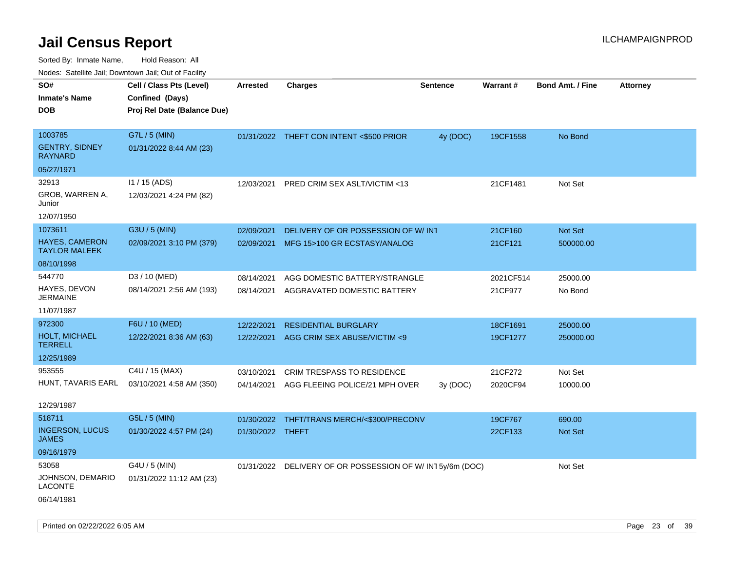# Jail Census Report

ILCHAMPAIGNPROD

Sorted By: Inmate Name, Hold Reason: All

Nodes: Satellite Jail; Downtown Jail; Out of Facility

| SO# / Inmate's Name / DOB | Cell / Class Pts (Level) / Confined (Days) / Proj Rel Date (Balance Due) | Arrested | Charges | Sentence | Warrant # | Bond Amt. / Fine | Attorney |
|---|---|---|---|---|---|---|---|
| 1003785 GENTRY, SIDNEY RAYNARD 05/27/1971 | G7L / 5 (MIN) 01/31/2022 8:44 AM (23) | 01/31/2022 | THEFT CON INTENT <$500 PRIOR | 4y (DOC) | 19CF1558 | No Bond | |
| 32913 GROB, WARREN A, Junior 12/07/1950 | I1 / 15 (ADS) 12/03/2021 4:24 PM (82) | 12/03/2021 | PRED CRIM SEX ASLT/VICTIM <13 | | 21CF1481 | Not Set | |
| 1073611 HAYES, CAMERON TAYLOR MALEEK 08/10/1998 | G3U / 5 (MIN) 02/09/2021 3:10 PM (379) | 02/09/2021 | DELIVERY OF OR POSSESSION OF W/ INT | | 21CF160 | Not Set | |
| | | 02/09/2021 | MFG 15>100 GR ECSTASY/ANALOG | | 21CF121 | 500000.00 | |
| 544770 HAYES, DEVON JERMAINE 11/07/1987 | D3 / 10 (MED) 08/14/2021 2:56 AM (193) | 08/14/2021 | AGG DOMESTIC BATTERY/STRANGLE | | 2021CF514 | 25000.00 | |
| | | 08/14/2021 | AGGRAVATED DOMESTIC BATTERY | | 21CF977 | No Bond | |
| 972300 HOLT, MICHAEL TERRELL 12/25/1989 | F6U / 10 (MED) 12/22/2021 8:36 AM (63) | 12/22/2021 | RESIDENTIAL BURGLARY | | 18CF1691 | 25000.00 | |
| | | 12/22/2021 | AGG CRIM SEX ABUSE/VICTIM <9 | | 19CF1277 | 250000.00 | |
| 953555 HUNT, TAVARIS EARL 12/29/1987 | C4U / 15 (MAX) 03/10/2021 4:58 AM (350) | 03/10/2021 | CRIM TRESPASS TO RESIDENCE | | 21CF272 | Not Set | |
| | | 04/14/2021 | AGG FLEEING POLICE/21 MPH OVER | 3y (DOC) | 2020CF94 | 10000.00 | |
| 518711 INGERSON, LUCUS JAMES 09/16/1979 | G5L / 5 (MIN) 01/30/2022 4:57 PM (24) | 01/30/2022 | THFT/TRANS MERCH/<$300/PRECONV | | 19CF767 | 690.00 | |
| | | 01/30/2022 | THEFT | | 22CF133 | Not Set | |
| 53058 JOHNSON, DEMARIO LACONTE 06/14/1981 | G4U / 5 (MIN) 01/31/2022 11:12 AM (23) | 01/31/2022 | DELIVERY OF OR POSSESSION OF W/ INT | 5y/6m (DOC) | | Not Set | |

Printed on 02/22/2022 6:05 AM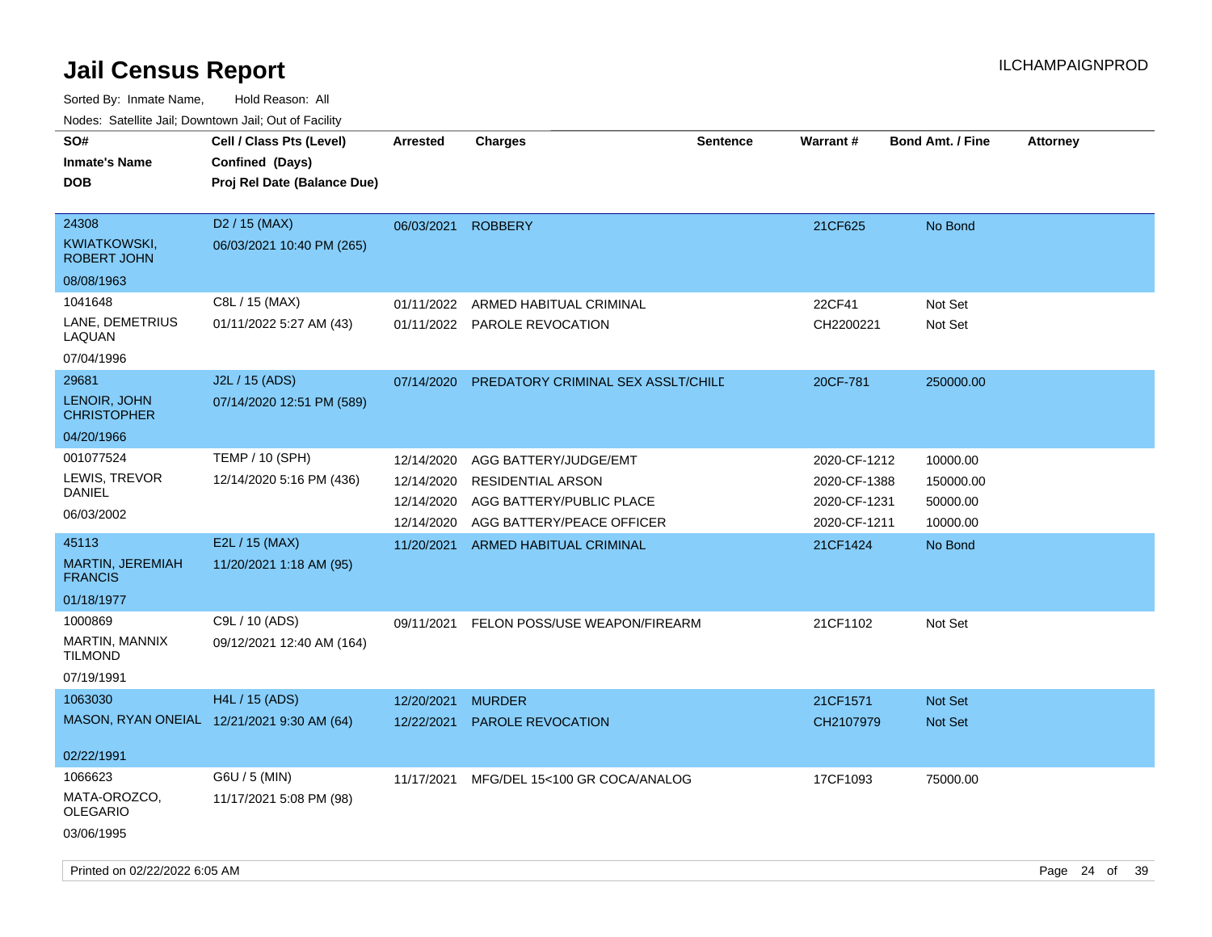# Jail Census Report

ILCHAMPAIGNPROD

Sorted By: Inmate Name,    Hold Reason: All

Nodes: Satellite Jail; Downtown Jail; Out of Facility

| SO# / Inmate's Name / DOB | Cell / Class Pts (Level) / Confined (Days) / Proj Rel Date (Balance Due) | Arrested | Charges | Sentence | Warrant # | Bond Amt. / Fine | Attorney |
|---|---|---|---|---|---|---|---|
| 24308<br>KWIATKOWSKI, ROBERT JOHN<br>08/08/1963 | D2 / 15 (MAX)<br>06/03/2021 10:40 PM (265) | 06/03/2021 | ROBBERY | | 21CF625 | No Bond | |
| 1041648<br>LANE, DEMETRIUS LAQUAN<br>07/04/1996 | C8L / 15 (MAX)<br>01/11/2022 5:27 AM (43) | 01/11/2022 | ARMED HABITUAL CRIMINAL | | 22CF41 | Not Set | |
| | | 01/11/2022 | PAROLE REVOCATION | | CH2200221 | Not Set | |
| 29681<br>LENOIR, JOHN CHRISTOPHER<br>04/20/1966 | J2L / 15 (ADS)<br>07/14/2020 12:51 PM (589) | 07/14/2020 | PREDATORY CRIMINAL SEX ASSLT/CHILD | | 20CF-781 | 250000.00 | |
| 001077524<br>LEWIS, TREVOR DANIEL<br>06/03/2002 | TEMP / 10 (SPH)<br>12/14/2020 5:16 PM (436) | 12/14/2020 | AGG BATTERY/JUDGE/EMT | | 2020-CF-1212 | 10000.00 | |
| | | 12/14/2020 | RESIDENTIAL ARSON | | 2020-CF-1388 | 150000.00 | |
| | | 12/14/2020 | AGG BATTERY/PUBLIC PLACE | | 2020-CF-1231 | 50000.00 | |
| | | 12/14/2020 | AGG BATTERY/PEACE OFFICER | | 2020-CF-1211 | 10000.00 | |
| 45113<br>MARTIN, JEREMIAH FRANCIS<br>01/18/1977 | E2L / 15 (MAX)<br>11/20/2021 1:18 AM (95) | 11/20/2021 | ARMED HABITUAL CRIMINAL | | 21CF1424 | No Bond | |
| 1000869<br>MARTIN, MANNIX TILMOND<br>07/19/1991 | C9L / 10 (ADS)<br>09/12/2021 12:40 AM (164) | 09/11/2021 | FELON POSS/USE WEAPON/FIREARM | | 21CF1102 | Not Set | |
| 1063030<br>MASON, RYAN ONEIAL<br>02/22/1991 | H4L / 15 (ADS)<br>12/21/2021 9:30 AM (64) | 12/20/2021 | MURDER | | 21CF1571 | Not Set | |
| | | 12/22/2021 | PAROLE REVOCATION | | CH2107979 | Not Set | |
| 1066623<br>MATA-OROZCO, OLEGARIO<br>03/06/1995 | G6U / 5 (MIN)<br>11/17/2021 5:08 PM (98) | 11/17/2021 | MFG/DEL 15<100 GR COCA/ANALOG | | 17CF1093 | 75000.00 | |

Printed on 02/22/2022 6:05 AM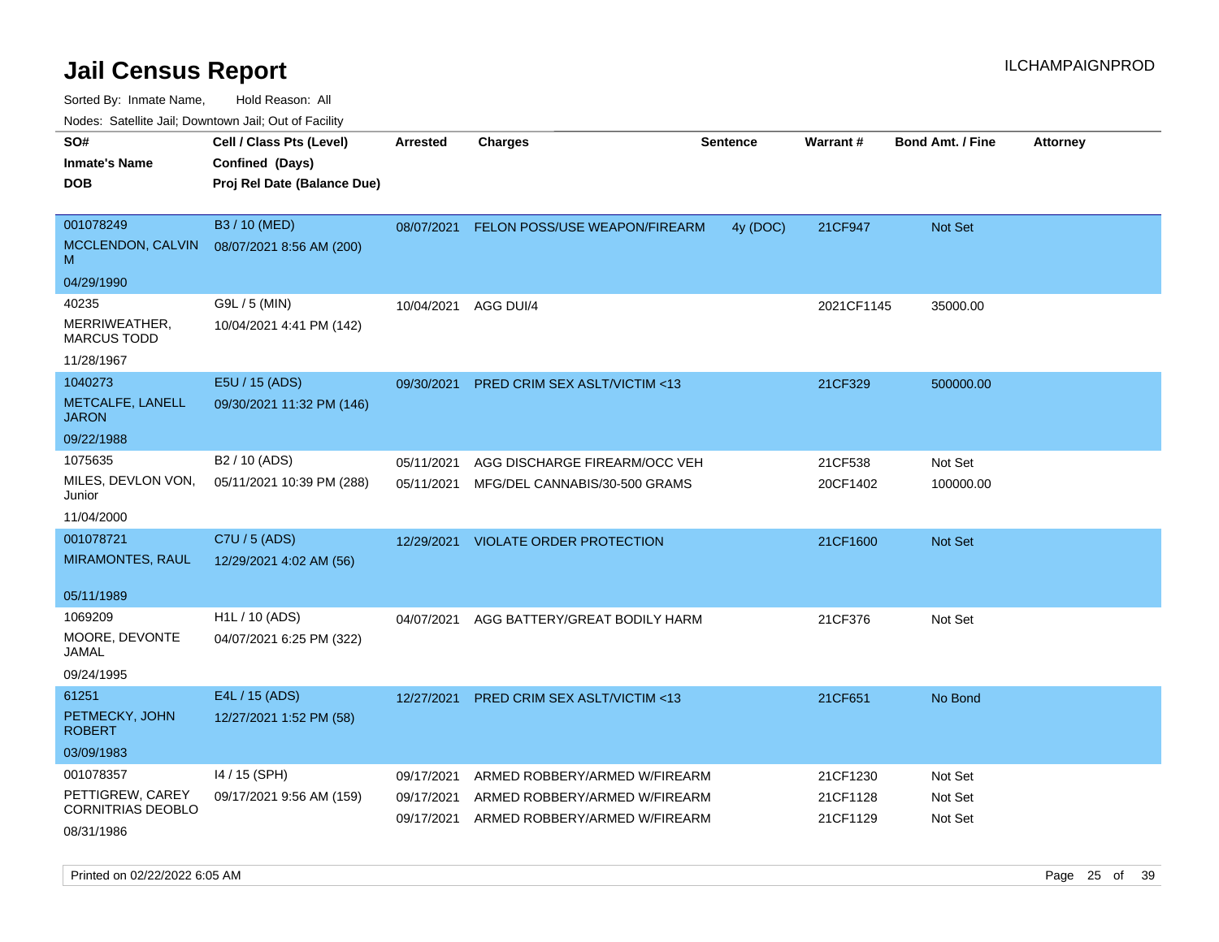# Jail Census Report

ILCHAMPAIGNPROD

Sorted By: Inmate Name, Hold Reason: All

Nodes: Satellite Jail; Downtown Jail; Out of Facility

| SO# / Inmate's Name / DOB | Cell / Class Pts (Level) / Confined (Days) / Proj Rel Date (Balance Due) | Arrested | Charges | Sentence | Warrant # | Bond Amt. / Fine | Attorney |
|---|---|---|---|---|---|---|---|
| 001078249 MCCLENDON, CALVIN M 04/29/1990 | B3 / 10 (MED) 08/07/2021 8:56 AM (200) | 08/07/2021 | FELON POSS/USE WEAPON/FIREARM | 4y (DOC) | 21CF947 | Not Set | |
| 40235 MERRIWEATHER, MARCUS TODD 11/28/1967 | G9L / 5 (MIN) 10/04/2021 4:41 PM (142) | 10/04/2021 | AGG DUI/4 | | 2021CF1145 | 35000.00 | |
| 1040273 METCALFE, LANELL JARON 09/22/1988 | E5U / 15 (ADS) 09/30/2021 11:32 PM (146) | 09/30/2021 | PRED CRIM SEX ASLT/VICTIM <13 | | 21CF329 | 500000.00 | |
| 1075635 MILES, DEVLON VON, Junior 11/04/2000 | B2 / 10 (ADS) 05/11/2021 10:39 PM (288) | 05/11/2021 | AGG DISCHARGE FIREARM/OCC VEH | | 21CF538 | Not Set | |
| | | 05/11/2021 | MFG/DEL CANNABIS/30-500 GRAMS | | 20CF1402 | 100000.00 | |
| 001078721 MIRAMONTES, RAUL 05/11/1989 | C7U / 5 (ADS) 12/29/2021 4:02 AM (56) | 12/29/2021 | VIOLATE ORDER PROTECTION | | 21CF1600 | Not Set | |
| 1069209 MOORE, DEVONTE JAMAL 09/24/1995 | H1L / 10 (ADS) 04/07/2021 6:25 PM (322) | 04/07/2021 | AGG BATTERY/GREAT BODILY HARM | | 21CF376 | Not Set | |
| 61251 PETMECKY, JOHN ROBERT 03/09/1983 | E4L / 15 (ADS) 12/27/2021 1:52 PM (58) | 12/27/2021 | PRED CRIM SEX ASLT/VICTIM <13 | | 21CF651 | No Bond | |
| 001078357 PETTIGREW, CAREY CORNITRIAS DEOBLO 08/31/1986 | I4 / 15 (SPH) 09/17/2021 9:56 AM (159) | 09/17/2021 | ARMED ROBBERY/ARMED W/FIREARM | | 21CF1230 | Not Set | |
| | | 09/17/2021 | ARMED ROBBERY/ARMED W/FIREARM | | 21CF1128 | Not Set | |
| | | 09/17/2021 | ARMED ROBBERY/ARMED W/FIREARM | | 21CF1129 | Not Set | |

Printed on 02/22/2022 6:05 AM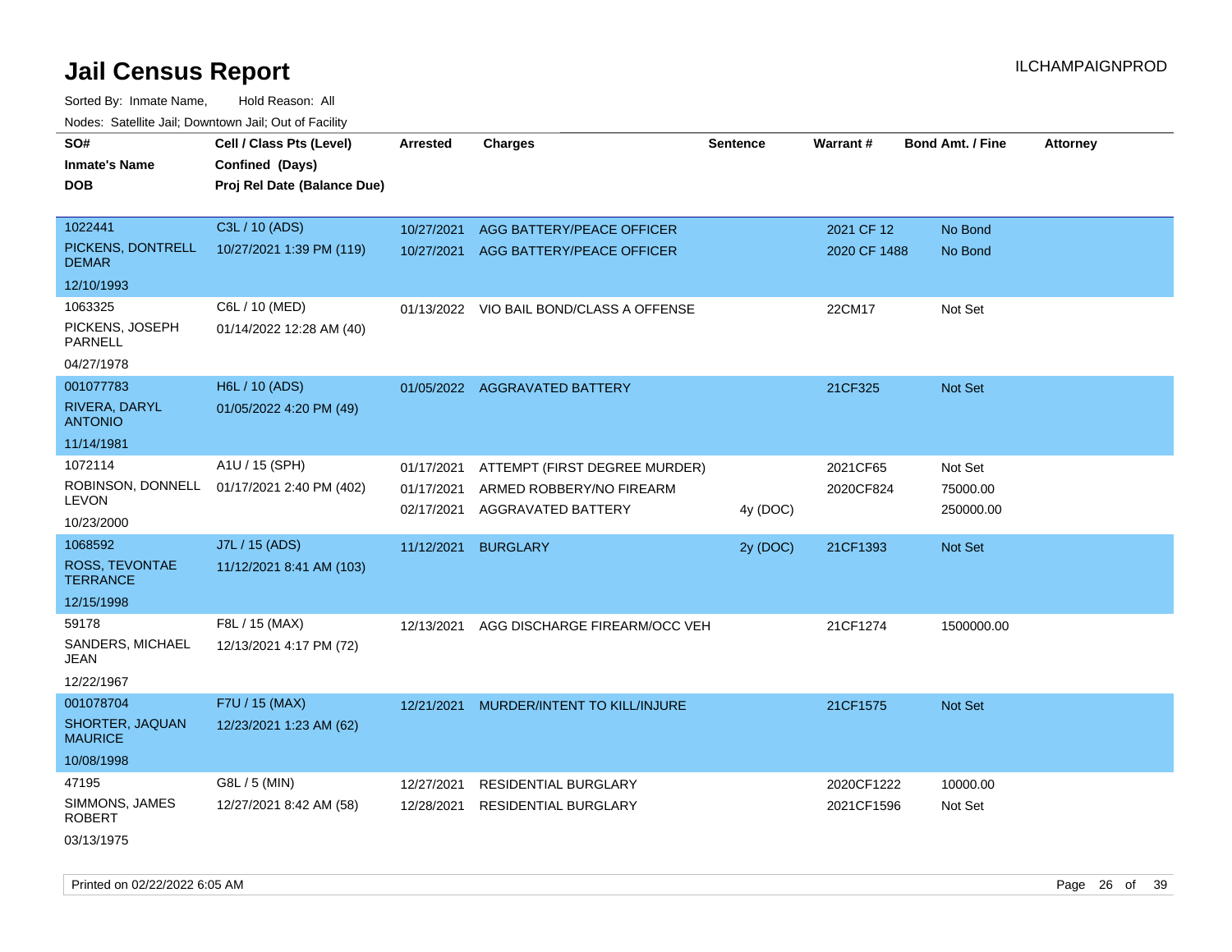# Jail Census Report

Sorted By: Inmate Name, Hold Reason: All

Nodes: Satellite Jail; Downtown Jail; Out of Facility

| SO# / Inmate's Name / DOB | Cell / Class Pts (Level) / Confined (Days) / Proj Rel Date (Balance Due) | Arrested | Charges | Sentence | Warrant # | Bond Amt. / Fine | Attorney |
|---|---|---|---|---|---|---|---|
| 1022441<br>PICKENS, DONTRELL DEMAR<br>12/10/1993 | C3L / 10 (ADS)<br>10/27/2021 1:39 PM (119) | 10/27/2021<br>10/27/2021 | AGG BATTERY/PEACE OFFICER<br>AGG BATTERY/PEACE OFFICER | | 2021 CF 12<br>2020 CF 1488 | No Bond<br>No Bond | |
| 1063325<br>PICKENS, JOSEPH PARNELL<br>04/27/1978 | C6L / 10 (MED)<br>01/14/2022 12:28 AM (40) | 01/13/2022 | VIO BAIL BOND/CLASS A OFFENSE | | 22CM17 | Not Set | |
| 001077783<br>RIVERA, DARYL ANTONIO<br>11/14/1981 | H6L / 10 (ADS)<br>01/05/2022 4:20 PM (49) | 01/05/2022 | AGGRAVATED BATTERY | | 21CF325 | Not Set | |
| 1072114<br>ROBINSON, DONNELL LEVON<br>10/23/2000 | A1U / 15 (SPH)<br>01/17/2021 2:40 PM (402) | 01/17/2021<br>01/17/2021<br>02/17/2021 | ATTEMPT (FIRST DEGREE MURDER)<br>ARMED ROBBERY/NO FIREARM<br>AGGRAVATED BATTERY | <br><br>4y (DOC) | 2021CF65<br>2020CF824 | Not Set<br>75000.00<br>250000.00 | |
| 1068592<br>ROSS, TEVONTAE TERRANCE<br>12/15/1998 | J7L / 15 (ADS)<br>11/12/2021 8:41 AM (103) | 11/12/2021 | BURGLARY | 2y (DOC) | 21CF1393 | Not Set | |
| 59178<br>SANDERS, MICHAEL JEAN<br>12/22/1967 | F8L / 15 (MAX)<br>12/13/2021 4:17 PM (72) | 12/13/2021 | AGG DISCHARGE FIREARM/OCC VEH | | 21CF1274 | 1500000.00 | |
| 001078704<br>SHORTER, JAQUAN MAURICE<br>10/08/1998 | F7U / 15 (MAX)<br>12/23/2021 1:23 AM (62) | 12/21/2021 | MURDER/INTENT TO KILL/INJURE | | 21CF1575 | Not Set | |
| 47195<br>SIMMONS, JAMES ROBERT<br>03/13/1975 | G8L / 5 (MIN)<br>12/27/2021 8:42 AM (58) | 12/27/2021<br>12/28/2021 | RESIDENTIAL BURGLARY<br>RESIDENTIAL BURGLARY | | 2020CF1222<br>2021CF1596 | 10000.00<br>Not Set | |

Printed on 02/22/2022 6:05 AM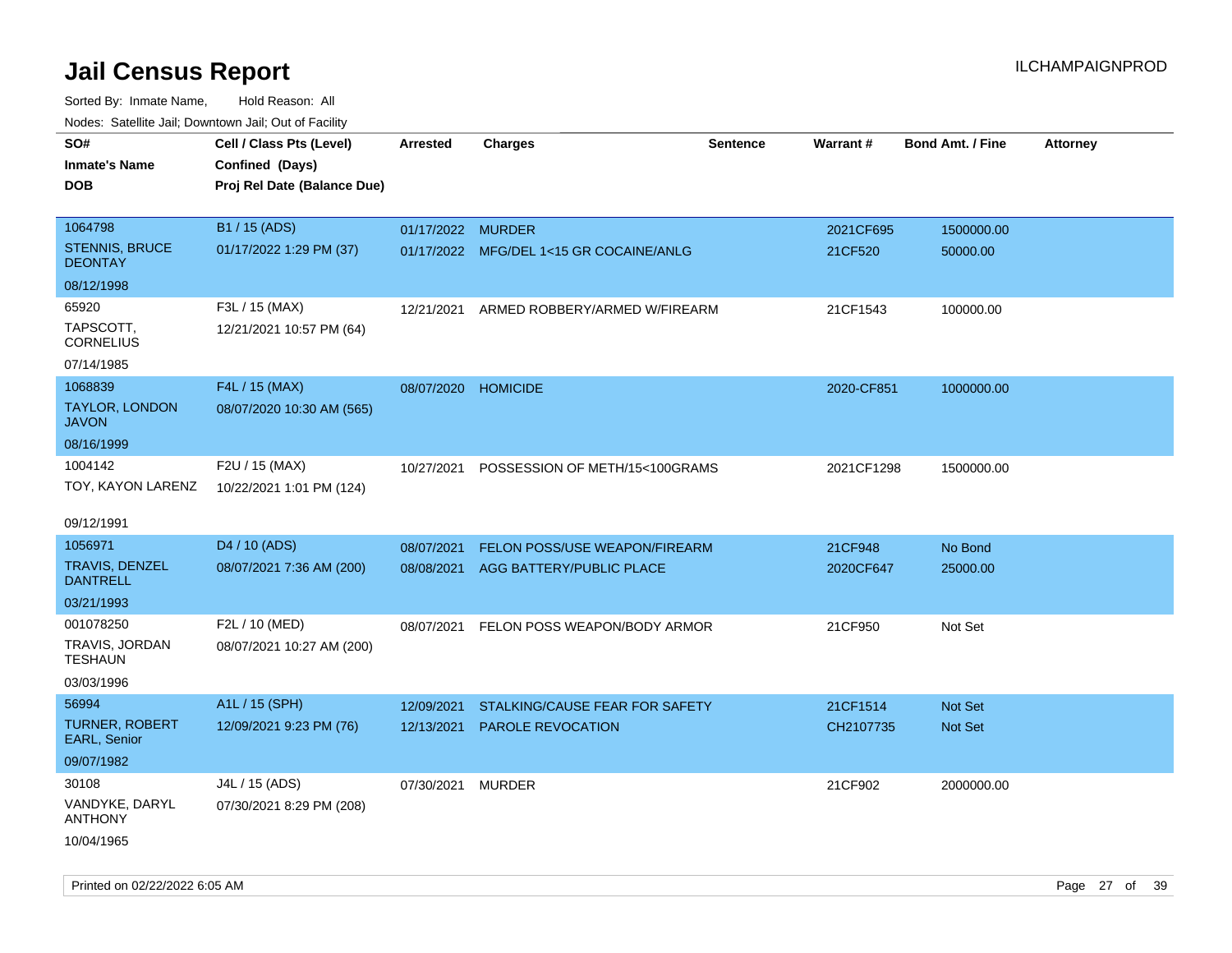# Jail Census Report

Sorted By: Inmate Name, Hold Reason: All

Nodes: Satellite Jail; Downtown Jail; Out of Facility

| SO# / Inmate's Name / DOB | Cell / Class Pts (Level) / Confined (Days) / Proj Rel Date (Balance Due) | Arrested | Charges | Sentence | Warrant # | Bond Amt. / Fine | Attorney |
|---|---|---|---|---|---|---|---|
| 1064798<br>STENNIS, BRUCE DEONTAY<br>08/12/1998 | B1 / 15 (ADS)<br>01/17/2022 1:29 PM (37) | 01/17/2022<br>01/17/2022 | MURDER<br>MFG/DEL 1<15 GR COCAINE/ANLG | | 2021CF695<br>21CF520 | 1500000.00<br>50000.00 | |
| 65920<br>TAPSCOTT, CORNELIUS<br>07/14/1985 | F3L / 15 (MAX)<br>12/21/2021 10:57 PM (64) | 12/21/2021 | ARMED ROBBERY/ARMED W/FIREARM | | 21CF1543 | 100000.00 | |
| 1068839<br>TAYLOR, LONDON JAVON<br>08/16/1999 | F4L / 15 (MAX)<br>08/07/2020 10:30 AM (565) | 08/07/2020 | HOMICIDE | | 2020-CF851 | 1000000.00 | |
| 1004142<br>TOY, KAYON LARENZ<br>09/12/1991 | F2U / 15 (MAX)<br>10/22/2021 1:01 PM (124) | 10/27/2021 | POSSESSION OF METH/15<100GRAMS | | 2021CF1298 | 1500000.00 | |
| 1056971<br>TRAVIS, DENZEL DANTRELL<br>03/21/1993 | D4 / 10 (ADS)<br>08/07/2021 7:36 AM (200) | 08/07/2021<br>08/08/2021 | FELON POSS/USE WEAPON/FIREARM<br>AGG BATTERY/PUBLIC PLACE | | 21CF948<br>2020CF647 | No Bond<br>25000.00 | |
| 001078250<br>TRAVIS, JORDAN TESHAUN<br>03/03/1996 | F2L / 10 (MED)<br>08/07/2021 10:27 AM (200) | 08/07/2021 | FELON POSS WEAPON/BODY ARMOR | | 21CF950 | Not Set | |
| 56994<br>TURNER, ROBERT EARL, Senior<br>09/07/1982 | A1L / 15 (SPH)<br>12/09/2021 9:23 PM (76) | 12/09/2021<br>12/13/2021 | STALKING/CAUSE FEAR FOR SAFETY<br>PAROLE REVOCATION | | 21CF1514<br>CH2107735 | Not Set<br>Not Set | |
| 30108<br>VANDYKE, DARYL ANTHONY<br>10/04/1965 | J4L / 15 (ADS)<br>07/30/2021 8:29 PM (208) | 07/30/2021 | MURDER | | 21CF902 | 2000000.00 | |

Printed on 02/22/2022 6:05 AM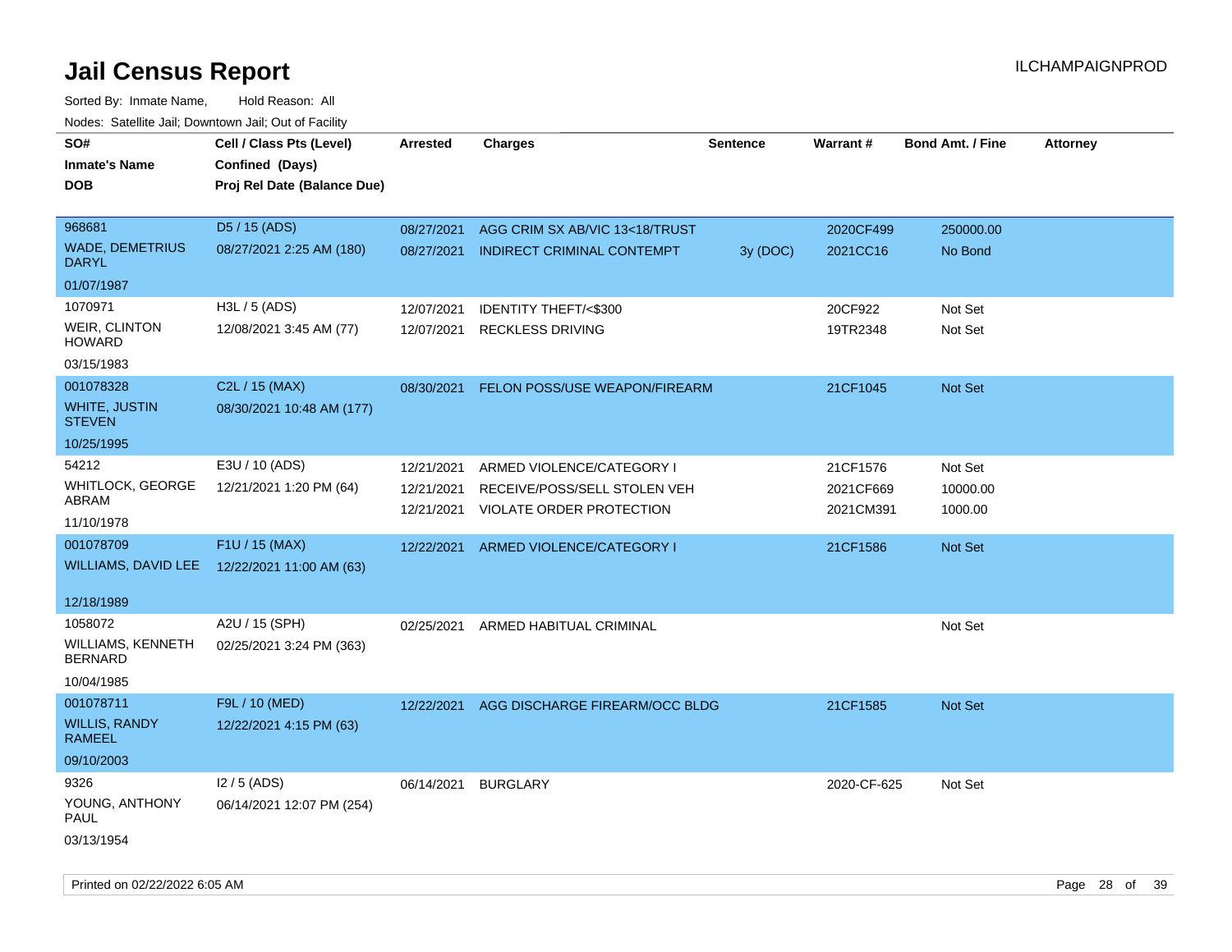# Jail Census Report

Sorted By: Inmate Name, Hold Reason: All

Nodes: Satellite Jail; Downtown Jail; Out of Facility

| SO# / Inmate's Name / DOB | Cell / Class Pts (Level) / Confined (Days) / Proj Rel Date (Balance Due) | Arrested | Charges | Sentence | Warrant # | Bond Amt. / Fine | Attorney |
|---|---|---|---|---|---|---|---|
| 968681 WADE, DEMETRIUS DARYL 01/07/1987 | D5 / 15 (ADS) 08/27/2021 2:25 AM (180) | 08/27/2021 | AGG CRIM SX AB/VIC 13<18/TRUST | | 2020CF499 | 250000.00 | |
| | | 08/27/2021 | INDIRECT CRIMINAL CONTEMPT | 3y (DOC) | 2021CC16 | No Bond | |
| 1070971 WEIR, CLINTON HOWARD 03/15/1983 | H3L / 5 (ADS) 12/08/2021 3:45 AM (77) | 12/07/2021 | IDENTITY THEFT/<$300 | | 20CF922 | Not Set | |
| | | 12/07/2021 | RECKLESS DRIVING | | 19TR2348 | Not Set | |
| 001078328 WHITE, JUSTIN STEVEN 10/25/1995 | C2L / 15 (MAX) 08/30/2021 10:48 AM (177) | 08/30/2021 | FELON POSS/USE WEAPON/FIREARM | | 21CF1045 | Not Set | |
| 54212 WHITLOCK, GEORGE ABRAM 11/10/1978 | E3U / 10 (ADS) 12/21/2021 1:20 PM (64) | 12/21/2021 | ARMED VIOLENCE/CATEGORY I | | 21CF1576 | Not Set | |
| | | 12/21/2021 | RECEIVE/POSS/SELL STOLEN VEH | | 2021CF669 | 10000.00 | |
| | | 12/21/2021 | VIOLATE ORDER PROTECTION | | 2021CM391 | 1000.00 | |
| 001078709 WILLIAMS, DAVID LEE 12/18/1989 | F1U / 15 (MAX) 12/22/2021 11:00 AM (63) | 12/22/2021 | ARMED VIOLENCE/CATEGORY I | | 21CF1586 | Not Set | |
| 1058072 WILLIAMS, KENNETH BERNARD 10/04/1985 | A2U / 15 (SPH) 02/25/2021 3:24 PM (363) | 02/25/2021 | ARMED HABITUAL CRIMINAL | | | Not Set | |
| 001078711 WILLIS, RANDY RAMEEL 09/10/2003 | F9L / 10 (MED) 12/22/2021 4:15 PM (63) | 12/22/2021 | AGG DISCHARGE FIREARM/OCC BLDG | | 21CF1585 | Not Set | |
| 9326 YOUNG, ANTHONY PAUL 03/13/1954 | I2 / 5 (ADS) 06/14/2021 12:07 PM (254) | 06/14/2021 | BURGLARY | | 2020-CF-625 | Not Set | |

Printed on 02/22/2022 6:05 AM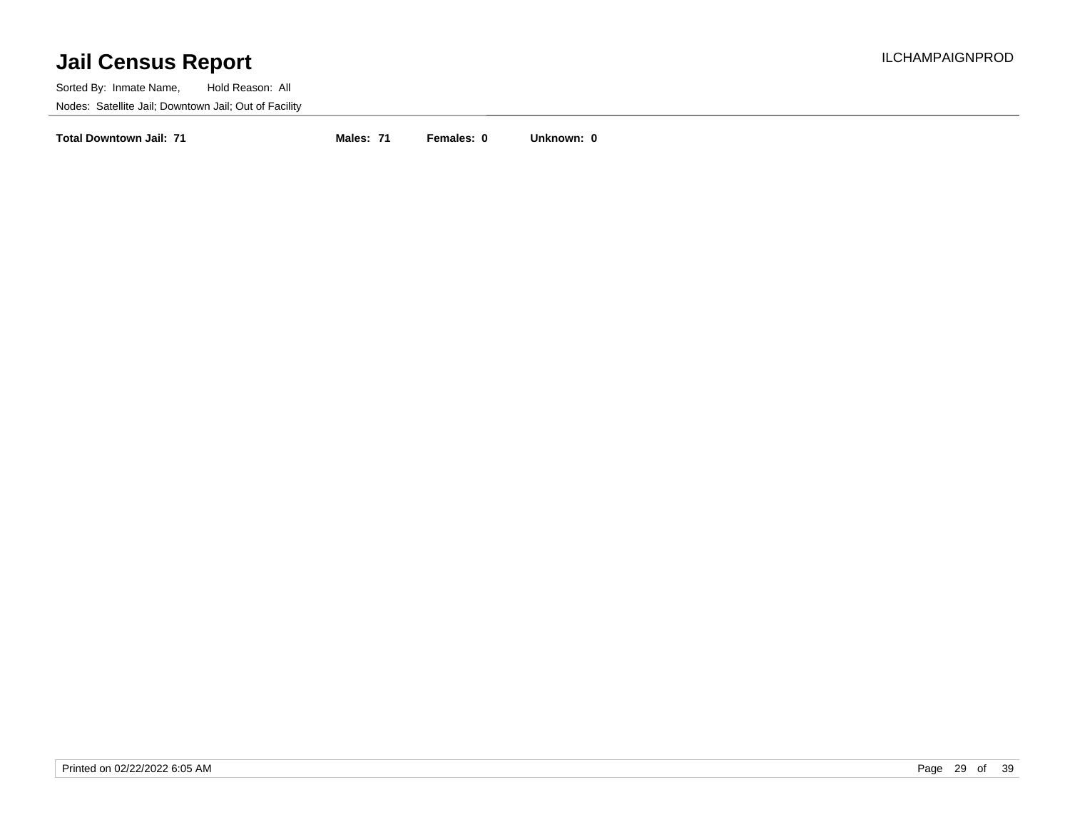# Jail Census Report

ILCHAMPAIGNPROD

Sorted By: Inmate Name, Hold Reason: All

Nodes: Satellite Jail; Downtown Jail; Out of Facility

**Total Downtown Jail: 71** **Males: 71** **Females: 0** **Unknown: 0**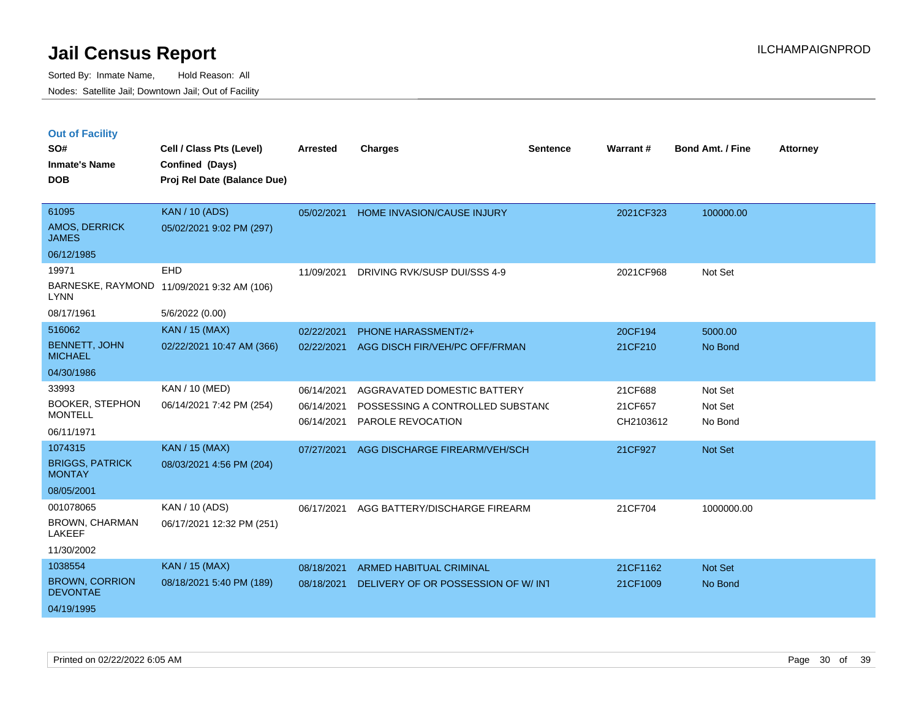# Jail Census Report

Sorted By: Inmate Name, Hold Reason: All

Nodes: Satellite Jail; Downtown Jail; Out of Facility

## Out of Facility

| SO# / Inmate's Name / DOB | Cell / Class Pts (Level) / Confined (Days) / Proj Rel Date (Balance Due) | Arrested | Charges | Sentence | Warrant # | Bond Amt. / Fine | Attorney |
|---|---|---|---|---|---|---|---|
| 61095<br>AMOS, DERRICK JAMES<br>06/12/1985 | KAN / 10 (ADS)<br>05/02/2021 9:02 PM (297) | 05/02/2021 | HOME INVASION/CAUSE INJURY | | 2021CF323 | 100000.00 | |
| 19971<br>BARNESKE, RAYMOND LYNN<br>08/17/1961 | EHD<br>11/09/2021 9:32 AM (106)<br>5/6/2022 (0.00) | 11/09/2021 | DRIVING RVK/SUSP DUI/SSS 4-9 | | 2021CF968 | Not Set | |
| 516062<br>BENNETT, JOHN MICHAEL<br>04/30/1986 | KAN / 15 (MAX)<br>02/22/2021 10:47 AM (366) | 02/22/2021<br>02/22/2021 | PHONE HARASSMENT/2+<br>AGG DISCH FIR/VEH/PC OFF/FRMAN | | 20CF194<br>21CF210 | 5000.00<br>No Bond | |
| 33993<br>BOOKER, STEPHON MONTELL<br>06/11/1971 | KAN / 10 (MED)<br>06/14/2021 7:42 PM (254) | 06/14/2021<br>06/14/2021<br>06/14/2021 | AGGRAVATED DOMESTIC BATTERY<br>POSSESSING A CONTROLLED SUBSTANC<br>PAROLE REVOCATION | | 21CF688<br>21CF657<br>CH2103612 | Not Set<br>Not Set<br>No Bond | |
| 1074315<br>BRIGGS, PATRICK MONTAY<br>08/05/2001 | KAN / 15 (MAX)<br>08/03/2021 4:56 PM (204) | 07/27/2021 | AGG DISCHARGE FIREARM/VEH/SCH | | 21CF927 | Not Set | |
| 001078065<br>BROWN, CHARMAN LAKEEF<br>11/30/2002 | KAN / 10 (ADS)<br>06/17/2021 12:32 PM (251) | 06/17/2021 | AGG BATTERY/DISCHARGE FIREARM | | 21CF704 | 1000000.00 | |
| 1038554<br>BROWN, CORRION DEVONTAE<br>04/19/1995 | KAN / 15 (MAX)<br>08/18/2021 5:40 PM (189) | 08/18/2021<br>08/18/2021 | ARMED HABITUAL CRIMINAL<br>DELIVERY OF OR POSSESSION OF W/ INT | | 21CF1162<br>21CF1009 | Not Set<br>No Bond | |

Printed on 02/22/2022 6:05 AM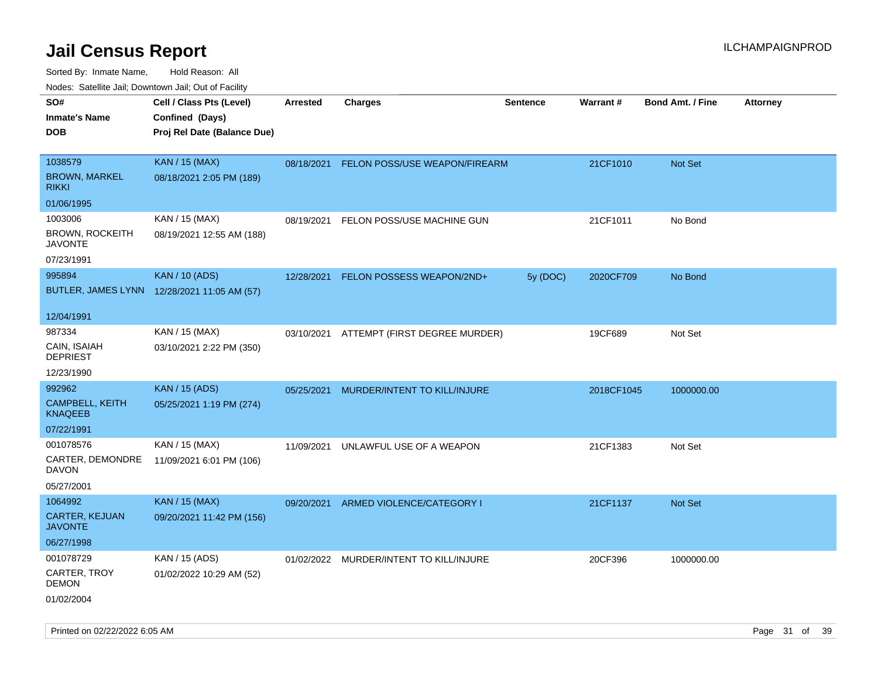# Jail Census Report

Sorted By: Inmate Name, Hold Reason: All

Nodes: Satellite Jail; Downtown Jail; Out of Facility

| SO# / Inmate's Name / DOB | Cell / Class Pts (Level) / Confined (Days) / Proj Rel Date (Balance Due) | Arrested | Charges | Sentence | Warrant # | Bond Amt. / Fine | Attorney |
|---|---|---|---|---|---|---|---|
| 1038579<br>BROWN, MARKEL RIKKI<br>01/06/1995 | KAN / 15 (MAX)<br>08/18/2021 2:05 PM (189) | 08/18/2021 | FELON POSS/USE WEAPON/FIREARM | | 21CF1010 | Not Set | |
| 1003006<br>BROWN, ROCKEITH JAVONTE<br>07/23/1991 | KAN / 15 (MAX)<br>08/19/2021 12:55 AM (188) | 08/19/2021 | FELON POSS/USE MACHINE GUN | | 21CF1011 | No Bond | |
| 995894<br>BUTLER, JAMES LYNN<br>12/04/1991 | KAN / 10 (ADS)<br>12/28/2021 11:05 AM (57) | 12/28/2021 | FELON POSSESS WEAPON/2ND+ | 5y (DOC) | 2020CF709 | No Bond | |
| 987334<br>CAIN, ISAIAH DEPRIEST<br>12/23/1990 | KAN / 15 (MAX)<br>03/10/2021 2:22 PM (350) | 03/10/2021 | ATTEMPT (FIRST DEGREE MURDER) | | 19CF689 | Not Set | |
| 992962<br>CAMPBELL, KEITH KNAQEEB<br>07/22/1991 | KAN / 15 (ADS)<br>05/25/2021 1:19 PM (274) | 05/25/2021 | MURDER/INTENT TO KILL/INJURE | | 2018CF1045 | 1000000.00 | |
| 001078576<br>CARTER, DEMONDRE DAVON<br>05/27/2001 | KAN / 15 (MAX)<br>11/09/2021 6:01 PM (106) | 11/09/2021 | UNLAWFUL USE OF A WEAPON | | 21CF1383 | Not Set | |
| 1064992<br>CARTER, KEJUAN JAVONTE<br>06/27/1998 | KAN / 15 (MAX)<br>09/20/2021 11:42 PM (156) | 09/20/2021 | ARMED VIOLENCE/CATEGORY I | | 21CF1137 | Not Set | |
| 001078729<br>CARTER, TROY DEMON<br>01/02/2004 | KAN / 15 (ADS)<br>01/02/2022 10:29 AM (52) | 01/02/2022 | MURDER/INTENT TO KILL/INJURE | | 20CF396 | 1000000.00 | |

Printed on 02/22/2022 6:05 AM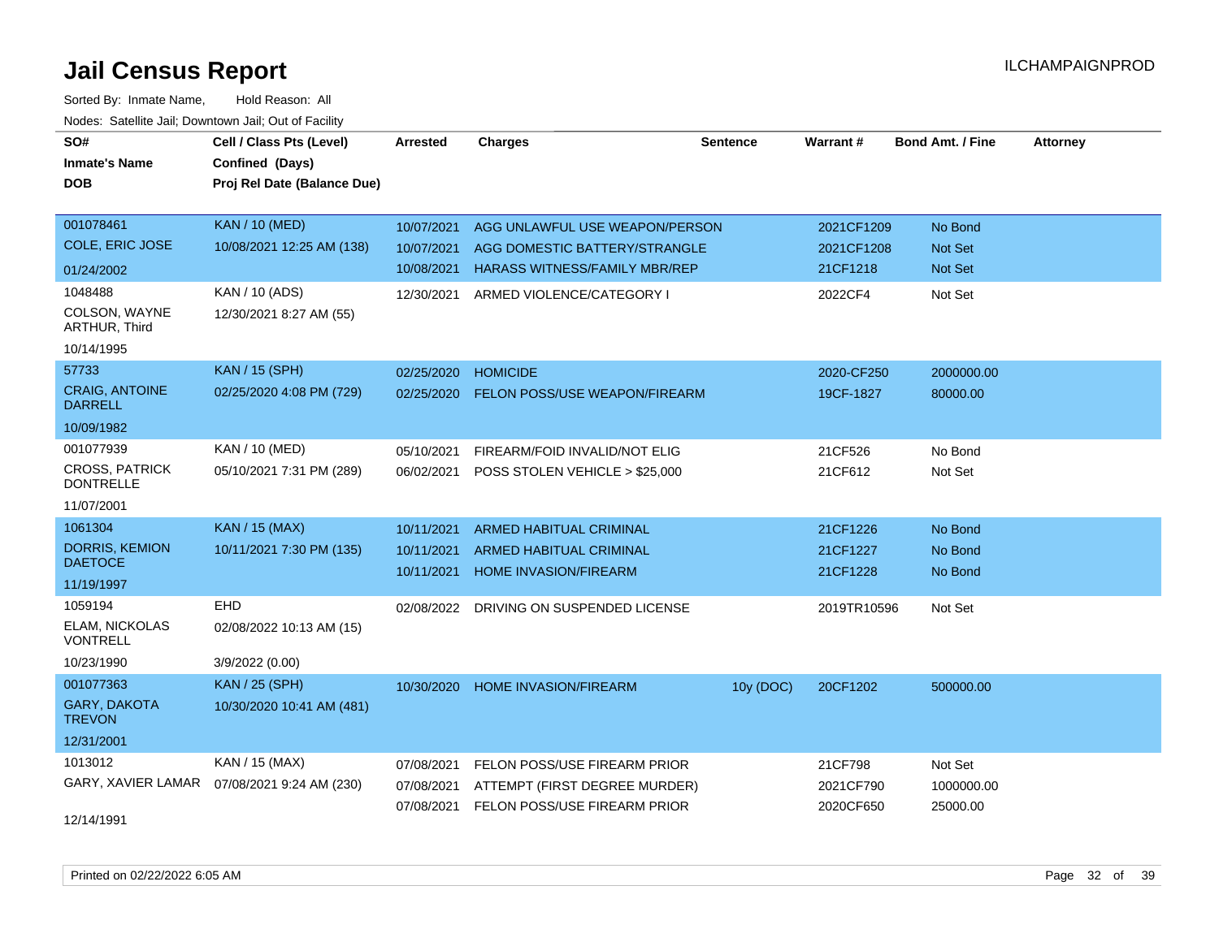# Jail Census Report

ILCHAMPAIGNPROD

Sorted By: Inmate Name, Hold Reason: All

Nodes: Satellite Jail; Downtown Jail; Out of Facility

| SO# / Inmate's Name / DOB | Cell / Class Pts (Level) / Confined (Days) / Proj Rel Date (Balance Due) | Arrested | Charges | Sentence | Warrant # | Bond Amt. / Fine | Attorney |
|---|---|---|---|---|---|---|---|
| 001078461<br>COLE, ERIC JOSE<br>01/24/2002 | KAN / 10 (MED)<br>10/08/2021 12:25 AM (138) | 10/07/2021<br>10/07/2021<br>10/08/2021 | AGG UNLAWFUL USE WEAPON/PERSON<br>AGG DOMESTIC BATTERY/STRANGLE<br>HARASS WITNESS/FAMILY MBR/REP | | 2021CF1209<br>2021CF1208<br>21CF1218 | No Bond<br>Not Set<br>Not Set | |
| 1048488<br>COLSON, WAYNE ARTHUR, Third<br>10/14/1995 | KAN / 10 (ADS)<br>12/30/2021 8:27 AM (55) | 12/30/2021 | ARMED VIOLENCE/CATEGORY I | | 2022CF4 | Not Set | |
| 57733<br>CRAIG, ANTOINE DARRELL<br>10/09/1982 | KAN / 15 (SPH)<br>02/25/2020 4:08 PM (729) | 02/25/2020<br>02/25/2020 | HOMICIDE<br>FELON POSS/USE WEAPON/FIREARM | | 2020-CF250<br>19CF-1827 | 2000000.00<br>80000.00 | |
| 001077939<br>CROSS, PATRICK DONTRELLE<br>11/07/2001 | KAN / 10 (MED)<br>05/10/2021 7:31 PM (289) | 05/10/2021<br>06/02/2021 | FIREARM/FOID INVALID/NOT ELIG<br>POSS STOLEN VEHICLE > $25,000 | | 21CF526<br>21CF612 | No Bond<br>Not Set | |
| 1061304<br>DORRIS, KEMION DAETOCE<br>11/19/1997 | KAN / 15 (MAX)<br>10/11/2021 7:30 PM (135) | 10/11/2021<br>10/11/2021<br>10/11/2021 | ARMED HABITUAL CRIMINAL<br>ARMED HABITUAL CRIMINAL<br>HOME INVASION/FIREARM | | 21CF1226<br>21CF1227<br>21CF1228 | No Bond<br>No Bond<br>No Bond | |
| 1059194<br>ELAM, NICKOLAS VONTRELL<br>10/23/1990 | EHD<br>02/08/2022 10:13 AM (15)<br>3/9/2022 (0.00) | 02/08/2022 | DRIVING ON SUSPENDED LICENSE | | 2019TR10596 | Not Set | |
| 001077363<br>GARY, DAKOTA TREVON<br>12/31/2001 | KAN / 25 (SPH)<br>10/30/2020 10:41 AM (481) | 10/30/2020 | HOME INVASION/FIREARM | 10y (DOC) | 20CF1202 | 500000.00 | |
| 1013012<br>GARY, XAVIER LAMAR<br>12/14/1991 | KAN / 15 (MAX)<br>07/08/2021 9:24 AM (230) | 07/08/2021<br>07/08/2021<br>07/08/2021 | FELON POSS/USE FIREARM PRIOR<br>ATTEMPT (FIRST DEGREE MURDER)<br>FELON POSS/USE FIREARM PRIOR | | 21CF798<br>2021CF790<br>2020CF650 | Not Set<br>1000000.00<br>25000.00 | |

Printed on 02/22/2022 6:05 AM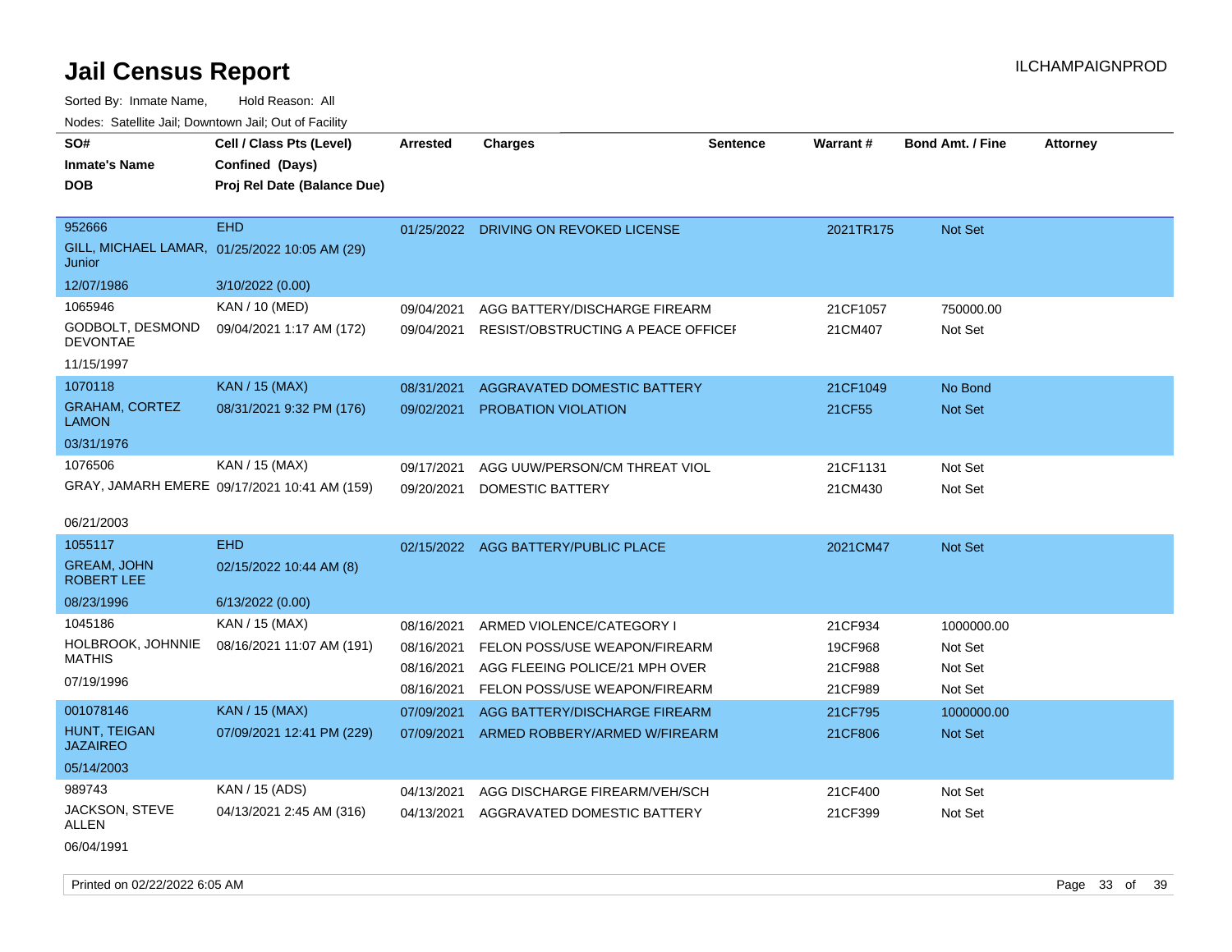# Jail Census Report

Sorted By: Inmate Name, Hold Reason: All

Nodes: Satellite Jail; Downtown Jail; Out of Facility

| SO# / Inmate's Name / DOB | Cell / Class Pts (Level) / Confined (Days) / Proj Rel Date (Balance Due) | Arrested | Charges | Sentence | Warrant # | Bond Amt. / Fine | Attorney |
|---|---|---|---|---|---|---|---|
| 952666<br>GILL, MICHAEL LAMAR, Junior<br>12/07/1986 | EHD<br>01/25/2022 10:05 AM (29)<br>3/10/2022 (0.00) | 01/25/2022 | DRIVING ON REVOKED LICENSE | | 2021TR175 | Not Set | |
| 1065946<br>GODBOLT, DESMOND DEVONTAE<br>11/15/1997 | KAN / 10 (MED)<br>09/04/2021 1:17 AM (172) | 09/04/2021 | AGG BATTERY/DISCHARGE FIREARM | | 21CF1057 | 750000.00 | |
| | | 09/04/2021 | RESIST/OBSTRUCTING A PEACE OFFICEI | | 21CM407 | Not Set | |
| 1070118<br>GRAHAM, CORTEZ LAMON<br>03/31/1976 | KAN / 15 (MAX)<br>08/31/2021 9:32 PM (176) | 08/31/2021 | AGGRAVATED DOMESTIC BATTERY | | 21CF1049 | No Bond | |
| | | 09/02/2021 | PROBATION VIOLATION | | 21CF55 | Not Set | |
| 1076506<br>GRAY, JAMARH EMERE<br>06/21/2003 | KAN / 15 (MAX)<br>09/17/2021 10:41 AM (159) | 09/17/2021 | AGG UUW/PERSON/CM THREAT VIOL | | 21CF1131 | Not Set | |
| | | 09/20/2021 | DOMESTIC BATTERY | | 21CM430 | Not Set | |
| 1055117<br>GREAM, JOHN ROBERT LEE<br>08/23/1996 | EHD<br>02/15/2022 10:44 AM (8)<br>6/13/2022 (0.00) | 02/15/2022 | AGG BATTERY/PUBLIC PLACE | | 2021CM47 | Not Set | |
| 1045186<br>HOLBROOK, JOHNNIE MATHIS<br>07/19/1996 | KAN / 15 (MAX)<br>08/16/2021 11:07 AM (191) | 08/16/2021 | ARMED VIOLENCE/CATEGORY I | | 21CF934 | 1000000.00 | |
| | | 08/16/2021 | FELON POSS/USE WEAPON/FIREARM | | 19CF968 | Not Set | |
| | | 08/16/2021 | AGG FLEEING POLICE/21 MPH OVER | | 21CF988 | Not Set | |
| | | 08/16/2021 | FELON POSS/USE WEAPON/FIREARM | | 21CF989 | Not Set | |
| 001078146<br>HUNT, TEIGAN JAZAIREO<br>05/14/2003 | KAN / 15 (MAX)<br>07/09/2021 12:41 PM (229) | 07/09/2021 | AGG BATTERY/DISCHARGE FIREARM | | 21CF795 | 1000000.00 | |
| | | 07/09/2021 | ARMED ROBBERY/ARMED W/FIREARM | | 21CF806 | Not Set | |
| 989743<br>JACKSON, STEVE ALLEN<br>06/04/1991 | KAN / 15 (ADS)<br>04/13/2021 2:45 AM (316) | 04/13/2021 | AGG DISCHARGE FIREARM/VEH/SCH | | 21CF400 | Not Set | |
| | | 04/13/2021 | AGGRAVATED DOMESTIC BATTERY | | 21CF399 | Not Set | |

Printed on 02/22/2022 6:05 AM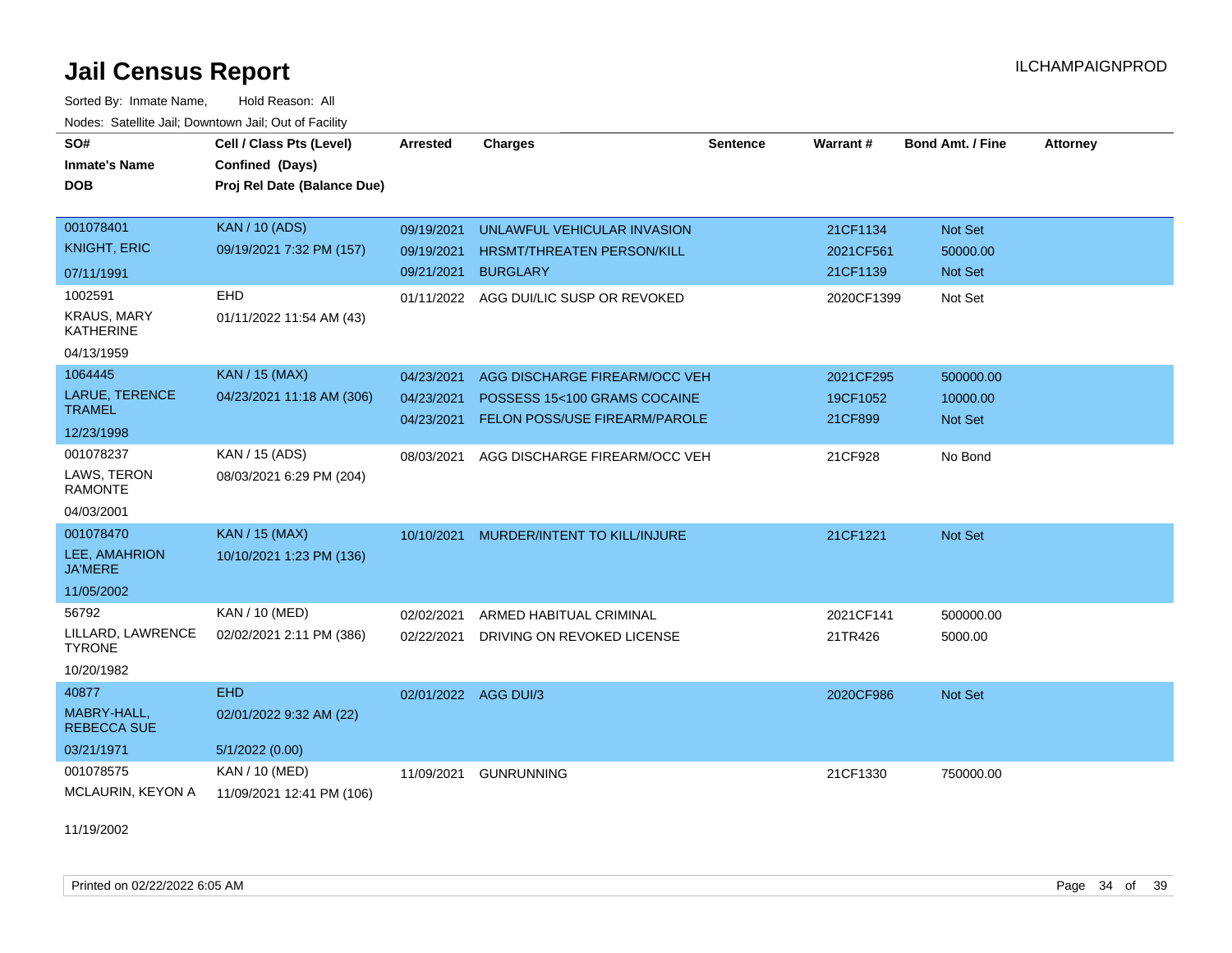# Jail Census Report

Sorted By: Inmate Name, Hold Reason: All

Nodes: Satellite Jail; Downtown Jail; Out of Facility

| SO# / Inmate's Name / DOB | Cell / Class Pts (Level) / Confined (Days) / Proj Rel Date (Balance Due) | Arrested | Charges | Sentence | Warrant # | Bond Amt. / Fine | Attorney |
|---|---|---|---|---|---|---|---|
| 001078401 KNIGHT, ERIC 07/11/1991 | KAN / 10 (ADS) 09/19/2021 7:32 PM (157) | 09/19/2021 | UNLAWFUL VEHICULAR INVASION | | 21CF1134 | Not Set | |
| | | 09/19/2021 | HRSMT/THREATEN PERSON/KILL | | 2021CF561 | 50000.00 | |
| | | 09/21/2021 | BURGLARY | | 21CF1139 | Not Set | |
| 1002591 KRAUS, MARY KATHERINE 04/13/1959 | EHD 01/11/2022 11:54 AM (43) | 01/11/2022 | AGG DUI/LIC SUSP OR REVOKED | | 2020CF1399 | Not Set | |
| 1064445 LARUE, TERENCE TRAMEL 12/23/1998 | KAN / 15 (MAX) 04/23/2021 11:18 AM (306) | 04/23/2021 | AGG DISCHARGE FIREARM/OCC VEH | | 2021CF295 | 500000.00 | |
| | | 04/23/2021 | POSSESS 15<100 GRAMS COCAINE | | 19CF1052 | 10000.00 | |
| | | 04/23/2021 | FELON POSS/USE FIREARM/PAROLE | | 21CF899 | Not Set | |
| 001078237 LAWS, TERON RAMONTE 04/03/2001 | KAN / 15 (ADS) 08/03/2021 6:29 PM (204) | 08/03/2021 | AGG DISCHARGE FIREARM/OCC VEH | | 21CF928 | No Bond | |
| 001078470 LEE, AMAHRION JA'MERE 11/05/2002 | KAN / 15 (MAX) 10/10/2021 1:23 PM (136) | 10/10/2021 | MURDER/INTENT TO KILL/INJURE | | 21CF1221 | Not Set | |
| 56792 LILLARD, LAWRENCE TYRONE 10/20/1982 | KAN / 10 (MED) 02/02/2021 2:11 PM (386) | 02/02/2021 | ARMED HABITUAL CRIMINAL | | 2021CF141 | 500000.00 | |
| | | 02/22/2021 | DRIVING ON REVOKED LICENSE | | 21TR426 | 5000.00 | |
| 40877 MABRY-HALL, REBECCA SUE 03/21/1971 | EHD 02/01/2022 9:32 AM (22) 5/1/2022 (0.00) | 02/01/2022 | AGG DUI/3 | | 2020CF986 | Not Set | |
| 001078575 MCLAURIN, KEYON A 11/19/2002 | KAN / 10 (MED) 11/09/2021 12:41 PM (106) | 11/09/2021 | GUNRUNNING | | 21CF1330 | 750000.00 | |

Printed on 02/22/2022 6:05 AM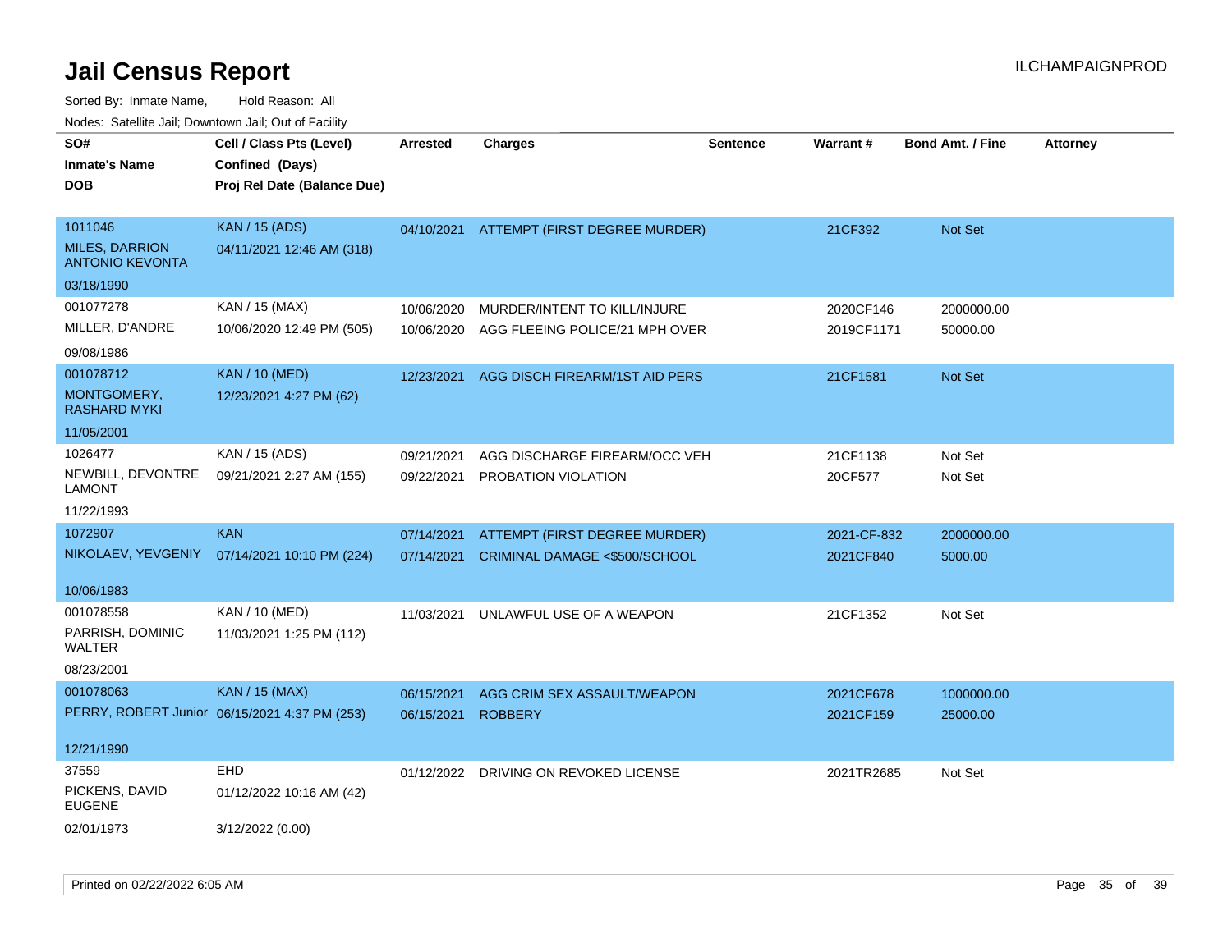# Jail Census Report

Sorted By: Inmate Name, Hold Reason: All

Nodes: Satellite Jail; Downtown Jail; Out of Facility

| SO#<br>Inmate's Name<br>DOB | Cell / Class Pts (Level)<br>Confined (Days)<br>Proj Rel Date (Balance Due) | Arrested | Charges | Sentence | Warrant # | Bond Amt. / Fine | Attorney |
|---|---|---|---|---|---|---|---|
| 1011046<br>MILES, DARRION ANTONIO KEVONTA<br>03/18/1990 | KAN / 15 (ADS)<br>04/11/2021 12:46 AM (318) | 04/10/2021 | ATTEMPT (FIRST DEGREE MURDER) | | 21CF392 | Not Set | |
| 001077278<br>MILLER, D'ANDRE<br>09/08/1986 | KAN / 15 (MAX)<br>10/06/2020 12:49 PM (505) | 10/06/2020<br>10/06/2020 | MURDER/INTENT TO KILL/INJURE<br>AGG FLEEING POLICE/21 MPH OVER | | 2020CF146<br>2019CF1171 | 2000000.00<br>50000.00 | |
| 001078712<br>MONTGOMERY, RASHARD MYKI<br>11/05/2001 | KAN / 10 (MED)<br>12/23/2021 4:27 PM (62) | 12/23/2021 | AGG DISCH FIREARM/1ST AID PERS | | 21CF1581 | Not Set | |
| 1026477<br>NEWBILL, DEVONTRE LAMONT<br>11/22/1993 | KAN / 15 (ADS)<br>09/21/2021 2:27 AM (155) | 09/21/2021<br>09/22/2021 | AGG DISCHARGE FIREARM/OCC VEH<br>PROBATION VIOLATION | | 21CF1138<br>20CF577 | Not Set<br>Not Set | |
| 1072907<br>NIKOLAEV, YEVGENIY<br>10/06/1983 | KAN<br>07/14/2021 10:10 PM (224) | 07/14/2021<br>07/14/2021 | ATTEMPT (FIRST DEGREE MURDER)<br>CRIMINAL DAMAGE <$500/SCHOOL | | 2021-CF-832<br>2021CF840 | 2000000.00<br>5000.00 | |
| 001078558<br>PARRISH, DOMINIC WALTER<br>08/23/2001 | KAN / 10 (MED)<br>11/03/2021 1:25 PM (112) | 11/03/2021 | UNLAWFUL USE OF A WEAPON | | 21CF1352 | Not Set | |
| 001078063<br>PERRY, ROBERT Junior<br>12/21/1990 | KAN / 15 (MAX)<br>06/15/2021 4:37 PM (253) | 06/15/2021<br>06/15/2021 | AGG CRIM SEX ASSAULT/WEAPON<br>ROBBERY | | 2021CF678<br>2021CF159 | 1000000.00<br>25000.00 | |
| 37559<br>PICKENS, DAVID EUGENE<br>02/01/1973 | EHD<br>01/12/2022 10:16 AM (42)<br>3/12/2022 (0.00) | 01/12/2022 | DRIVING ON REVOKED LICENSE | | 2021TR2685 | Not Set | |

Printed on 02/22/2022 6:05 AM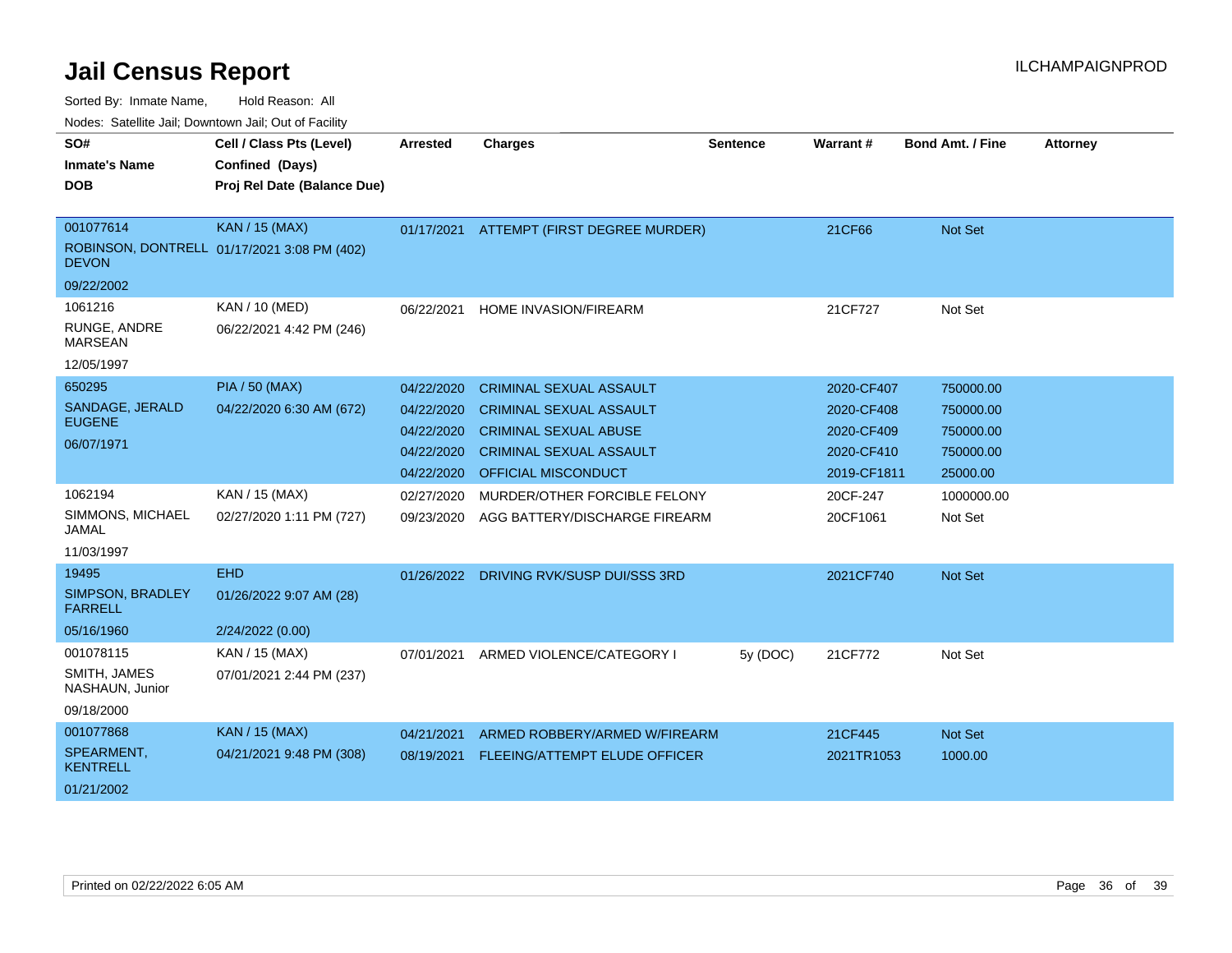# Jail Census Report

ILCHAMPAIGNPROD

Sorted By: Inmate Name, Hold Reason: All

Nodes: Satellite Jail; Downtown Jail; Out of Facility

| SO# / Inmate's Name / DOB | Cell / Class Pts (Level) / Confined (Days) / Proj Rel Date (Balance Due) | Arrested | Charges | Sentence | Warrant # | Bond Amt. / Fine | Attorney |
|---|---|---|---|---|---|---|---|
| 001077614<br>ROBINSON, DONTRELL DEVON<br>09/22/2002 | KAN / 15 (MAX)<br>01/17/2021 3:08 PM (402) | 01/17/2021 | ATTEMPT (FIRST DEGREE MURDER) | | 21CF66 | Not Set | |
| 1061216<br>RUNGE, ANDRE MARSEAN<br>12/05/1997 | KAN / 10 (MED)<br>06/22/2021 4:42 PM (246) | 06/22/2021 | HOME INVASION/FIREARM | | 21CF727 | Not Set | |
| 650295<br>SANDAGE, JERALD EUGENE<br>06/07/1971 | PIA / 50 (MAX)<br>04/22/2020 6:30 AM (672) | 04/22/2020 | CRIMINAL SEXUAL ASSAULT | | 2020-CF407 | 750000.00 | |
| | | 04/22/2020 | CRIMINAL SEXUAL ASSAULT | | 2020-CF408 | 750000.00 | |
| | | 04/22/2020 | CRIMINAL SEXUAL ABUSE | | 2020-CF409 | 750000.00 | |
| | | 04/22/2020 | CRIMINAL SEXUAL ASSAULT | | 2020-CF410 | 750000.00 | |
| | | 04/22/2020 | OFFICIAL MISCONDUCT | | 2019-CF1811 | 25000.00 | |
| 1062194<br>SIMMONS, MICHAEL JAMAL<br>11/03/1997 | KAN / 15 (MAX)<br>02/27/2020 1:11 PM (727) | 02/27/2020 | MURDER/OTHER FORCIBLE FELONY | | 20CF-247 | 1000000.00 | |
| | | 09/23/2020 | AGG BATTERY/DISCHARGE FIREARM | | 20CF1061 | Not Set | |
| 19495<br>SIMPSON, BRADLEY FARRELL<br>05/16/1960 | EHD<br>01/26/2022 9:07 AM (28)<br>2/24/2022 (0.00) | 01/26/2022 | DRIVING RVK/SUSP DUI/SSS 3RD | | 2021CF740 | Not Set | |
| 001078115<br>SMITH, JAMES NASHAUN, Junior<br>09/18/2000 | KAN / 15 (MAX)<br>07/01/2021 2:44 PM (237) | 07/01/2021 | ARMED VIOLENCE/CATEGORY I | 5y (DOC) | 21CF772 | Not Set | |
| 001077868<br>SPEARMENT, KENTRELL<br>01/21/2002 | KAN / 15 (MAX)<br>04/21/2021 9:48 PM (308) | 04/21/2021 | ARMED ROBBERY/ARMED W/FIREARM | | 21CF445 | Not Set | |
| | | 08/19/2021 | FLEEING/ATTEMPT ELUDE OFFICER | | 2021TR1053 | 1000.00 | |

Printed on 02/22/2022 6:05 AM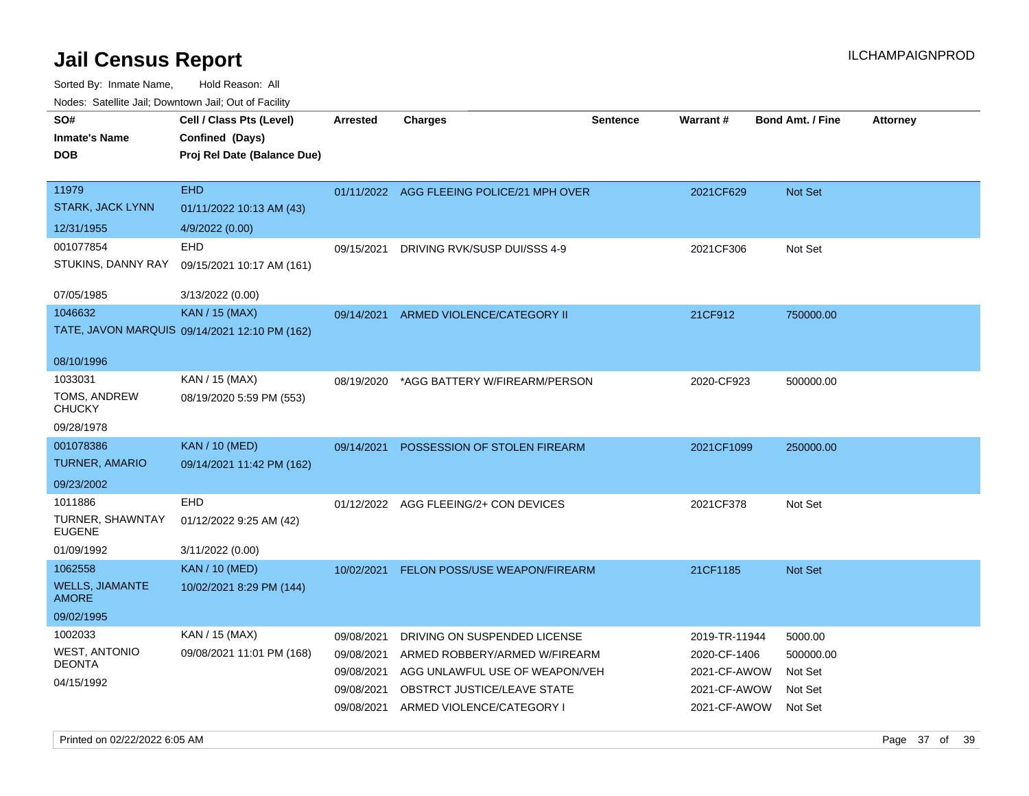# Jail Census Report

ILCHAMPAIGNPROD

Sorted By: Inmate Name, Hold Reason: All

Nodes: Satellite Jail; Downtown Jail; Out of Facility

| SO# / Inmate's Name / DOB | Cell / Class Pts (Level) / Confined (Days) / Proj Rel Date (Balance Due) | Arrested | Charges | Sentence | Warrant # | Bond Amt. / Fine | Attorney |
|---|---|---|---|---|---|---|---|
| 11979 STARK, JACK LYNN 12/31/1955 | EHD 01/11/2022 10:13 AM (43) 4/9/2022 (0.00) | 01/11/2022 | AGG FLEEING POLICE/21 MPH OVER | | 2021CF629 | Not Set | |
| 001077854 STUKINS, DANNY RAY 07/05/1985 | EHD 09/15/2021 10:17 AM (161) 3/13/2022 (0.00) | 09/15/2021 | DRIVING RVK/SUSP DUI/SSS 4-9 | | 2021CF306 | Not Set | |
| 1046632 TATE, JAVON MARQUIS 08/10/1996 | KAN / 15 (MAX) 09/14/2021 12:10 PM (162) | 09/14/2021 | ARMED VIOLENCE/CATEGORY II | | 21CF912 | 750000.00 | |
| 1033031 TOMS, ANDREW CHUCKY 09/28/1978 | KAN / 15 (MAX) 08/19/2020 5:59 PM (553) | 08/19/2020 | *AGG BATTERY W/FIREARM/PERSON | | 2020-CF923 | 500000.00 | |
| 001078386 TURNER, AMARIO 09/23/2002 | KAN / 10 (MED) 09/14/2021 11:42 PM (162) | 09/14/2021 | POSSESSION OF STOLEN FIREARM | | 2021CF1099 | 250000.00 | |
| 1011886 TURNER, SHAWNTAY EUGENE 01/09/1992 | EHD 01/12/2022 9:25 AM (42) 3/11/2022 (0.00) | 01/12/2022 | AGG FLEEING/2+ CON DEVICES | | 2021CF378 | Not Set | |
| 1062558 WELLS, JIAMANTE AMORE 09/02/1995 | KAN / 10 (MED) 10/02/2021 8:29 PM (144) | 10/02/2021 | FELON POSS/USE WEAPON/FIREARM | | 21CF1185 | Not Set | |
| 1002033 WEST, ANTONIO DEONTA 04/15/1992 | KAN / 15 (MAX) 09/08/2021 11:01 PM (168) | 09/08/2021 | DRIVING ON SUSPENDED LICENSE | | 2019-TR-11944 | 5000.00 | |
| | | 09/08/2021 | ARMED ROBBERY/ARMED W/FIREARM | | 2020-CF-1406 | 500000.00 | |
| | | 09/08/2021 | AGG UNLAWFUL USE OF WEAPON/VEH | | 2021-CF-AWOW | Not Set | |
| | | 09/08/2021 | OBSTRCT JUSTICE/LEAVE STATE | | 2021-CF-AWOW | Not Set | |
| | | 09/08/2021 | ARMED VIOLENCE/CATEGORY I | | 2021-CF-AWOW | Not Set | |

Printed on 02/22/2022 6:05 AM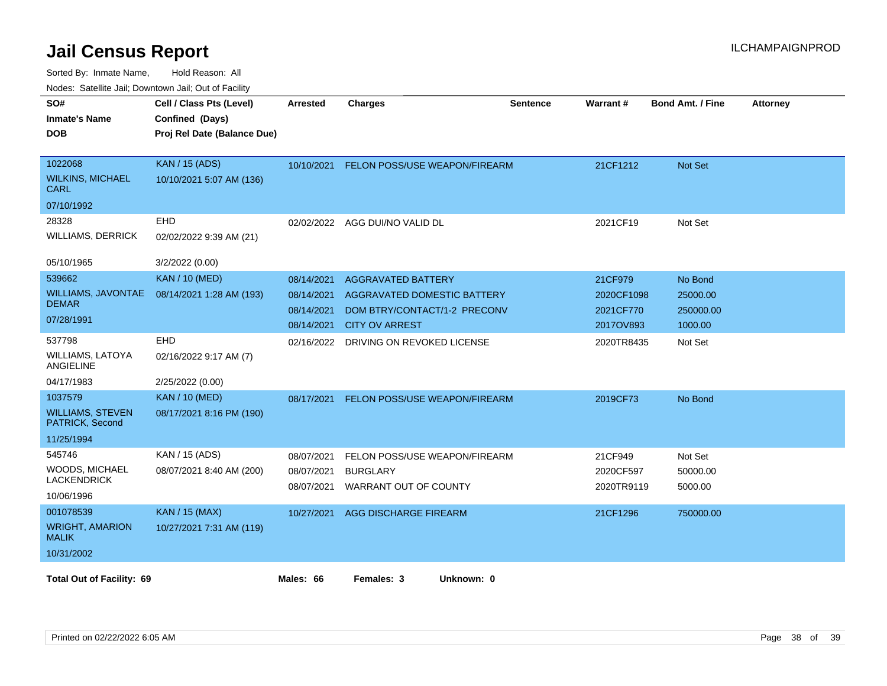# Jail Census Report

ILCHAMPAIGNPROD

Sorted By: Inmate Name, Hold Reason: All

Nodes: Satellite Jail; Downtown Jail; Out of Facility

| SO# / Inmate's Name / DOB | Cell / Class Pts (Level) / Confined (Days) / Proj Rel Date (Balance Due) | Arrested | Charges | Sentence | Warrant # | Bond Amt. / Fine | Attorney |
|---|---|---|---|---|---|---|---|
| 1022068<br>WILKINS, MICHAEL CARL<br>07/10/1992 | KAN / 15 (ADS)<br>10/10/2021 5:07 AM (136) | 10/10/2021 | FELON POSS/USE WEAPON/FIREARM | | 21CF1212 | Not Set | |
| 28328<br>WILLIAMS, DERRICK<br>05/10/1965 | EHD<br>02/02/2022 9:39 AM (21)<br>3/2/2022 (0.00) | 02/02/2022 | AGG DUI/NO VALID DL | | 2021CF19 | Not Set | |
| 539662<br>WILLIAMS, JAVONTAE DEMAR<br>07/28/1991 | KAN / 10 (MED)<br>08/14/2021 1:28 AM (193) | 08/14/2021 | AGGRAVATED BATTERY | | 21CF979 | No Bond | |
| | | 08/14/2021 | AGGRAVATED DOMESTIC BATTERY | | 2020CF1098 | 25000.00 | |
| | | 08/14/2021 | DOM BTRY/CONTACT/1-2 PRECONV | | 2021CF770 | 250000.00 | |
| | | 08/14/2021 | CITY OV ARREST | | 2017OV893 | 1000.00 | |
| 537798<br>WILLIAMS, LATOYA ANGIELINE<br>04/17/1983 | EHD<br>02/16/2022 9:17 AM (7)<br>2/25/2022 (0.00) | 02/16/2022 | DRIVING ON REVOKED LICENSE | | 2020TR8435 | Not Set | |
| 1037579<br>WILLIAMS, STEVEN PATRICK, Second<br>11/25/1994 | KAN / 10 (MED)<br>08/17/2021 8:16 PM (190) | 08/17/2021 | FELON POSS/USE WEAPON/FIREARM | | 2019CF73 | No Bond | |
| 545746<br>WOODS, MICHAEL LACKENDRICK<br>10/06/1996 | KAN / 15 (ADS)<br>08/07/2021 8:40 AM (200) | 08/07/2021 | FELON POSS/USE WEAPON/FIREARM | | 21CF949 | Not Set | |
| | | 08/07/2021 | BURGLARY | | 2020CF597 | 50000.00 | |
| | | 08/07/2021 | WARRANT OUT OF COUNTY | | 2020TR9119 | 5000.00 | |
| 001078539<br>WRIGHT, AMARION MALIK<br>10/31/2002 | KAN / 15 (MAX)<br>10/27/2021 7:31 AM (119) | 10/27/2021 | AGG DISCHARGE FIREARM | | 21CF1296 | 750000.00 | |

**Total Out of Facility: 69** **Males: 66** **Females: 3** **Unknown: 0**

Printed on 02/22/2022 6:05 AM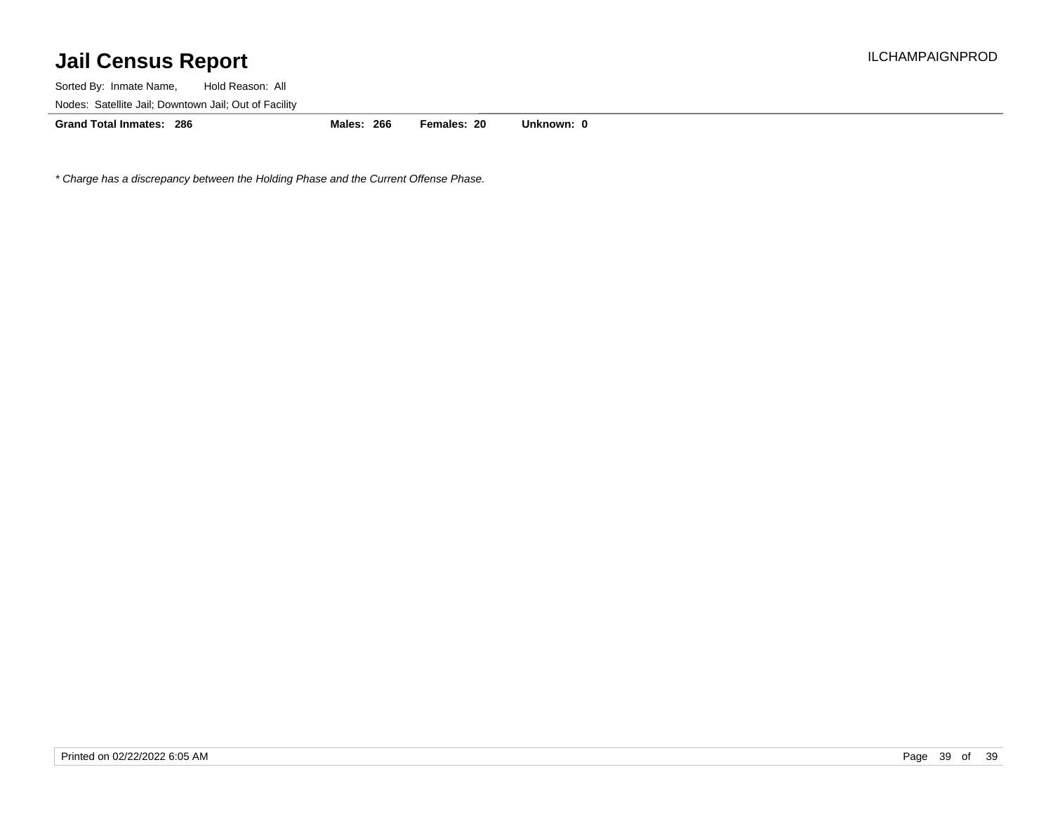# Jail Census Report

ILCHAMPAIGNPROD

Sorted By: Inmate Name, Hold Reason: All

Nodes: Satellite Jail; Downtown Jail; Out of Facility

**Grand Total Inmates: 286** **Males: 266** **Females: 20** **Unknown: 0**

*\* Charge has a discrepancy between the Holding Phase and the Current Offense Phase.*

Printed on 02/22/2022 6:05 AM